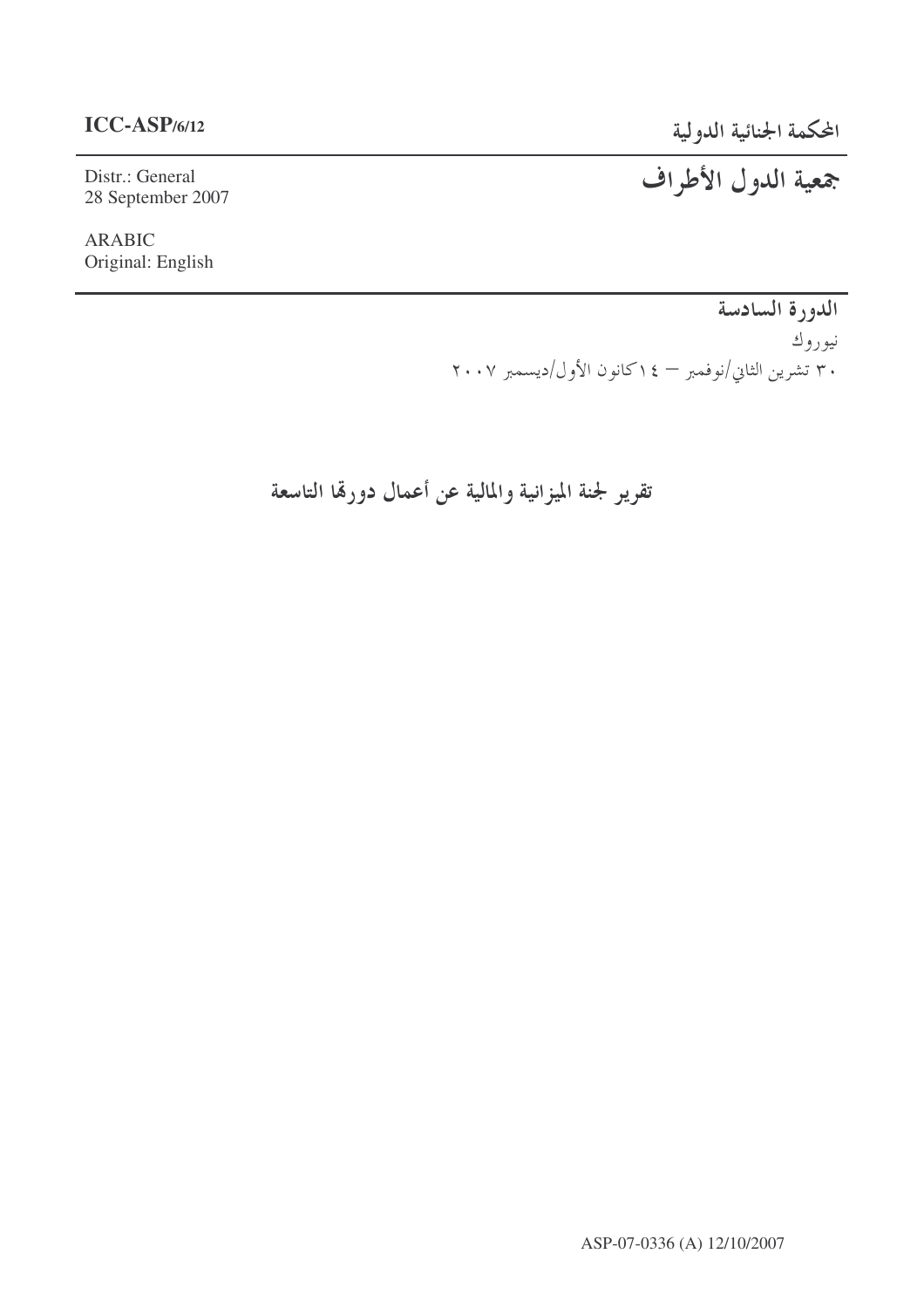**ICC-ASP/6/12**

Distr.: General
28 September 2007

ARABIC
Original: English

المحكمة الجنائية الدولية

# جمعية الدول الأطراف

## الدورة السادسة

نيوروك
٣٠ تشرين الثاني/نوفمبر – ١٤ كانون الأول/ديسمبر ٢٠٠٧

# تقرير لجنة الميزانية والمالية عن أعمال دورتها التاسعة

ASP-07-0336 (A) 12/10/2007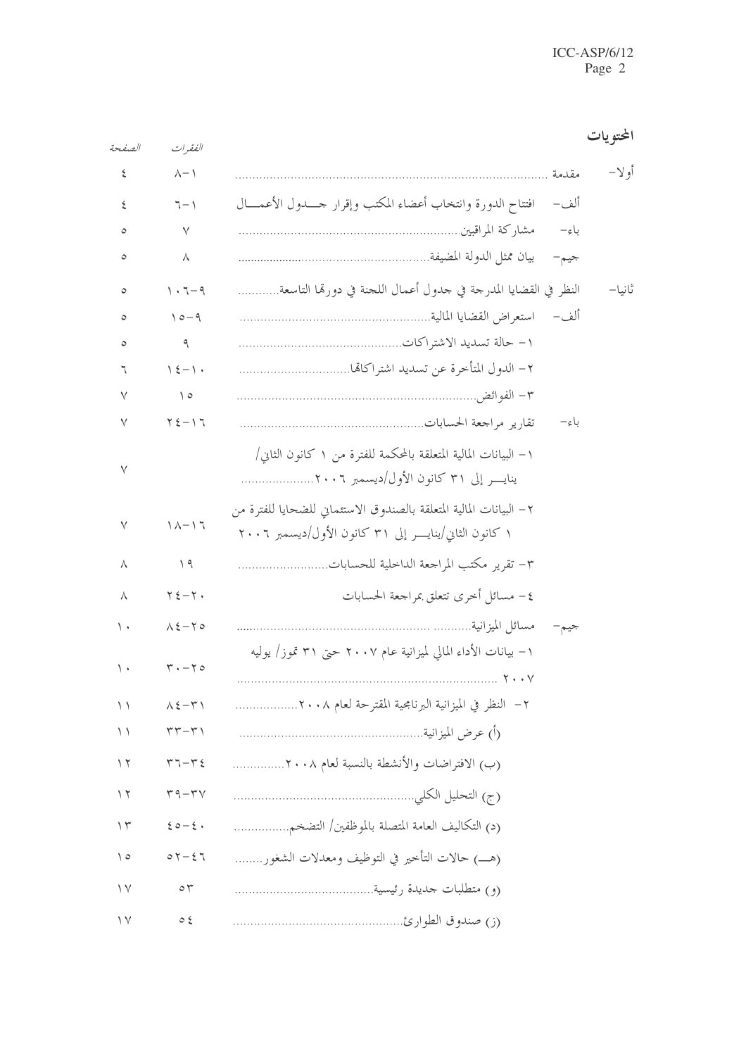# المحتويات

| | | الفقرات | الصفحة |
|---|---|---|---|
| أولا- | مقدمة | ١-٨ | ٤ |
| | ألف- افتتاح الدورة وانتخاب أعضاء المكتب وإقرار جدول الأعمال | ١-٦ | ٤ |
| | باء- مشاركة المراقبين | ٧ | ٥ |
| | جيم- بيان ممثل الدولة المضيفة | ٨ | ٥ |
| ثانيا- | النظر في القضايا المدرجة في جدول أعمال اللجنة في دورتها التاسعة | ٩-١٠٦ | ٥ |
| | ألف- استعراض القضايا المالية | ٩-١٥ | ٥ |
| | ١- حالة تسديد الاشتراكات | ٩ | ٥ |
| | ٢- الدول المتأخرة عن تسديد اشتراكاتها | ١٠-١٤ | ٦ |
| | ٣- الفوائض | ١٥ | ٧ |
| | باء- تقارير مراجعة الحسابات | ١٦-٢٤ | ٧ |
| | ١- البيانات المالية المتعلقة بالمحكمة للفترة من ١ كانون الثاني/يناير إلى ٣١ كانون الأول/ديسمبر ٢٠٠٦ | | ٧ |
| | ٢- البيانات المالية المتعلقة بالصندوق الاستئماني للضحايا للفترة من ١ كانون الثاني/يناير إلى ٣١ كانون الأول/ديسمبر ٢٠٠٦ | ١٦-١٨ | ٧ |
| | ٣- تقرير مكتب المراجعة الداخلية للحسابات | ١٩ | ٨ |
| | ٤- مسائل أخرى تتعلق بمراجعة الحسابات | ٢٠-٢٤ | ٨ |
| | جيم- مسائل الميزانية | ٢٥-٨٤ | ١٠ |
| | ١- بيانات الأداء المالي لميزانية عام ٢٠٠٧ حتى ٣١ تموز/يوليه ٢٠٠٧ | ٢٥-٣٠ | ١٠ |
| | ٢- النظر في الميزانية البرنامجية المقترحة لعام ٢٠٠٨ | ٣١-٨٤ | ١١ |
| | (أ) عرض الميزانية | ٣١-٣٣ | ١١ |
| | (ب) الافتراضات والأنشطة بالنسبة لعام ٢٠٠٨ | ٣٤-٣٦ | ١٢ |
| | (ج) التحليل الكلي | ٣٧-٣٩ | ١٢ |
| | (د) التكاليف العامة المتصلة بالموظفين/ التضخم | ٤٠-٤٥ | ١٣ |
| | (هـ) حالات التأخير في التوظيف ومعدلات الشغور | ٤٦-٥٢ | ١٥ |
| | (و) متطلبات جديدة رئيسية | ٥٣ | ١٧ |
| | (ز) صندوق الطوارئ | ٥٤ | ١٧ |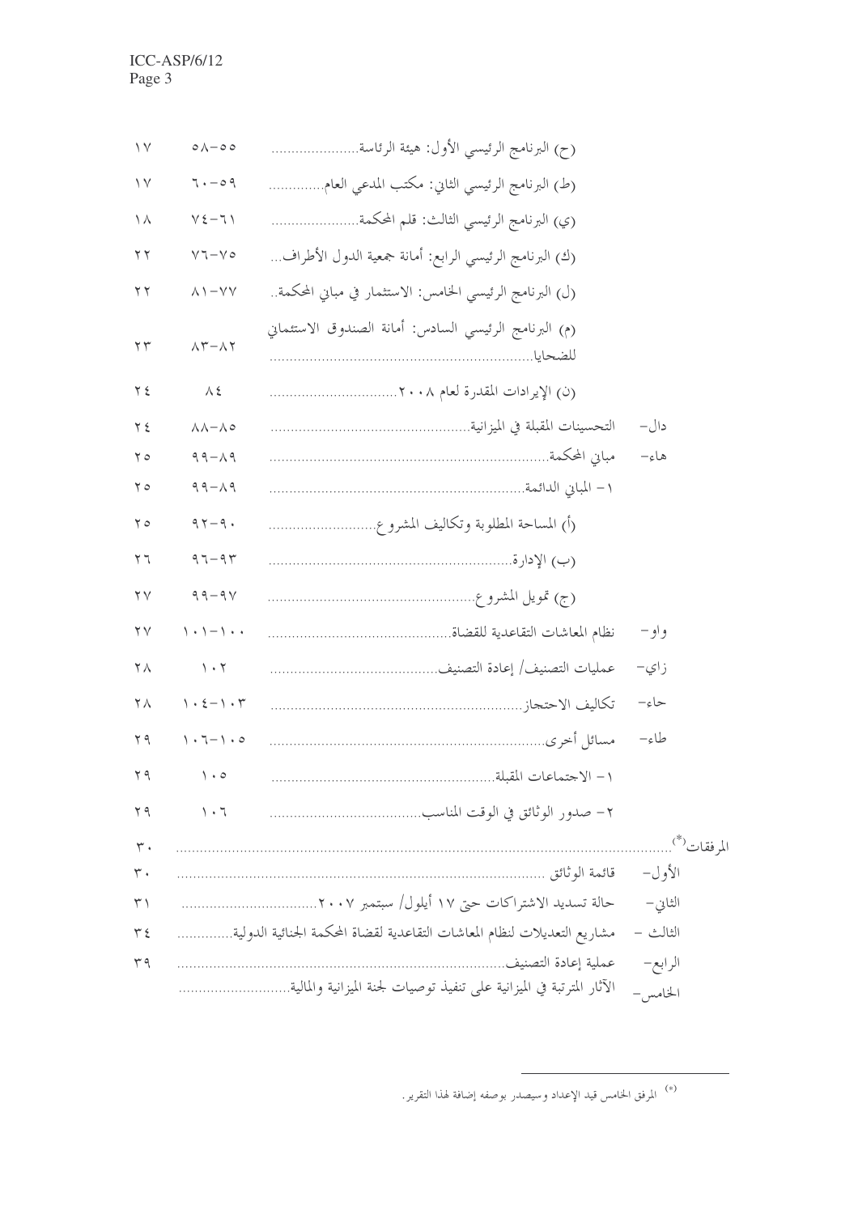| | | |
|---|---|---|
| (ح) البرنامج الرئيسي الأول: هيئة الرئاسة...................... | ٥٥–٥٨ | ١٧ |
| (ط) البرنامج الرئيسي الثاني: مكتب المدعي العام............. | ٥٩–٦٠ | ١٧ |
| (ي) البرنامج الرئيسي الثالث: قلم المحكمة...................... | ٦١–٧٤ | ١٨ |
| (ك) البرنامج الرئيسي الرابع: أمانة جمعية الدول الأطراف... | ٧٥–٧٦ | ٢٢ |
| (ل) البرنامج الرئيسي الخامس: الاستثمار في مباني المحكمة.. | ٧٧–٨١ | ٢٢ |
| (م) البرنامج الرئيسي السادس: أمانة الصندوق الاستئماني للضحايا................................................................ | ٨٢–٨٣ | ٢٣ |
| (ن) الإيرادات المقدرة لعام ٢٠٠٨................................ | ٨٤ | ٢٤ |
| دال– التحسينات المقبلة في الميزانية................................................ | ٨٥–٨٨ | ٢٤ |
| هاء– مباني المحكمة.................................................................... | ٨٩–٩٩ | ٢٥ |
| ١– المباني الدائمة............................................................... | ٨٩–٩٩ | ٢٥ |
| (أ) المساحة المطلوبة وتكاليف المشروع........................... | ٩٠–٩٢ | ٢٥ |
| (ب) الإدارة........................................................... | ٩٣–٩٦ | ٢٦ |
| (ج) تمويل المشروع................................................... | ٩٧–٩٩ | ٢٧ |
| واو– نظام المعاشات التقاعدية للقضاة............................................. | ١٠٠–١٠١ | ٢٧ |
| زاي– عمليات التصنيف/ إعادة التصنيف......................................... | ١٠٢ | ٢٨ |
| حاء– تكاليف الاحتجاز.............................................................. | ١٠٣–١٠٤ | ٢٨ |
| طاء– مسائل أخرى................................................................... | ١٠٥–١٠٦ | ٢٩ |
| ١– الاجتماعات المقبلة....................................................... | ١٠٥ | ٢٩ |
| ٢– صدور الوثائق في الوقت المناسب.................................... | ١٠٦ | ٢٩ |

| | |
|---|---|
| المرفقات(*)......................................................................................................................... | ٣٠ |
| الأول– قائمة الوثائق ........................................................................................... | ٣٠ |
| الثاني– حالة تسديد الاشتراكات حتى ١٧ أيلول/ سبتمبر ٢٠٠٧................................. | ٣١ |
| الثالث – مشاريع التعديلات لنظام المعاشات التقاعدية لقضاة المحكمة الجنائية الدولية.............. | ٣٤ |
| الرابع– عملية إعادة التصنيف.................................................................................. | ٣٩ |
| الخامس– الآثار المترتبة في الميزانية على تنفيذ توصيات لجنة الميزانية والمالية........................... | |

(*) المرفق الخامس قيد الإعداد وسيصدر بوصفه إضافة لهذا التقرير.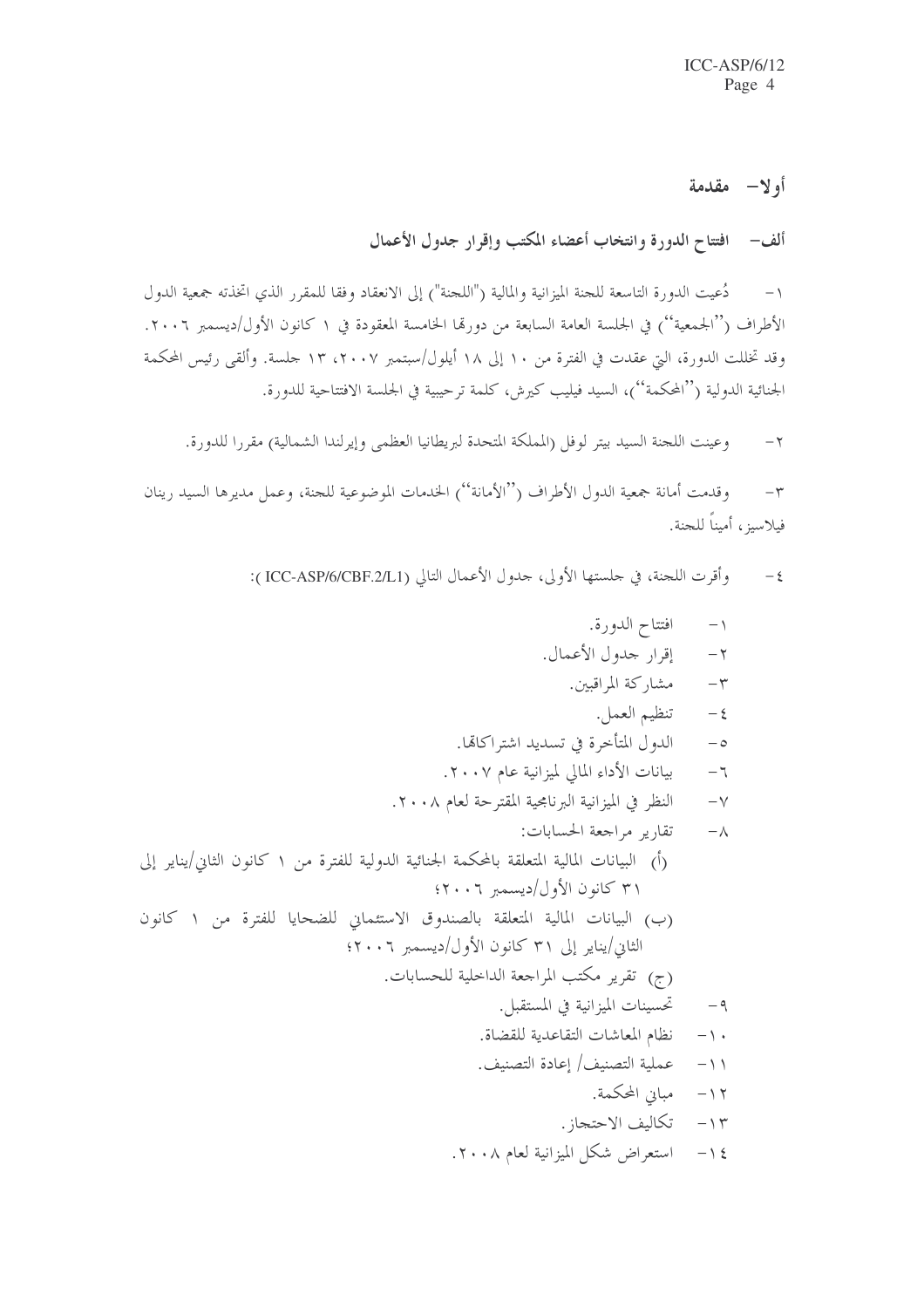# أولا– مقدمة

## ألف– افتتاح الدورة وانتخاب أعضاء المكتب وإقرار جدول الأعمال

١– دُعيت الدورة التاسعة للجنة الميزانية والمالية ("اللجنة") إلى الانعقاد وفقا للمقرر الذي اتخذته جمعية الدول الأطراف (''الجمعية'') في الجلسة العامة السابعة من دورتها الخامسة المعقودة في ١ كانون الأول/ديسمبر ٢٠٠٦. وقد تخللت الدورة، التي عقدت في الفترة من ١٠ إلى ١٨ أيلول/سبتمبر ٢٠٠٧، ١٣ جلسة. وألقى رئيس المحكمة الجنائية الدولية (''المحكمة'')، السيد فيليب كيرش، كلمة ترحيبية في الجلسة الافتتاحية للدورة.

٢– وعينت اللجنة السيد بيتر لوفل (المملكة المتحدة لبريطانيا العظمى وإيرلندا الشمالية) مقررا للدورة.

٣– وقدمت أمانة جمعية الدول الأطراف (''الأمانة'') الخدمات الموضوعية للجنة، وعمل مديرها السيد رينان فيلاسيز، أميناً للجنة.

٤– وأقرت اللجنة، في جلستها الأولى، جدول الأعمال التالي (ICC-ASP/6/CBF.2/L1):

١– افتتاح الدورة.
٢– إقرار جدول الأعمال.
٣– مشاركة المراقبين.
٤– تنظيم العمل.
٥– الدول المتأخرة في تسديد اشتراكاتها.
٦– بيانات الأداء المالي لميزانية عام ٢٠٠٧.
٧– النظر في الميزانية البرنامجية المقترحة لعام ٢٠٠٨.
٨– تقارير مراجعة الحسابات:
(أ) البيانات المالية المتعلقة بالمحكمة الجنائية الدولية للفترة من ١ كانون الثاني/يناير إلى ٣١ كانون الأول/ديسمبر ٢٠٠٦؛
(ب) البيانات المالية المتعلقة بالصندوق الاستئماني للضحايا للفترة من ١ كانون الثاني/يناير إلى ٣١ كانون الأول/ديسمبر ٢٠٠٦؛
(ج) تقرير مكتب المراجعة الداخلية للحسابات.
٩– تحسينات الميزانية في المستقبل.
١٠– نظام المعاشات التقاعدية للقضاة.
١١– عملية التصنيف/ إعادة التصنيف.
١٢– مباني المحكمة.
١٣– تكاليف الاحتجاز.
١٤– استعراض شكل الميزانية لعام ٢٠٠٨.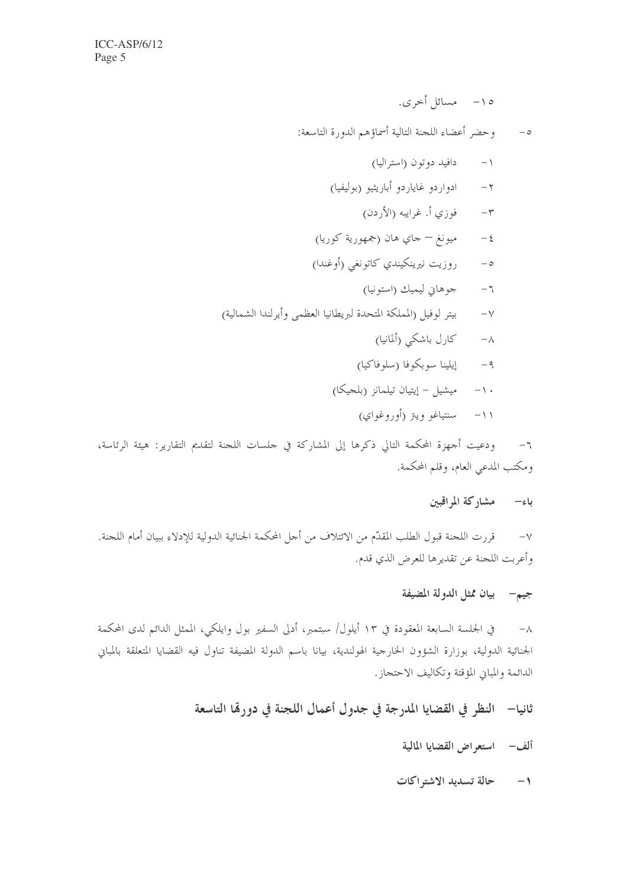١٥- مسائل أخرى.

٥- وحضر أعضاء اللجنة التالية أسماؤهم الدورة التاسعة:

١- دافيد دوتون (استراليا)

٢- ادواردو غاياردو أباريثيو (بوليفيا)

٣- فوزي أ. غرايبه (الأردن)

٤- ميونغ – جاي هان (جمهورية كوريا)

٥- روزيت نيرينكيندي كاتونغي (أوغندا)

٦- جوهاني ليميك (استونيا)

٧- بيتر لوفيل (المملكة المتحدة لبريطانيا العظمى وأيرلندا الشمالية)

٨- كارل باشكي (ألمانيا)

٩- إيلينا سوبكوفا (سلوفاكيا)

١٠- ميشيل – إيتيان تيلمانز (بلجيكا)

١١- سنتياغو ويتز (أوروغواي)

٦- ودعيت أجهزة المحكمة التالي ذكرها إلى المشاركة في جلسات اللجنة لتقديم التقارير: هيئة الرئاسة، ومكتب المدعي العام، وقلم المحكمة.

### باء- مشاركة المراقبين

٧- قررت اللجنة قبول الطلب المقدّم من الائتلاف من أجل المحكمة الجنائية الدولية للإدلاء ببيان أمام اللجنة. وأعربت اللجنة عن تقديرها للعرض الذي قدم.

### جيم- بيان ممثل الدولة المضيفة

٨- في الجلسة السابعة المعقودة في ١٣ أيلول/ سبتمبر، أدلى السفير بول وايلكي، الممثل الدائم لدى المحكمة الجنائية الدولية، بوزارة الشؤون الخارجية الهولندية، بيانا باسم الدولة المضيفة تناول فيه القضايا المتعلقة بالمباني الدائمة والمباني المؤقتة وتكاليف الاحتجاز.

## ثانيا- النظر في القضايا المدرجة في جدول أعمال اللجنة في دورها التاسعة

### ألف- استعراض القضايا المالية

#### ١- حالة تسديد الاشتراكات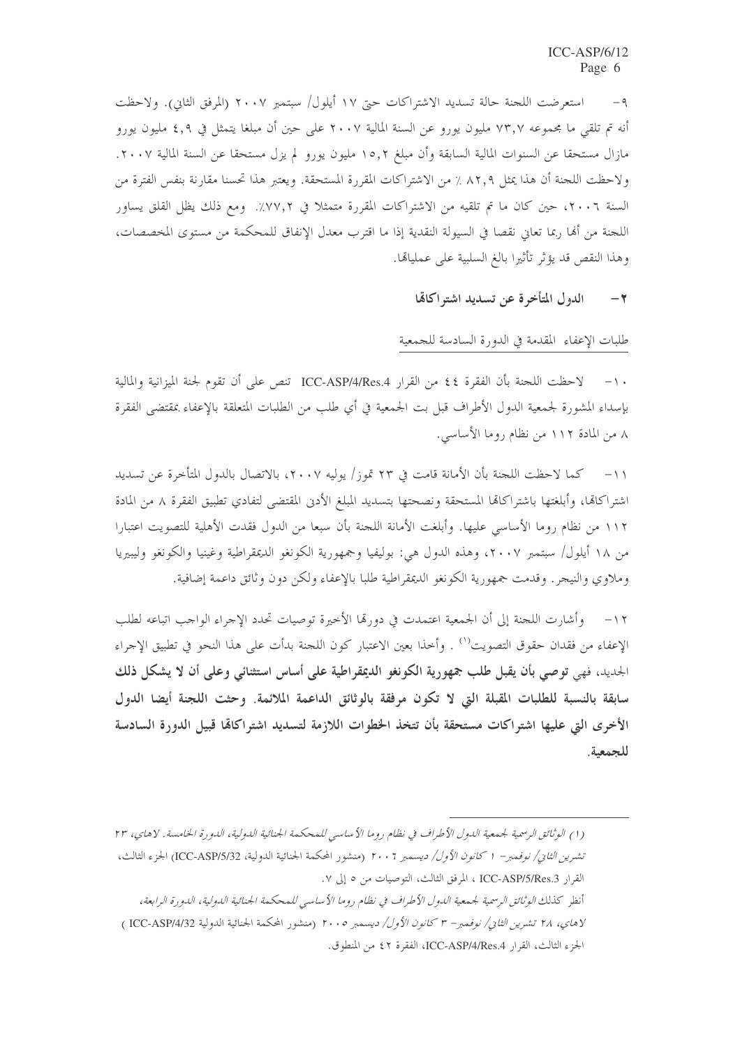٩- استعرضت اللجنة حالة تسديد الاشتراكات حتى ١٧ أيلول/ سبتمبر ٢٠٠٧ (المرفق الثاني). ولاحظت أنه تم تلقي ما مجموعه ٧٣,٧ مليون يورو عن السنة المالية ٢٠٠٧ على حين أن مبلغا يتمثل في ٤,٩ مليون يورو مازال مستحقا عن السنوات المالية السابقة وأن مبلغ ١٥,٢ مليون يورو لم يزل مستحقا عن السنة المالية ٢٠٠٧. ولاحظت اللجنة أن هذا يمثل ٨٢,٩ ٪ من الاشتراكات المقررة المستحقة. ويعتبر هذا تحسنا مقارنة بنفس الفترة من السنة ٢٠٠٦، حين كان ما تم تلقيه من الاشتراكات المقررة متمثلا في ٧٧,٢٪. ومع ذلك يظل القلق يساور اللجنة من أنها ربما تعاني نقصا في السيولة النقدية إذا ما اقترب معدل الإنفاق للمحكمة من مستوى المخصصات، وهذا النقص قد يؤثر تأثيرا بالغ السلبية على عملياتها.

## ٢- الدول المتأخرة عن تسديد اشتراكاتها

طلبات الإعفاء المقدمة في الدورة السادسة للجمعية

١٠- لاحظت اللجنة بأن الفقرة ٤٤ من القرار ICC-ASP/4/Res.4 تنص على أن تقوم لجنة الميزانية والمالية بإسداء المشورة لجمعية الدول الأطراف قبل بت الجمعية في أي طلب من الطلبات المتعلقة بالإعفاء بمقتضى الفقرة ٨ من المادة ١١٢ من نظام روما الأساسي.

١١- كما لاحظت اللجنة بأن الأمانة قامت في ٢٣ تموز/ يوليه ٢٠٠٧، بالاتصال بالدول المتأخرة عن تسديد اشتراكاتها، وأبلغتها باشتراكاتها المستحقة ونصحتها بتسديد المبلغ الأدنى المقتضى لتفادي تطبيق الفقرة ٨ من المادة ١١٢ من نظام روما الأساسي عليها. وأبلغت الأمانة اللجنة بأن سبعا من الدول فقدت الأهلية للتصويت اعتبارا من ١٨ أيلول/ سبتمبر ٢٠٠٧، وهذه الدول هي: بوليفيا وجمهورية الكونغو الديمقراطية وغينيا والكونغو وليبيريا وملاوي والنيجر. وقدمت جمهورية الكونغو الديمقراطية طلبا بالإعفاء ولكن دون وثائق داعمة إضافية.

١٢- وأشارت اللجنة إلى أن الجمعية اعتمدت في دورتها الأخيرة توصيات تحدد الإجراء الواجب اتباعه لطلب الإعفاء من فقدان حقوق التصويت[1]. وأخذا بعين الاعتبار كون اللجنة بدأت على هذا النحو في تطبيق الإجراء الجديد، فهي **توصي بأن يقبل طلب جمهورية الكونغو الديمقراطية على أساس استثنائي وعلى أن لا يشكل ذلك سابقة بالنسبة للطلبات المقبلة التي لا تكون مرفقة بالوثائق الداعمة الملائمة. وحثت اللجنة أيضا الدول الأخرى التي عليها اشتراكات مستحقة بأن تتخذ الخطوات اللازمة لتسديد اشتراكاتها قبيل الدورة السادسة للجمعية.**

---

(١) *الوثائق الرسمية لجمعية الدول الأطراف في نظام روما الأساسي للمحكمة الجنائية الدولية، الدورة الخامسة. لاهاي، ٢٣ تشرين الثاني/ نوفمبر- ١ كانون الأول/ ديسمبر ٢٠٠٦* (منشور المحكمة الجنائية الدولية، ICC-ASP/5/32) الجزء الثالث، القرار ICC-ASP/5/Res.3 ، المرفق الثالث، التوصيات من ٥ إلى ٧.

أنظر كذلك *الوثائق الرسمية لجمعية الدول الأطراف في نظام روما الأساسي للمحكمة الجنائية الدولية، الدورة الرابعة، لاهاي، ٢٨ تشرين الثاني/ نوفمبر- ٣ كانون الأول/ ديسمبر ٢٠٠٥* (منشور المحكمة الجنائية الدولية ICC-ASP/4/32 ) الجزء الثالث، القرار ICC-ASP/4/Res.4، الفقرة ٤٢ من المنطوق.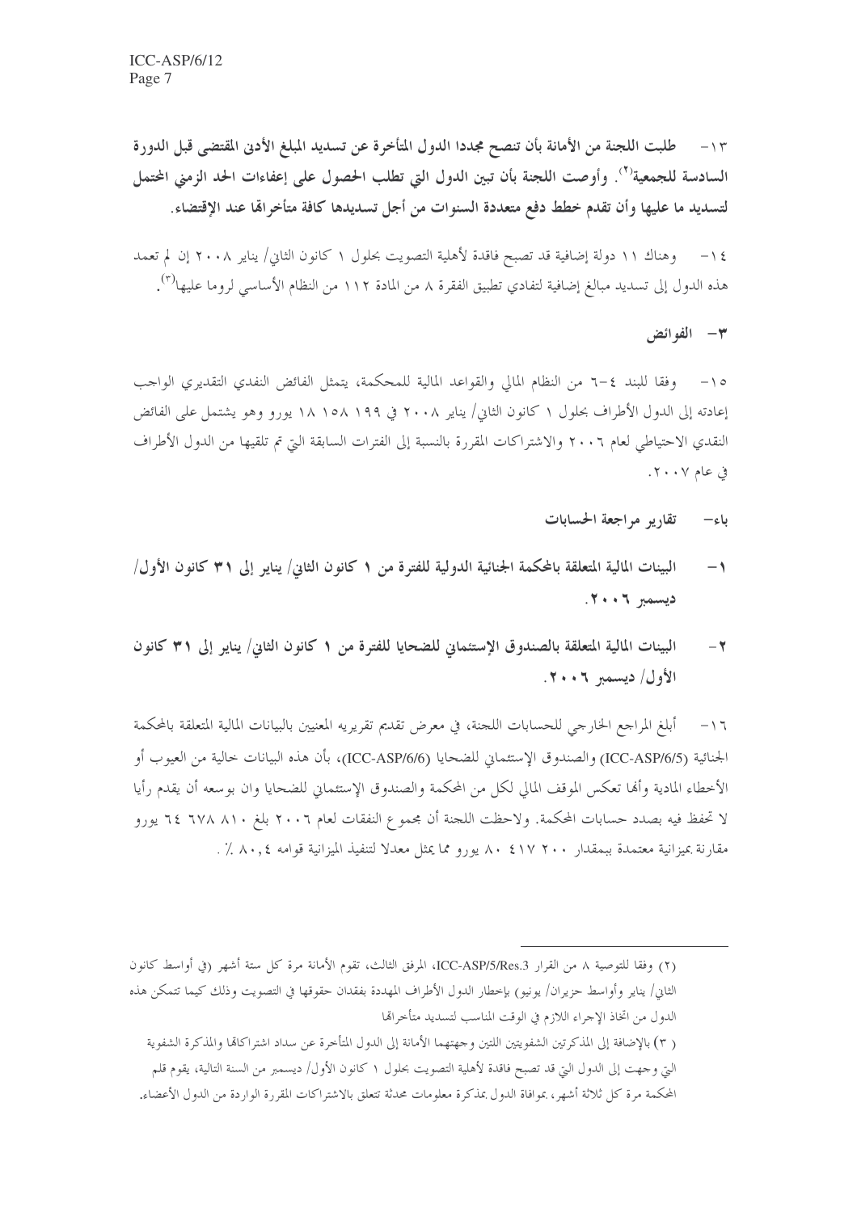**١٣- طلبت اللجنة من الأمانة بأن تنصح مجددا الدول المتأخرة عن تسديد المبلغ الأدنى المقتضى قبل الدورة السادسة للجمعية[٢]. وأوصت اللجنة بأن تبين الدول التي تطلب الحصول على إعفاءات الحد الزمني المحتمل لتسديد ما عليها وأن تقدم خطط دفع متعددة السنوات من أجل تسديدها كافة متأخراتها عند الإقتضاء.**

١٤- وهناك ١١ دولة إضافية قد تصبح فاقدة لأهلية التصويت بحلول ١ كانون الثاني/ يناير ٢٠٠٨ إن لم تعمد هذه الدول إلى تسديد مبالغ إضافية لتفادي تطبيق الفقرة ٨ من المادة ١١٢ من النظام الأساسي لروما عليها[٣].

### ٣- الفوائض

١٥- وفقا للبند ٤-٦ من النظام المالي والقواعد المالية للمحكمة، يتمثل الفائض النقدي التقديري الواجب إعادته إلى الدول الأطراف بحلول ١ كانون الثاني/ يناير ٢٠٠٨ في ١٩٩ ١٥٨ ١٨ يورو وهو يشتمل على الفائض النقدي الاحتياطي لعام ٢٠٠٦ والاشتراكات المقررة بالنسبة إلى الفترات السابقة التي تم تلقيها من الدول الأطراف في عام ٢٠٠٧.

## باء- تقارير مراجعة الحسابات

### ١- البيانات المالية المتعلقة بالمحكمة الجنائية الدولية للفترة من ١ كانون الثاني/ يناير إلى ٣١ كانون الأول/ ديسمبر ٢٠٠٦.

### ٢- البيانات المالية المتعلقة بالصندوق الإستئماني للضحايا للفترة من ١ كانون الثاني/ يناير إلى ٣١ كانون الأول/ ديسمبر ٢٠٠٦.

١٦- أبلغ المراجع الخارجي للحسابات اللجنة، في معرض تقديم تقريريه المعنيين بالبيانات المالية المتعلقة بالمحكمة الجنائية (ICC-ASP/6/5) والصندوق الإستئماني للضحايا (ICC-ASP/6/6)، بأن هذه البيانات خالية من العيوب أو الأخطاء المادية وأنها تعكس الموقف المالي لكل من المحكمة والصندوق الإستئماني للضحايا وان بوسعه أن يقدم رأيا لا تحفظ فيه بصدد حسابات المحكمة. ولاحظت اللجنة أن مجموع النفقات لعام ٢٠٠٦ بلغ ٨١٠ ٦٧٨ ٦٤ يورو مقارنة بميزانية معتمدة بمقدار ٢٠٠ ٤١٧ ٨٠ يورو مما يمثل معدلا لتنفيذ الميزانية قوامه ٨٠,٤ ٪.

---

(٢) وفقا للتوصية ٨ من القرار ICC-ASP/5/Res.3، المرفق الثالث، تقوم الأمانة مرة كل ستة أشهر (في أواسط كانون الثاني/ يناير وأواسط حزيران/ يونيو) بإخطار الدول الأطراف المهددة بفقدان حقوقها في التصويت وذلك كيما تتمكن هذه الدول من اتخاذ الإجراء اللازم في الوقت المناسب لتسديد متأخراتها

(٣) بالإضافة إلى المذكرتين الشفويتين اللتين وجهتهما الأمانة إلى الدول المتأخرة عن سداد اشتراكاتها والمذكرة الشفوية التي وجهت إلى الدول التي قد تصبح فاقدة لأهلية التصويت بحلول ١ كانون الأول/ ديسمبر من السنة التالية، يقوم قلم المحكمة مرة كل ثلاثة أشهر، بموافاة الدول بمذكرة معلومات محدثة تتعلق بالاشتراكات المقررة الواردة من الدول الأعضاء.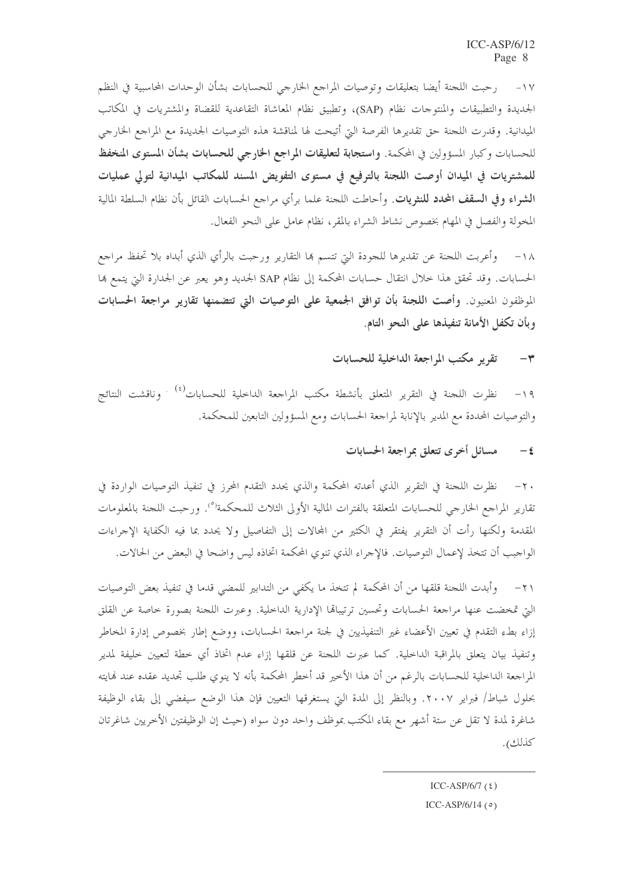١٧- رحبت اللجنة أيضا بتعليقات وتوصيات المراجع الخارجي للحسابات بشأن الوحدات المحاسبية في النظم الجديدة والتطبيقات والمنتوجات نظام (SAP)، وتطبيق نظام المعاشة التقاعدية للقضاة والمشتريات في المكاتب الميدانية. وقدرت اللجنة حق تقديرها الفرصة التي أتيحت لها لمناقشة هذه التوصيات الجديدة مع المراجع الخارجي للحسابات وكبار المسؤولين في المحكمة. **واستجابة لتعليقات المراجع الخارجي للحسابات بشأن المستوى المنخفض للمشتريات في الميدان أوصت اللجنة بالترفيع في مستوى التفويض المسند للمكاتب الميدانية لتولي عمليات الشراء وفي السقف المحدد للنشريات.** وأحاطت اللجنة علما برأي مراجع الحسابات القائل بأن نظام السلطة المالية المخولة والفصل في المهام بخصوص نشاط الشراء بالمقر، نظام عامل على النحو الفعال.

١٨- وأعربت اللجنة عن تقديرها للجودة التي تتسم بها التقارير ورحبت بالرأي الذي أبداه بلا تحفظ مراجع الحسابات. وقد تحقق هذا خلال انتقال حسابات المحكمة إلى نظام SAP الجديد وهو يعبر عن الجدارة التي يتمع بها الموظفون المعنيون. **وأصت اللجنة بأن توافق الجمعية على التوصيات التي تتضمنها تقارير مراجعة الحسابات وبأن تكفل الأمانة تنفيذها على النحو التام.**

### ٣- تقرير مكتب المراجعة الداخلية للحسابات

١٩- نظرت اللجنة في التقرير المتعلق بأنشطة مكتب المراجعة الداخلية للحسابات[٤] . وناقشت النتائج والتوصيات المحددة مع المدير بالإنابة لمراجعة الحسابات ومع المسؤولين التابعين للمحكمة.

### ٤- مسائل أخرى تتعلق بمراجعة الحسابات

٢٠- نظرت اللجنة في التقرير الذي أعدته المحكمة والذي يحدد التقدم المحرز في تنفيذ التوصيات الواردة في تقارير المراجع الخارجي للحسابات المتعلقة بالفترات المالية الأولى الثلاث للمحكمة[٥]. ورحبت اللجنة بالمعلومات المقدمة ولكنها رأت أن التقرير يفتقر في الكثير من المجالات إلى التفاصيل ولا يحدد بما فيه الكفاية الإجراءات الواجب أن تتخذ لإعمال التوصيات. فالإجراء الذي تنوي المحكمة اتخاذه ليس واضحا في البعض من الحالات.

٢١- وأبدت اللجنة قلقها من أن المحكمة لم تتخذ ما يكفي من التدابير للمضي قدما في تنفيذ بعض التوصيات التي تمخضت عنها مراجعة الحسابات وتحسين ترتيباتها الإدارية الداخلية. وعبرت اللجنة بصورة خاصة عن القلق إزاء بطء التقدم في تعيين الأعضاء غير التنفيذيين في لجنة مراجعة الحسابات، ووضع إطار بخصوص إدارة المخاطر وتنفيذ بيان يتعلق بالمراقبة الداخلية. كما عبرت اللجنة عن قلقها إزاء عدم اتخاذ أي خطة لتعيين خليفة لمدير المراجعة الداخلية للحسابات بالرغم من أن هذا الأخير قد أخطر المحكمة بأنه لا ينوي طلب تجديد عقده عند نهايته بحلول شباط/ فبراير ٢٠٠٧. وبالنظر إلى المدة التي يستغرقها التعيين فإن هذا الوضع سيفضي إلى بقاء الوظيفة شاغرة لمدة لا تقل عن ستة أشهر مع بقاء المكتب بموظف واحد دون سواه (حيث إن الوظيفتين الأخريين شاغرتان كذلك).

---

(٤) ICC-ASP/6/7

(٥) ICC-ASP/6/14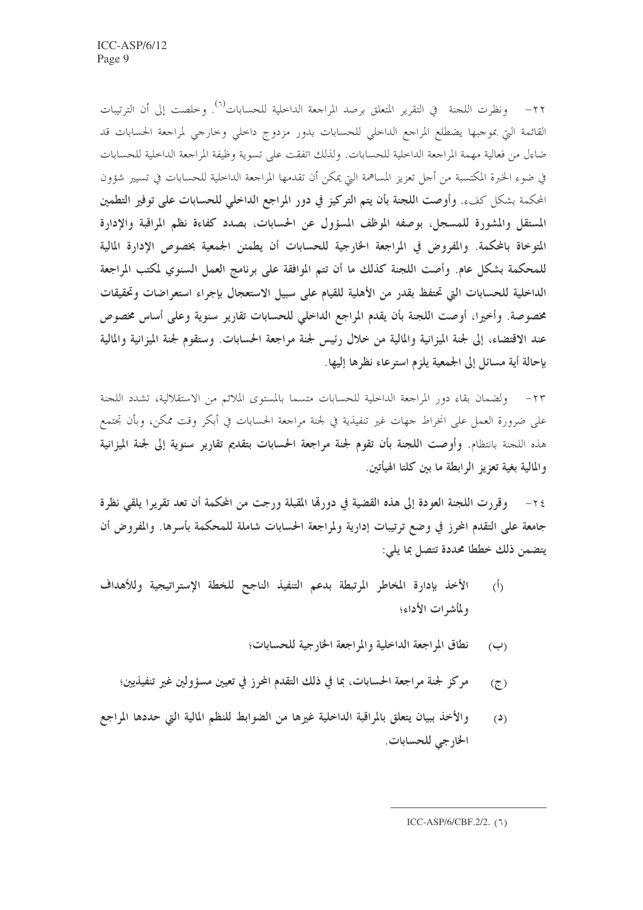٢٢- ونظرت اللجنة في التقرير المتعلق برصد المراجعة الداخلية للحسابات[٦]. وخلصت إلى أن الترتيبات القائمة التي بموجبها يضطلع المراجع الداخلي للحسابات بدور مزدوج داخلي وخارجي لمراجعة الحسابات قد ضاءل من فعالية مهمة المراجعة الداخلية للحسابات. ولذلك اتفقت على تسوية وظيفة المراجعة الداخلية للحسابات في ضوء الخبرة المكتسبة من أجل تعزيز المساهمة التي يمكن أن تقدمها المراجعة الداخلية للحسابات في تسيير شؤون المحكمة بشكل كفء. **وأوصت اللجنة بأن يتم التركيز في دور المراجع الداخلي للحسابات على توفير التطمين المستقل والمشورة للمسجل، بوصفه الموظف المسؤول عن الحسابات، بصدد كفاءة نظم المراقبة والإدارة المتوخاة بالمحكمة. والمفروض في المراجعة الخارجية للحسابات أن يطمئن الجمعية بخصوص الإدارة المالية للمحكمة بشكل عام. وأصت اللجنة كذلك ما أن تتم الموافقة على برنامج العمل السنوي لمكتب المراجعة الداخلية للحسابات التي تحتفظ بقدر من الأهلية للقيام على سبيل الاستعجال بإجراء استعراضات وتحقيقات مخصوصة. وأخيرا، أوصت اللجنة بأن يقدم المراجع الداخلي للحسابات تقارير سنوية وعلى أساس مخصوص عند الاقتضاء، إلى لجنة الميزانية والمالية من خلال رئيس لجنة مراجعة الحسابات. وستقوم لجنة الميزانية والمالية بإحالة أية مسائل إلى الجمعية يلزم استرعاء نظرها إليها.**

٢٣- ولضمان بقاء دور المراجعة الداخلية للحسابات متسما بالمستوى الملائم من الاستقلالية، تشدد اللجنة على ضرورة العمل على انخراط جهات غير تنفيذية في لجنة مراجعة الحسابات في أبكر وقت ممكن، وبأن تجتمع هذه اللجنة بانتظام. **وأوصت اللجنة بأن تقوم لجنة مراجعة الحسابات بتقديم تقارير سنوية إلى لجنة الميزانية والمالية بغية تعزيز الرابطة ما بين كلتا الهيأتين.**

٢٤- **وقررت اللجنة العودة إلى هذه القضية في دورتها المقبلة ورجت من المحكمة أن تعد تقريرا يلقي نظرة جامعة على التقدم المحرز في وضع ترتيبات إدارية ولمراجعة الحسابات شاملة للمحكمة بأسرها. والمفروض أن يتضمن ذلك خططا محددة تتصل بما يلي:**

**(أ) الأخذ بإدارة المخاطر المرتبطة بدعم التنفيذ الناجح للخطة الإستراتيجية وللأهداف ولمؤشرات الأداء؛**

**(ب) نطاق المراجعة الداخلية والمراجعة الخارجية للحسابات؛**

**(ج) مركز لجنة مراجعة الحسابات، بما في ذلك التقدم المحرز في تعيين مسؤولين غير تنفيذيين؛**

**(د) والأخذ ببيان يتعلق بالمراقبة الداخلية غيرها من الضوابط للنظم المالية التي حددها المراجع الخارجي للحسابات.**

---

[٦] ICC-ASP/6/CBF.2/2.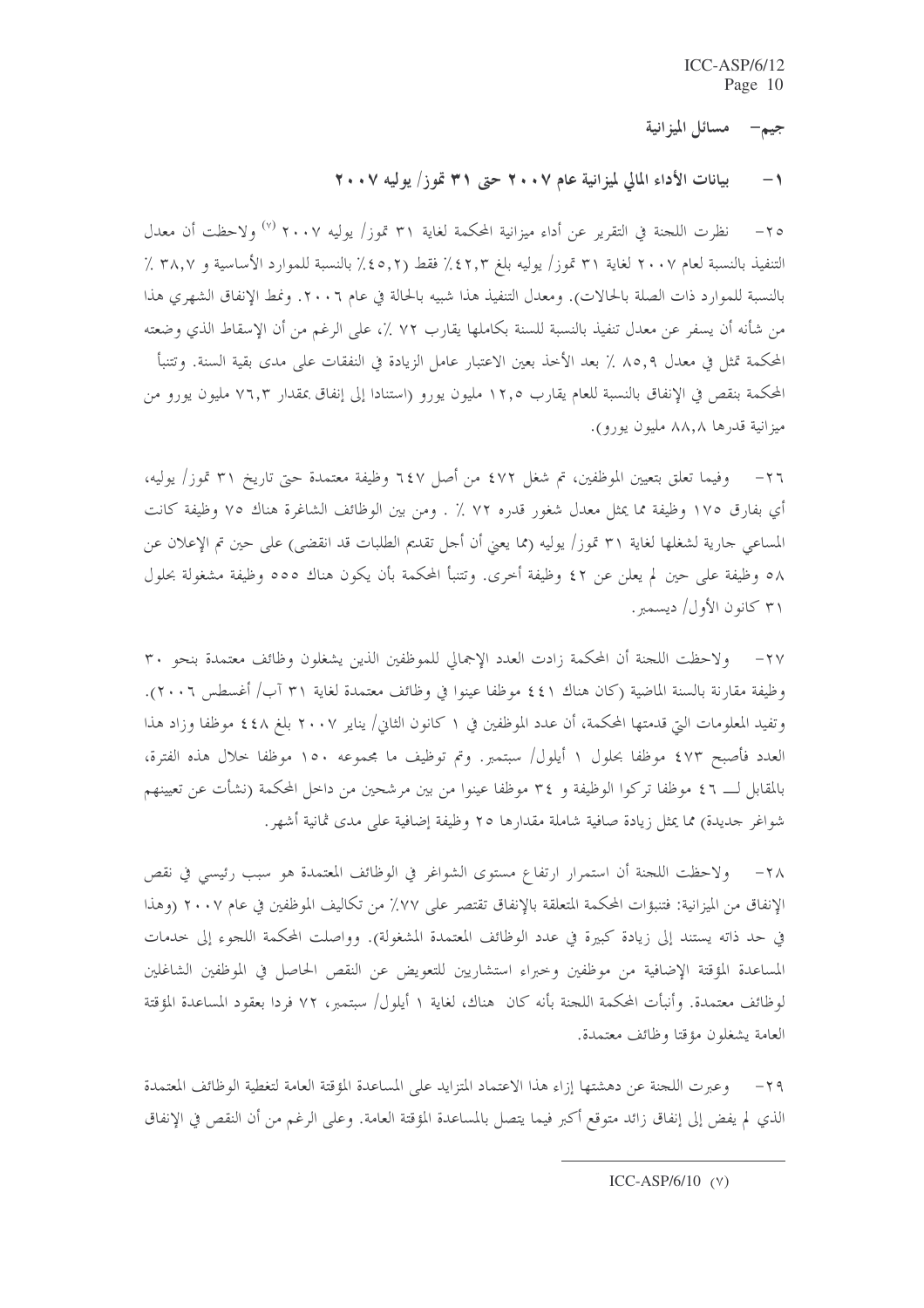## جيم- مسائل الميزانية

### ١- بيانات الأداء المالي لميزانية عام ٢٠٠٧ حتى ٣١ تموز/ يوليه ٢٠٠٧

٢٥- نظرت اللجنة في التقرير عن أداء ميزانية المحكمة لغاية ٣١ تموز/ يوليه ٢٠٠٧ [٧] ولاحظت أن معدل التنفيذ بالنسبة لعام ٢٠٠٧ لغاية ٣١ تموز/ يوليه بلغ ٤٢,٣٪ فقط (٤٥,٢٪ بالنسبة للموارد الأساسية و ٣٨,٧ ٪ بالنسبة للموارد ذات الصلة بالحالات). ومعدل التنفيذ هذا شبيه بالحالة في عام ٢٠٠٦. ونمط الإنفاق الشهري هذا من شأنه أن يسفر عن معدل تنفيذ بالنسبة للسنة بكاملها يقارب ٧٢ ٪، على الرغم من أن الإسقاط الذي وضعته المحكمة تمثل في معدل ٨٥,٩ ٪ بعد الأخذ بعين الاعتبار عامل الزيادة في النفقات على مدى بقية السنة. وتتنبأ المحكمة بنقص في الإنفاق بالنسبة للعام يقارب ١٢,٥ مليون يورو (استنادا إلى إنفاق بمقدار ٧٦,٣ مليون يورو من ميزانية قدرها ٨٨,٨ مليون يورو).

٢٦- وفيما تعلق بتعيين الموظفين، تم شغل ٤٧٢ من أصل ٦٤٧ وظيفة معتمدة حتى تاريخ ٣١ تموز/ يوليه، أي بفارق ١٧٥ وظيفة مما يمثل معدل شغور قدره ٢٧ ٪ . ومن بين الوظائف الشاغرة هناك ٧٥ وظيفة كانت المساعي جارية لشغلها لغاية ٣١ تموز/ يوليه (مما يعني أن أجل تقديم الطلبات قد انقضى) على حين تم الإعلان عن ٥٨ وظيفة على حين لم يعلن عن ٤٢ وظيفة أخرى. وتتنبأ المحكمة بأن يكون هناك ٥٥٥ وظيفة مشغولة بحلول ٣١ كانون الأول/ ديسمبر.

٢٧- ولاحظت اللجنة أن المحكمة زادت العدد الإجمالي للموظفين الذين يشغلون وظائف معتمدة بنحو ٣٠ وظيفة مقارنة بالسنة الماضية (كان هناك ٤٤١ موظفا عينوا في وظائف معتمدة لغاية ٣١ آب/ أغسطس ٢٠٠٦). وتفيد المعلومات التي قدمتها المحكمة، أن عدد الموظفين في ١ كانون الثاني/ يناير ٢٠٠٧ بلغ ٤٤٨ موظفا وزاد هذا العدد فأصبح ٤٧٣ موظفا بحلول ١ أيلول/ سبتمبر. وتم توظيف ما مجموعه ١٥٠ موظفا خلال هذه الفترة، بالمقابل لـــ ٤٦ موظفا تركوا الوظيفة و ٣٤ موظفا عينوا من بين مرشحين من داخل المحكمة (نشأت عن تعيينهم شواغر جديدة) مما يمثل زيادة صافية شاملة مقدارها ٢٥ وظيفة إضافية على مدى ثمانية أشهر.

٢٨- ولاحظت اللجنة أن استمرار ارتفاع مستوى الشواغر في الوظائف المعتمدة هو سبب رئيسي في نقص الإنفاق من الميزانية: فتنبؤات المحكمة المتعلقة بالإنفاق تقتصر على ٧٧٪ من تكاليف الموظفين في عام ٢٠٠٧ (وهذا في حد ذاته يستند إلى زيادة كبيرة في عدد الوظائف المعتمدة المشغولة). وواصلت المحكمة اللجوء إلى خدمات المساعدة المؤقتة الإضافية من موظفين وخبراء استشاريين للتعويض عن النقص الحاصل في الموظفين الشاغلين لوظائف معتمدة. وأنبأت المحكمة اللجنة بأنه كان هناك، لغاية ١ أيلول/ سبتمبر، ٧٢ فردا بعقود المساعدة المؤقتة العامة يشغلون مؤقتا وظائف معتمدة.

٢٩- وعبرت اللجنة عن دهشتها إزاء هذا الاعتماد المتزايد على المساعدة المؤقتة العامة لتغطية الوظائف المعتمدة الذي لم يفض إلى إنفاق زائد متوقع أكبر فيما يتصل بالمساعدة المؤقتة العامة. وعلى الرغم من أن النقص في الإنفاق

---

(٧) ICC-ASP/6/10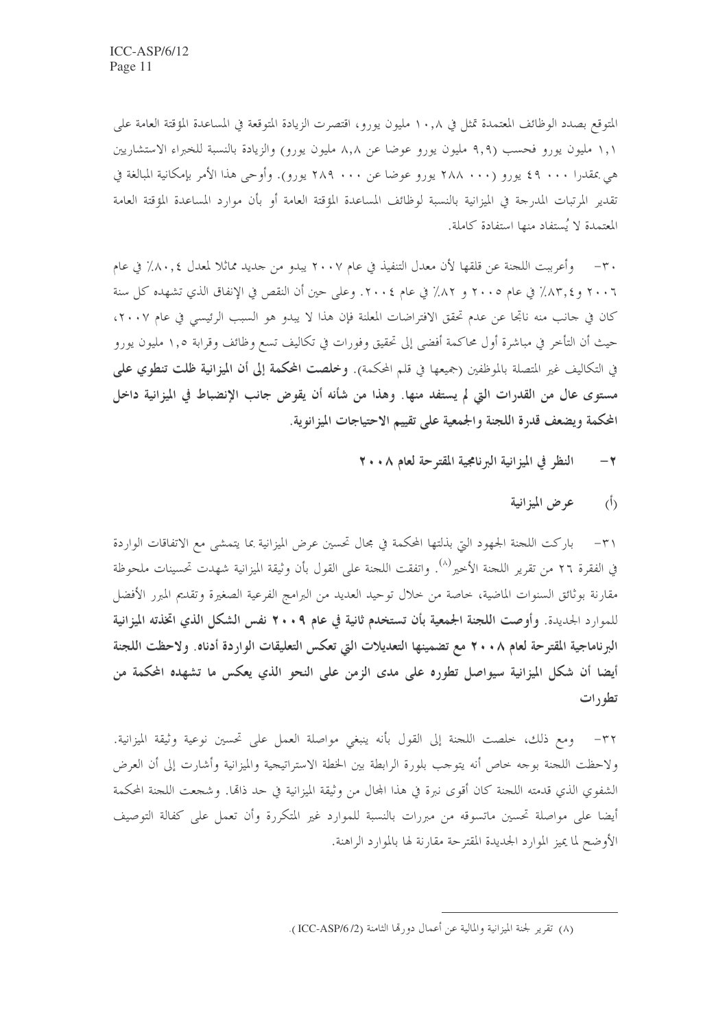المتوقع بصدد الوظائف المعتمدة تمثل في ١٠,٨ مليون يورو، اقتصرت الزيادة المتوقعة في المساعدة المؤقتة العامة على ١,١ مليون يورو فحسب (٩,٩ مليون يورو عوضا عن ٨,٨ مليون يورو) والزيادة بالنسبة للخبراء الاستشاريين هي بمقدرا ٠٠٠ ٤٩ يورو (٠٠٠ ٢٨٨ يورو عوضا عن ٠٠٠ ٢٨٩ يورو). وأوحى هذا الأمر بإمكانية المبالغة في تقدير المرتبات المدرجة في الميزانية بالنسبة لوظائف المساعدة المؤقتة العامة أو بأن موارد المساعدة المؤقتة العامة المعتمدة لا يُستفاد منها استفادة كاملة.

٣٠- وأعربت اللجنة عن قلقها لأن معدل التنفيذ في عام ٢٠٠٧ يبدو من جديد مماثلا لمعدل ٨٠,٤٪ في عام ٢٠٠٦ و٨٣,٤٪ في عام ٢٠٠٥ و ٨٢٪ في عام ٢٠٠٤. وعلى حين أن النقص في الإنفاق الذي تشهده كل سنة كان في جانب منه ناتجا عن عدم تحقق الافتراضات المعلنة فإن هذا لا يبدو هو السبب الرئيسي في عام ٢٠٠٧، حيث أن التأخر في مباشرة أول محاكمة أفضى إلى تحقيق وفورات في تكاليف تسع وظائف وقرابة ١,٥ مليون يورو في التكاليف غير المتصلة بالموظفين (جميعها في قلم المحكمة). **وخلصت المحكمة إلى أن الميزانية ظلت تنطوي على مستوى عال من القدرات التي لم يستفد منها. وهذا من شأنه أن يقوض جانب الإنضباط في الميزانية داخل المحكمة ويضعف قدرة اللجنة والجمعية على تقييم الاحتياجات الميزانوية.**

## ٢- النظر في الميزانية البرنامجية المقترحة لعام ٢٠٠٨

### (أ) عرض الميزانية

٣١- باركت اللجنة الجهود التي بذلتها المحكمة في مجال تحسين عرض الميزانية بما يتمشى مع الاتفاقات الواردة في الفقرة ٢٦ من تقرير اللجنة الأخير[٨]. واتفقت اللجنة على القول بأن وثيقة الميزانية شهدت تحسينات ملحوظة مقارنة بوثائق السنوات الماضية، خاصة من خلال توحيد العديد من البرامج الفرعية الصغيرة وتقديم المبرر الأفضل للموارد الجديدة. **وأوصت اللجنة الجمعية بأن تستخدم ثانية في عام ٢٠٠٩ نفس الشكل الذي اتخذته الميزانية البرناماجية المقترحة لعام ٢٠٠٨ مع تضمينها التعديلات التي تعكس التعليقات الواردة أدناه. ولاحظت اللجنة أيضا أن شكل الميزانية سيواصل تطوره على مدى الزمن على النحو الذي يعكس ما تشهده المحكمة من تطورات**

٣٢- ومع ذلك، خلصت اللجنة إلى القول بأنه ينبغي مواصلة العمل على تحسين نوعية وثيقة الميزانية. ولاحظت اللجنة بوجه خاص أنه يتوجب بلورة الرابطة بين الخطة الاستراتيجية والميزانية وأشارت إلى أن العرض الشفوي الذي قدمته اللجنة كان أقوى نبرة في هذا المجال من وثيقة الميزانية في حد ذاتها. وشجعت اللجنة المحكمة أيضا على مواصلة تحسين ماتسوقه من مبررات بالنسبة للموارد غير المتكررة وأن تعمل على كفالة التوصيف الأوضح لما يميز الموارد الجديدة المقترحة مقارنة لها بالموارد الراهنة.

---

(٨) تقرير لجنة الميزانية والمالية عن أعمال دورتها الثامنة (ICC-ASP/6/2).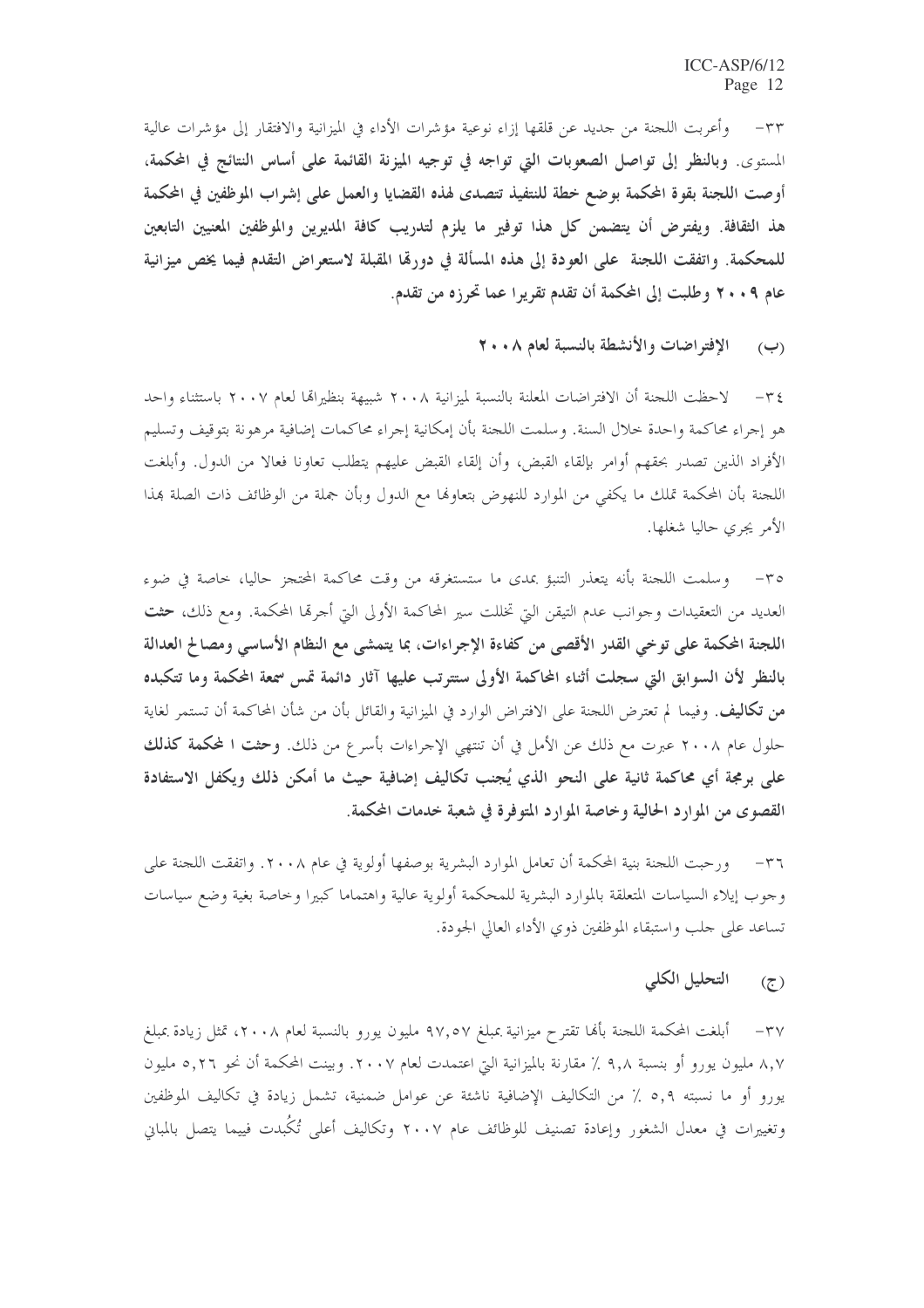٣٣- وأعربت اللجنة من جديد عن قلقها إزاء نوعية مؤشرات الأداء في الميزانية والافتقار إلى مؤشرات عالية المستوى. **وبالنظر إلى تواصل الصعوبات التي تواجه في توجيه الميزنة القائمة على أساس النتائج في المحكمة، أوصت اللجنة بقوة المحكمة بوضع خطة للتنفيذ تتصدى لهذه القضايا والعمل على إشراب الموظفين في المحكمة هذ الثقافة. ويفترض أن يتضمن كل هذا توفير ما يلزم لتدريب كافة المديرين والموظفين المعنيين التابعين للمحكمة. واتفقت اللجنة على العودة إلى هذه المسألة في دورتها المقبلة لاستعراض التقدم فيما يخص ميزانية عام ٢٠٠٩ وطلبت إلى المحكمة أن تقدم تقريرا عما تحرزه من تقدم.**

### (ب) الإفتراضات والأنشطة بالنسبة لعام ٢٠٠٨

٣٤- لاحظت اللجنة أن الافتراضات المعلنة بالنسبة لميزانية ٢٠٠٨ شبيهة بنظيراتها لعام ٢٠٠٧ باستثناء واحد هو إجراء محاكمة واحدة خلال السنة. وسلمت اللجنة بأن إمكانية إجراء محاكمات إضافية مرهونة بتوقيف وتسليم الأفراد الذين تصدر بحقهم أوامر بإلقاء القبض، وأن إلقاء القبض عليهم يتطلب تعاونا فعالا من الدول. وأبلغت اللجنة بأن المحكمة تملك ما يكفي من الموارد للنهوض بتعاونها مع الدول وبأن جملة من الوظائف ذات الصلة بهذا الأمر يجري حاليا شغلها.

٣٥- وسلمت اللجنة بأنه يتعذر التنبؤ بمدى ما ستستغرقه من وقت محاكمة المحتجز حاليا، خاصة في ضوء العديد من التعقيدات وجوانب عدم التيقن التي تخللت سير المحاكمة الأولى التي أجرتها المحكمة. ومع ذلك، **حثت اللجنة المحكمة على توخي القدر الأقصى من كفاءة الإجراءات، بما يتمشى مع النظام الأساسي ومصالح العدالة بالنظر لأن السوابق التي سجلت أثناء المحاكمة الأولى ستترتب عليها آثار دائمة تمس سمعة المحكمة وما تتكبده من تكاليف.** وفيما لم تعترض اللجنة على الافتراض الوارد في الميزانية والقائل بأن من شأن المحاكمة أن تستمر لغاية حلول عام ٢٠٠٨ عبرت مع ذلك عن الأمل في أن تنتهي الإجراءات بأسرع من ذلك. **وحثت ا لمحكمة كذلك على برمجة أي محاكمة ثانية على النحو الذي يُجنب تكاليف إضافية حيث ما أمكن ذلك ويكفل الاستفادة القصوى من الموارد الحالية وخاصة الموارد المتوفرة في شعبة خدمات المحكمة.**

٣٦- ورحبت اللجنة بنية المحكمة أن تعامل الموارد البشرية بوصفها أولوية في عام ٢٠٠٨. واتفقت اللجنة على وجوب إيلاء السياسات المتعلقة بالموارد البشرية للمحكمة أولوية عالية واهتماما كبيرا وخاصة بغية وضع سياسات تساعد على جلب واستبقاء الموظفين ذوي الأداء العالي الجودة.

### (ج) التحليل الكلي

٣٧- أبلغت المحكمة اللجنة بأنها تقترح ميزانية بمبلغ ٩٧,٥٧ مليون يورو بالنسبة لعام ٢٠٠٨، تمثل زيادة بمبلغ ٨,٧ مليون يورو أو بنسبة ٩,٨ ٪ مقارنة بالميزانية التي اعتمدت لعام ٢٠٠٧. وبينت المحكمة أن نحو ٥,٢٦ مليون يورو أو ما نسبته ٥,٩ ٪ من التكاليف الإضافية ناشئة عن عوامل ضمنية، تشمل زيادة في تكاليف الموظفين وتغييرات في معدل الشغور وإعادة تصنيف للوظائف عام ٢٠٠٧ وتكاليف أعلى تُكُبدت فيما يتصل بالمباني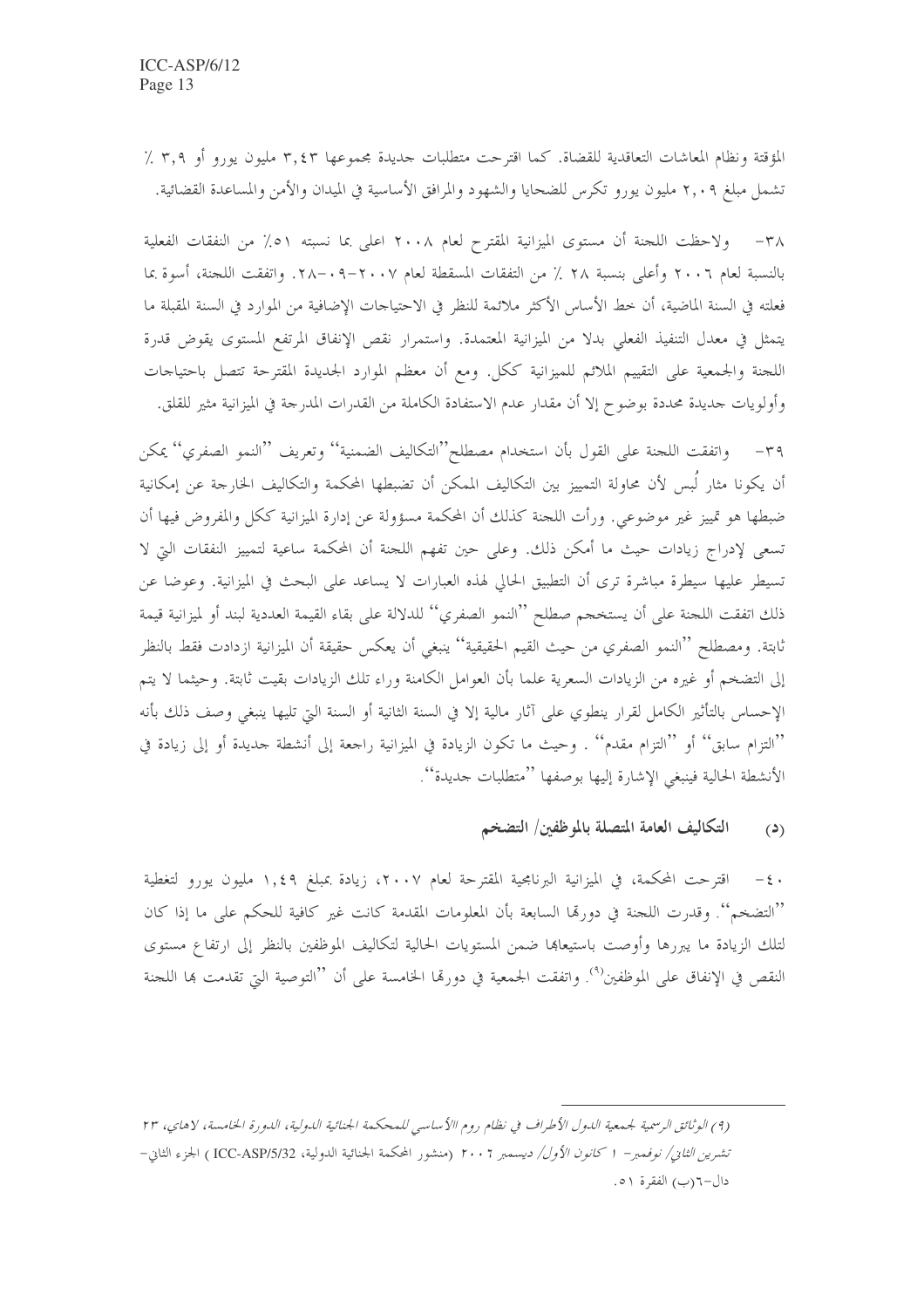المؤقتة ونظام المعاشات التعاقدية للقضاة. كما اقترحت متطلبات جديدة مجموعها ٣,٤٣ مليون يورو أو ٣,٩ ٪ تشمل مبلغ ٢,٠٩ مليون يورو تكرس للضحايا والشهود والمرافق الأساسية في الميدان والأمن والمساعدة القضائية.

٣٨- ولاحظت اللجنة أن مستوى الميزانية المقترح لعام ٢٠٠٨ اعلى بما نسبته ٥١٪ من النفقات الفعلية بالنسبة لعام ٢٠٠٦ وأعلى بنسبة ٢٨ ٪ من التفقات المسقطة لعام ٢٠٠٧-٠٩-٢٨. واتفقت اللجنة، أسوة بما فعلته في السنة الماضية، أن خط الأساس الأكثر ملائمة للنظر في الاحتياجات الإضافية من الموارد في السنة المقبلة ما يتمثل في معدل التنفيذ الفعلي بدلا من الميزانية المعتمدة. واستمرار نقص الإنفاق المرتفع المستوى يقوض قدرة اللجنة والجمعية على التقييم الملائم للميزانية ككل. ومع أن معظم الموارد الجديدة المقترحة تتصل باحتياجات وأولويات جديدة محددة بوضوح إلا أن مقدار عدم الاستفادة الكاملة من القدرات المدرجة في الميزانية مثير للقلق.

٣٩- واتفقت اللجنة على القول بأن استخدام مصطلح"التكاليف الضمنية" وتعريف "النمو الصفري" يمكن أن يكونا مثار لُبس لأن محاولة التمييز بين التكاليف الممكن أن تضبطها المحكمة والتكاليف الخارجة عن إمكانية ضبطها هو تمييز غير موضوعي. ورأت اللجنة كذلك أن المحكمة مسؤولة عن إدارة الميزانية ككل والمفروض فيها أن تسعى لإدراج زيادات حيث ما أمكن ذلك. وعلى حين تفهم اللجنة أن المحكمة ساعية لتمييز النفقات التي لا تسيطر عليها سيطرة مباشرة ترى أن التطبيق الحالي لهذه العبارات لا يساعد على البحث في الميزانية. وعوضا عن ذلك اتفقت اللجنة على أن يستخدم صطلح "النمو الصفري" للدلالة على بقاء القيمة العددية لبند أو لميزانية قيمة ثابتة. ومصطلح "النمو الصفري من حيث القيم الحقيقية" ينبغي أن يعكس حقيقة أن الميزانية ازدادت فقط بالنظر إلى التضخم أو غيره من الزيادات السعرية علما بأن العوامل الكامنة وراء تلك الزيادات بقيت ثابتة. وحيثما لا يتم الإحساس بالتأثير الكامل لقرار ينطوي على آثار مالية إلا في السنة الثانية أو السنة التي تليها ينبغي وصف ذلك بأنه "التزام سابق" أو "التزام مقدم" . وحيث ما تكون الزيادة في الميزانية راجعة إلى أنشطة جديدة أو إلى زيادة في الأنشطة الحالية فينبغي الإشارة إليها بوصفها "متطلبات جديدة".

### (د) التكاليف العامة المتصلة بالموظفين/ التضخم

٤٠- اقترحت المحكمة، في الميزانية البرنامجية المقترحة لعام ٢٠٠٧، زيادة بمبلغ ١,٤٩ مليون يورو لتغطية "التضخم". وقدرت اللجنة في دورتها السابعة بأن المعلومات المقدمة كانت غير كافية للحكم على ما إذا كان لتلك الزيادة ما يبررها وأوصت باستيعابها ضمن المستويات الحالية لتكاليف الموظفين بالنظر إلى ارتفاع مستوى النقص في الإنفاق على الموظفين[9]. واتفقت الجمعية في دورتها الخامسة على أن "التوصية التي تقدمت بها اللجنة

---

(٩) *الوثائق الرسمية لجمعية الدول الأطراف في نظام روم الأساسي للمحكمة الجنائية الدولية، الدورة الخامسة، لاهاي، ٢٣ تشرين الثاني/ نوفمبر- ١ كانون الأول/ ديسمبر ٢٠٠٦* (منشور المحكمة الجنائية الدولية، ICC-ASP/5/32 ) الجزء الثاني- دال-٦(ب) الفقرة ٥١.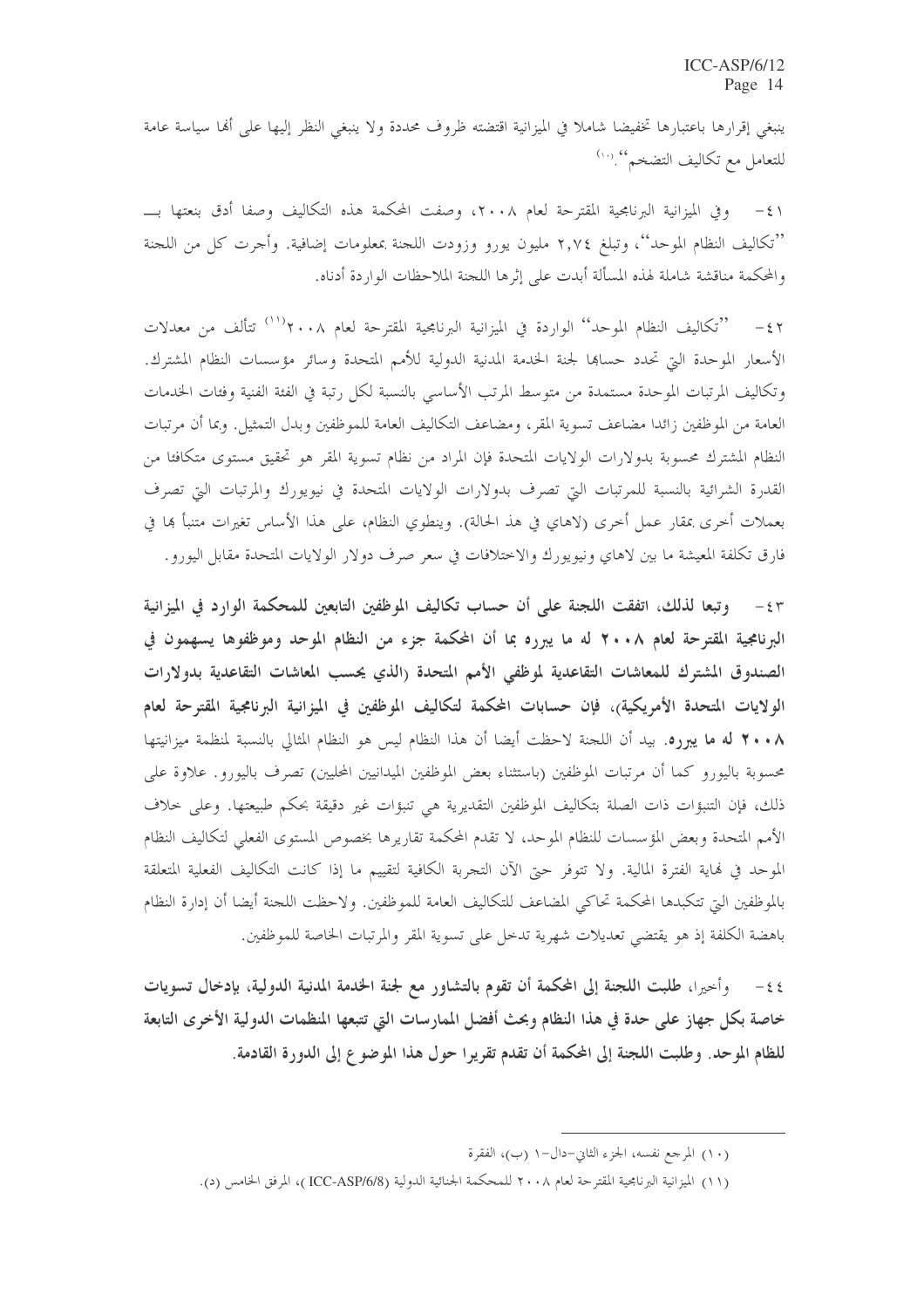ينبغي إقرارها باعتبارها تخفيضا شاملا في الميزانية اقتضته ظروف محددة ولا ينبغي النظر إليها على أنها سياسة عامة للتعامل مع تكاليف التضخم"[10].

٤١- وفي الميزانية البرنامجية المقترحة لعام ٢٠٠٨، وصفت المحكمة هذه التكاليف وصفا أدق بنعتها بـــ "تكاليف النظام الموحد"، وتبلغ ٢,٧٤ مليون يورو وزودت اللجنة بمعلومات إضافية. وأجرت كل من اللجنة والمحكمة مناقشة شاملة لهذه المسألة أبدت على إثرها اللجنة الملاحظات الواردة أدناه.

٤٢- "تكاليف النظام الموحد" الواردة في الميزانية البرنامجية المقترحة لعام ٢٠٠٨[11] تتألف من معدلات الأسعار الموحدة التي تحدد حسابها لجنة الخدمة المدنية الدولية للأمم المتحدة وسائر مؤسسات النظام المشترك. وتكاليف المرتبات الموحدة مستمدة من متوسط المرتب الأساسي بالنسبة لكل رتبة في الفئة الفنية وفئات الخدمات العامة من الموظفين زائدا مضاعف تسوية المقر، ومضاعف التكاليف العامة للموظفين وبدل التمثيل. وبما أن مرتبات النظام المشترك محسوبة بدولارات الولايات المتحدة فإن المراد من نظام تسوية المقر هو تحقيق مستوى متكافئ من القدرة الشرائية بالنسبة للمرتبات التي تصرف بدولارات الولايات المتحدة في نيويورك والمرتبات التي تصرف بعملات أخرى بمقار عمل أخرى (لاهاي في هذ الحالة). وينطوي النظام، على هذا الأساس تغيرات متنبأ بها في فارق تكلفة المعيشة ما بين لاهاي ونيويورك والاختلافات في سعر صرف دولار الولايات المتحدة مقابل اليورو.

٤٣- **وتبعا لذلك، اتفقت اللجنة على أن حساب تكاليف الموظفين التابعين للمحكمة الوارد في الميزانية البرنامجية المقترحة لعام ٢٠٠٨ له ما يبرره بما أن المحكمة جزء من النظام الموحد وموظفوها يسهمون في الصندوق المشترك للمعاشات التقاعدية لموظفي الأمم المتحدة (الذي يحسب المعاشات التقاعدية بدولارات الولايات المتحدة الأمريكية)، فإن حسابات المحكمة لتكاليف الموظفين في الميزانية البرنامجية المقترحة لعام ٢٠٠٨ له ما يبرره.** بيد أن اللجنة لاحظت أيضا أن هذا النظام ليس هو النظام المثالي بالنسبة لمنظمة ميزانيتها محسوبة باليورو كما أن مرتبات الموظفين (باستثناء بعض الموظفين الميدانيين المحليين) تصرف باليورو. علاوة على ذلك، فإن التنبؤات ذات الصلة بتكاليف الموظفين التقديرية هي تنبؤات غير دقيقة بحكم طبيعتها. وعلى خلاف الأمم المتحدة وبعض المؤسسات للنظام الموحد، لا تقدم المحكمة تقاريرها بخصوص المستوى الفعلي لتكاليف النظام الموحد في نهاية الفترة المالية. ولا تتوفر حتى الآن التجربة الكافية لتقييم ما إذا كانت التكاليف الفعلية المتعلقة بالموظفين التي تتكبدها المحكمة تحاكي المضاعف للتكاليف العامة للموظفين. ولاحظت اللجنة أيضا أن إدارة النظام باهضة الكلفة إذ هو يقتضي تعديلات شهرية تدخل على تسوية المقر والمرتبات الخاصة للموظفين.

٤٤- وأخيرا، **طلبت اللجنة إلى المحكمة أن تقوم بالتشاور مع لجنة الخدمة المدنية الدولية، بإدخال تسويات خاصة بكل جهاز على حدة في هذا النظام وبحث أفضل الممارسات التي تتبعها المنظمات الدولية الأخرى التابعة للظام الموحد. وطلبت اللجنة إلى المحكمة أن تقدم تقريرا حول هذا الموضوع إلى الدورة القادمة.**

---

(١٠) المرجع نفسه، الجزء الثاني-دال-١ (ب)، الفقرة

(١١) الميزانية البرنامجية المقترحة لعام ٢٠٠٨ للمحكمة الجنائية الدولية (ICC-ASP/6/8)، المرفق الخامس (د).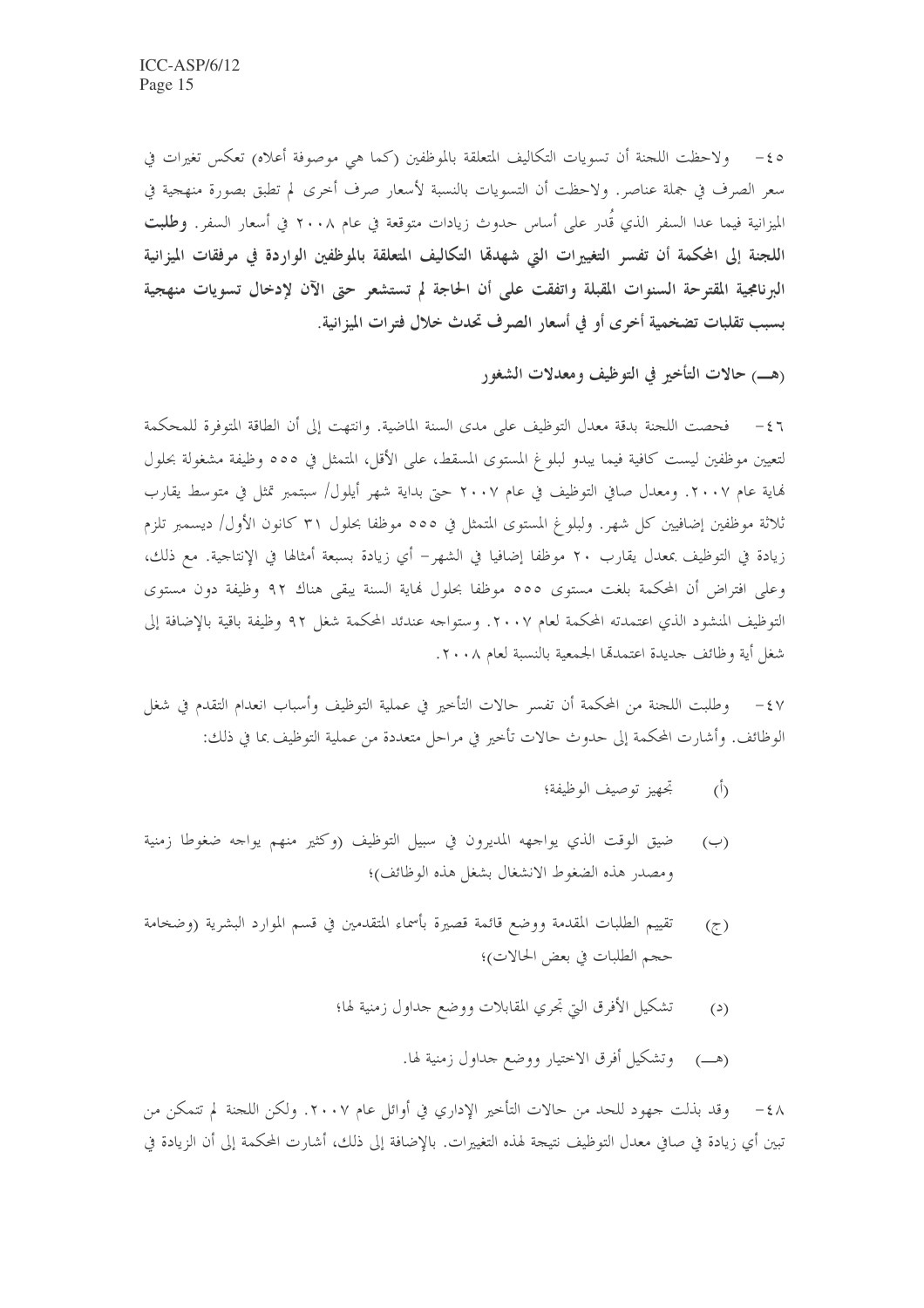٤٥- ولاحظت اللجنة أن تسويات التكاليف المتعلقة بالموظفين (كما هي موصوفة أعلاه) تعكس تغيرات في سعر الصرف في جملة عناصر. ولاحظت أن التسويات بالنسبة لأسعار صرف أخرى لم تطبق بصورة منهجية في الميزانية فيما عدا السفر الذي قُدر على أساس حدوث زيادات متوقعة في عام ٢٠٠٨ في أسعار السفر. **وطلبت اللجنة إلى المحكمة أن تفسر التغييرات التي شهدتها التكاليف المتعلقة بالموظفين الواردة في مرفقات الميزانية البرنامجية المقترحة السنوات المقبلة واتفقت على أن الحاجة لم تستشعر حتى الآن لإدخال تسويات منهجية بسبب تقلبات تضخمية أخرى أو في أسعار الصرف تحدث خلال فترات الميزانية.**

### (هـــ) حالات التأخير في التوظيف ومعدلات الشغور

٤٦- فحصت اللجنة بدقة معدل التوظيف على مدى السنة الماضية. وانتهت إلى أن الطاقة المتوفرة للمحكمة لتعيين موظفين ليست كافية فيما يبدو لبلوغ المستوى المسقط، على الأقل، المتمثل في ٥٥٥ وظيفة مشغولة بحلول نهاية عام ٢٠٠٧. ومعدل صافي التوظيف في عام ٢٠٠٧ حتى بداية شهر أيلول/ سبتمبر تمثل في متوسط يقارب ثلاثة موظفين إضافيين كل شهر. ولبلوغ المستوى المتمثل في ٥٥٥ موظفا بحلول ٣١ كانون الأول/ ديسمبر تلزم زيادة في التوظيف بمعدل يقارب ٢٠ موظفا إضافيا في الشهر- أي زيادة بسبعة أمثالها في الإنتاجية. مع ذلك، وعلى افتراض أن المحكمة بلغت مستوى ٥٥٥ موظفا بحلول نهاية السنة يبقى هناك ٩٢ وظيفة دون مستوى التوظيف المنشود الذي اعتمدته المحكمة لعام ٢٠٠٧. وستواجه عندئد المحكمة شغل ٩٢ وظيفة باقية بالإضافة إلى شغل أية وظائف جديدة اعتمدتها الجمعية بالنسبة لعام ٢٠٠٨.

٤٧- وطلبت اللجنة من المحكمة أن تفسر حالات التأخير في عملية التوظيف وأسباب انعدام التقدم في شغل الوظائف. وأشارت المحكمة إلى حدوث حالات تأخير في مراحل متعددة من عملية التوظيف بما في ذلك:

(أ) تجهيز توصيف الوظيفة؛

(ب) ضيق الوقت الذي يواجهه المديرون في سبيل التوظيف (وكثير منهم يواجه ضغوطا زمنية ومصدر هذه الضغوط الانشغال بشغل هذه الوظائف)؛

(ج) تقييم الطلبات المقدمة ووضع قائمة قصيرة بأسماء المتقدمين في قسم الموارد البشرية (وضخامة حجم الطلبات في بعض الحالات)؛

(د) تشكيل الأفرق التي تجري المقابلات ووضع جداول زمنية لها؛

(هـــ) وتشكيل أفرق الاختيار ووضع جداول زمنية لها.

٤٨- وقد بذلت جهود للحد من حالات التأخير الإداري في أوائل عام ٢٠٠٧. ولكن اللجنة لم تتمكن من تبين أي زيادة في صافي معدل التوظيف نتيجة لهذه التغييرات. بالإضافة إلى ذلك، أشارت المحكمة إلى الزيادة في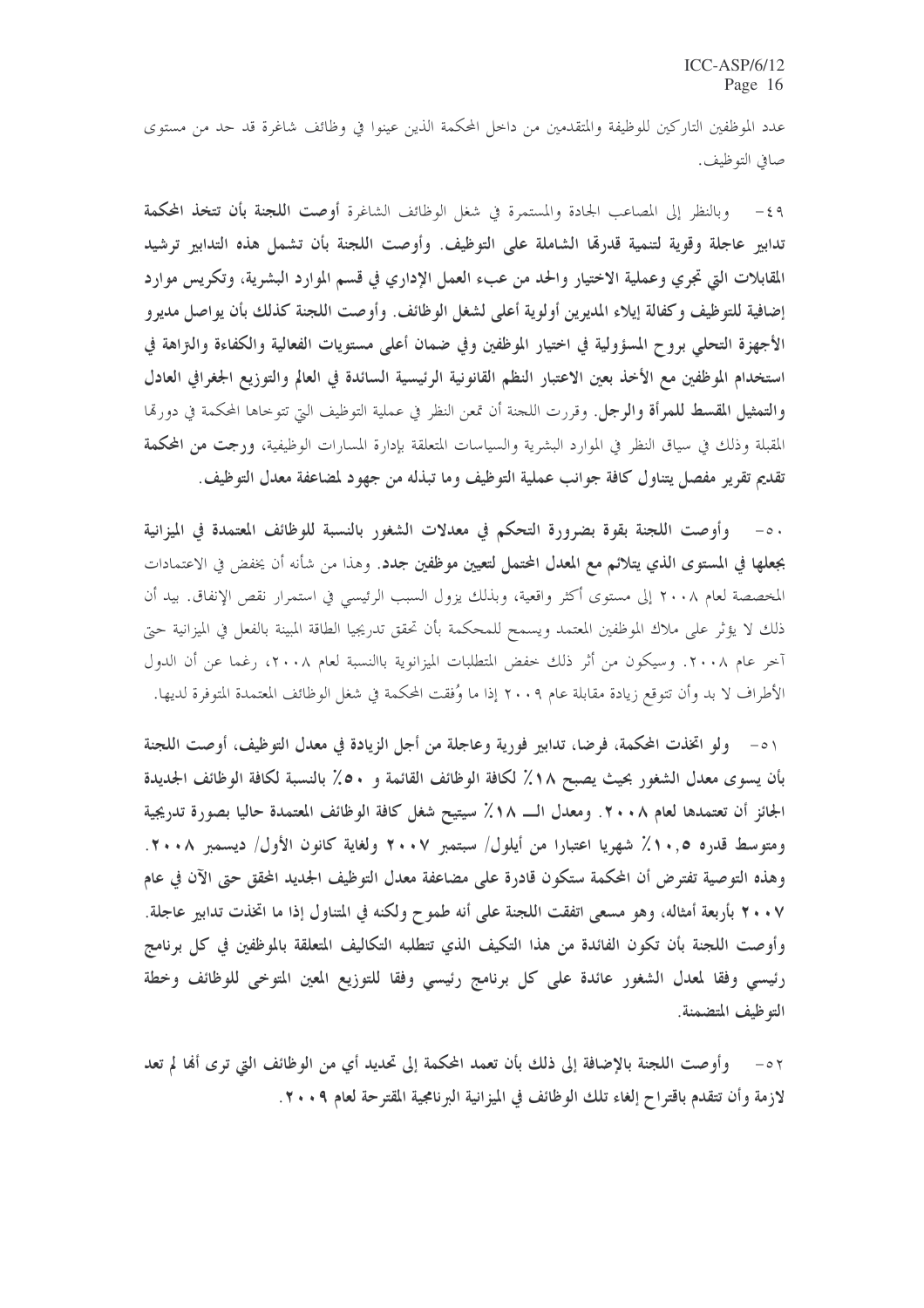عدد الموظفين التاركين للوظيفة والمتقدمين من داخل المحكمة الذين عينوا في وظائف شاغرة قد حد من مستوى صافي التوظيف.

٤٩- وبالنظر إلى المصاعب الجادة والمستمرة في شغل الوظائف الشاغرة **أوصت اللجنة بأن تتخذ المحكمة تدابير عاجلة وقوية لتنمية قدرتها الشاملة على التوظيف. وأوصت اللجنة بأن تشمل هذه التدابير ترشيد المقابلات التي تجري وعملية الاختيار والحد من عبء العمل الإداري في قسم الموارد البشرية، وتكريس موارد إضافية للتوظيف وكفالة إيلاء المديرين أولوية أعلى لشغل الوظائف. وأوصت اللجنة كذلك بأن يواصل مديرو الأجهزة التحلي بروح المسؤولية في اختيار الموظفين وفي ضمان أعلى مستويات الفعالية والكفاءة والنزاهة في استخدام الموظفين مع الأخذ بعين الاعتبار النظم القانونية الرئيسية السائدة في العالم والتوزيع الجغرافي العادل والتمثيل المقسط للمرأة والرجل.** وقررت اللجنة أن تمعن النظر في عملية التوظيف التي تتوخاها المحكمة في دورتها المقبلة وذلك في سياق النظر في الموارد البشرية والسياسات المتعلقة بإدارة المسارات الوظيفية، **ورجت من المحكمة تقديم تقرير مفصل يتناول كافة جوانب عملية التوظيف وما تبذله من جهود لمضاعفة معدل التوظيف.**

٥٠- **وأوصت اللجنة بقوة بضرورة التحكم في معدلات الشغور بالنسبة للوظائف المعتمدة في الميزانية بجعلها في المستوى الذي يتلائم مع المعدل المحتمل لتعيين موظفين جدد.** وهذا من شأنه أن يخفض في الاعتمادات المخصصة لعام ٢٠٠٨ إلى مستوى أكثر واقعية، وبذلك يزول السبب الرئيسي في استمرار نقص الإنفاق. بيد أن ذلك لا يؤثر على ملاك الموظفين المعتمد ويسمح للمحكمة بأن تحقق تدريجيا الطاقة المبينة بالفعل في الميزانية حتى آخر عام ٢٠٠٨. وسيكون من أثر ذلك خفض المتطلبات الميزانية باالنسبة لعام ٢٠٠٨، رغما عن أن الدول الأطراف لا بد وأن تتوقع زيادة مقابلة عام ٢٠٠٩ إذا ما وُفقت المحكمة في شغل الوظائف المعتمدة المتوفرة لديها.

٥١- **ولو اتخذت المحكمة، فرضا، تدابير فورية وعاجلة من أجل الزيادة في معدل التوظيف، أوصت اللجنة بأن يسوى معدل الشغور بحيث يصبح ١٨٪ لكافة الوظائف القائمة و ٥٠٪ بالنسبة لكافة الوظائف الجديدة الجائز أن تعتمدها لعام ٢٠٠٨. ومعدل الـ ١٨٪ سيتيح شغل كافة الوظائف المعتمدة حاليا بصورة تدريجية ومتوسط قدره ١٠,٥٪ شهريا اعتبارا من أيلول/ سبتمبر ٢٠٠٧ ولغاية كانون الأول/ ديسمبر ٢٠٠٨. وهذه التوصية تفترض أن المحكمة ستكون قادرة على مضاعفة معدل التوظيف الجديد المحقق حتى الآن في عام ٢٠٠٧ بأربعة أمثاله، وهو مسعى اتفقت اللجنة على أنه طموح ولكنه في المتناول إذا ما اتخذت تدابير عاجلة. وأوصت اللجنة بأن تكون الفائدة من هذا التكيف الذي تتطلبه التكاليف المتعلقة بالموظفين في كل برنامج رئيسي وفقا لمعدل الشغور عائدة على كل برنامج رئيسي وفقا للتوزيع المعين المتوخى للوظائف وخطة التوظيف المتضمنة.**

٥٢- **وأوصت اللجنة بالإضافة إلى ذلك بأن تعمد المحكمة إلى تحديد أي من الوظائف التي ترى أنها لم تعد لازمة وأن تتقدم باقتراح إلغاء تلك الوظائف في الميزانية البرنامجية المقترحة لعام ٢٠٠٩.**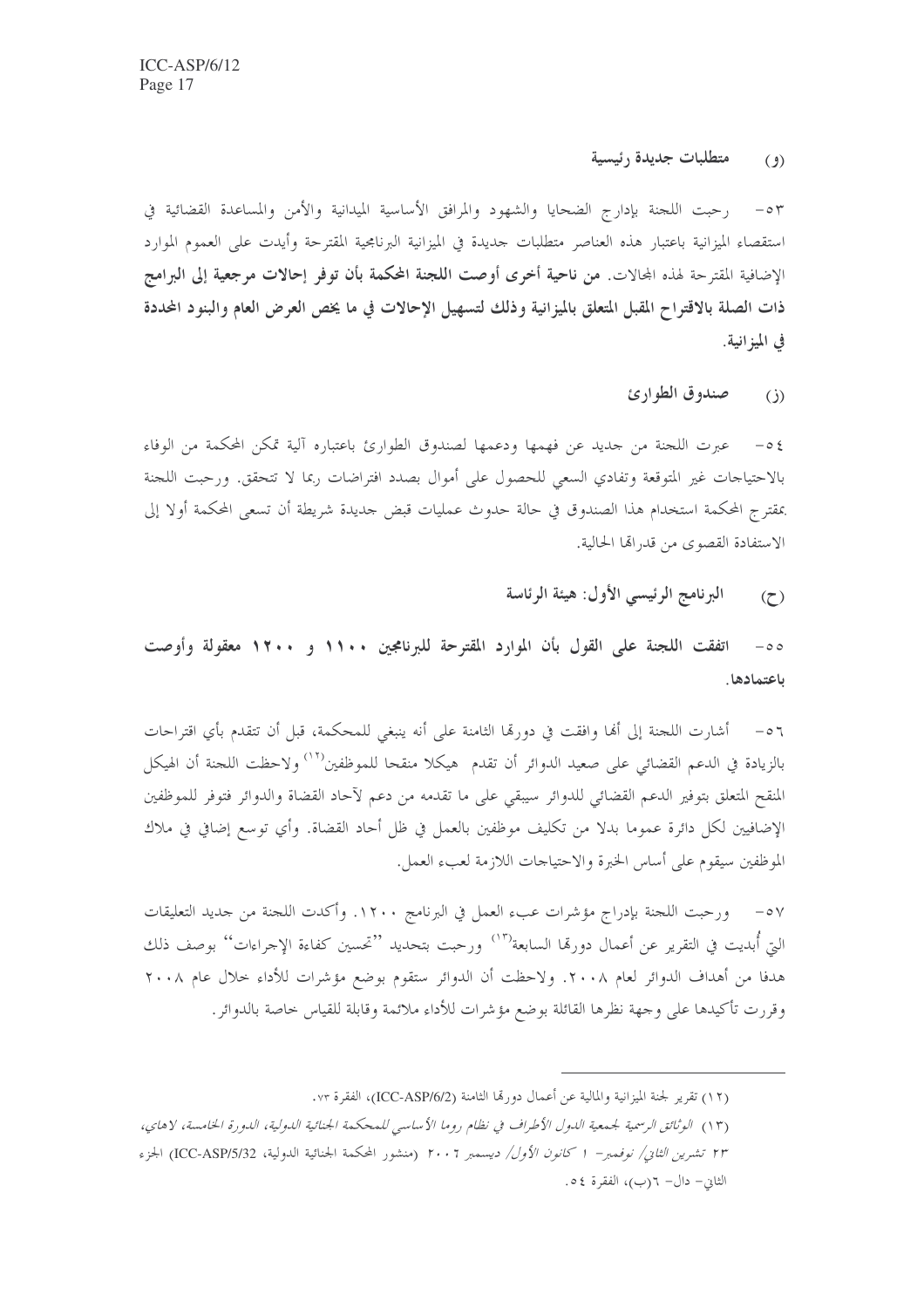### (و) متطلبات جديدة رئيسية

٥٣- رحبت اللجنة بإدارج الضحايا والشهود والمرافق الأساسية الميدانية والأمن والمساعدة القضائية في استقصاء الميزانية باعتبار هذه العناصر متطلبات جديدة في الميزانية البرنامجية المقترحة وأيدت على العموم الموارد الإضافية المقترحة لهذه المجالات. **من ناحية أخرى أوصت اللجنة المحكمة بأن توفر إحالات مرجعية إلى البرامج ذات الصلة بالاقتراح المقبل المتعلق بالميزانية وذلك لتسهيل الإحالات في ما يخص العرض العام والبنود المحددة في الميزانية.**

### (ز) صندوق الطوارئ

٥٤- عبرت اللجنة من جديد عن فهمها ودعمها لصندوق الطوارئ باعتباره آلية تمكن المحكمة من الوفاء بالاحتياجات غير المتوقعة وتفادي السعي للحصول على أموال بصدد افتراضات ربما لا تتحقق. ورحبت اللجنة بمقترح المحكمة استخدام هذا الصندوق في حالة حدوث عمليات قبض جديدة شريطة أن تسعى المحكمة أولا إلى الاستفادة القصوى من قدراتها الحالية.

### (ح) البرنامج الرئيسي الأول: هيئة الرئاسة

**٥٥- اتفقت اللجنة على القول بأن الموارد المقترحة للبرنامجين ١١٠٠ و ١٢٠٠ معقولة وأوصت باعتمادها.**

٥٦- أشارت اللجنة إلى أنها وافقت في دورتها الثامنة على أنه ينبغي للمحكمة، قبل أن تتقدم بأي اقتراحات بالزيادة في الدعم القضائي على صعيد الدوائر أن تقدم هيكلا منقحا للموظفين[12] ولاحظت اللجنة أن الهيكل المنقح المتعلق بتوفير الدعم القضائي للدوائر سيبقي على ما تقدمه من دعم لآحاد القضاة والدوائر فتوفر للموظفين الإضافيين لكل دائرة عموما بدلا من تكليف موظفين بالعمل في ظل أحاد القضاة. وأي توسع إضافي في ملاك الموظفين سيقوم على أساس الخبرة والاحتياجات اللازمة لعبء العمل.

٥٧- ورحبت اللجنة بإدراج مؤشرات عبء العمل في البرنامج ١٢٠٠. وأكدت اللجنة من جديد التعليقات التي أُبديت في التقرير عن أعمال دورتها السابعة[13] ورحبت بتحديد "تحسين كفاءة الإجراءات" بوصف ذلك هدفا من أهداف الدوائر لعام ٢٠٠٨. ولاحظت أن الدوائر ستقوم بوضع مؤشرات للأداء خلال عام ٢٠٠٨ وقررت تأكيدها على وجهة نظرها القائلة بوضع مؤشرات للأداء ملائمة وقابلة للقياس خاصة بالدوائر.

---

(١٢) تقرير لجنة الميزانية والمالية عن أعمال دورتها الثامنة (ICC-ASP/6/2)، الفقرة ٧٣.

(١٣) *الوثائق الرسمية لجمعية الدول الأطراف في نظام روما الأساسي للمحكمة الجنائية الدولية، الدورة الخامسة، لاهاي، ٢٣ تشرين الثاني/ نوفمبر- ١ كانون الأول/ ديسمبر ٢٠٠٦* (منشور المحكمة الجنائية الدولية، ICC-ASP/5/32) الجزء الثاني- دال- ٦(ب)، الفقرة ٥٤.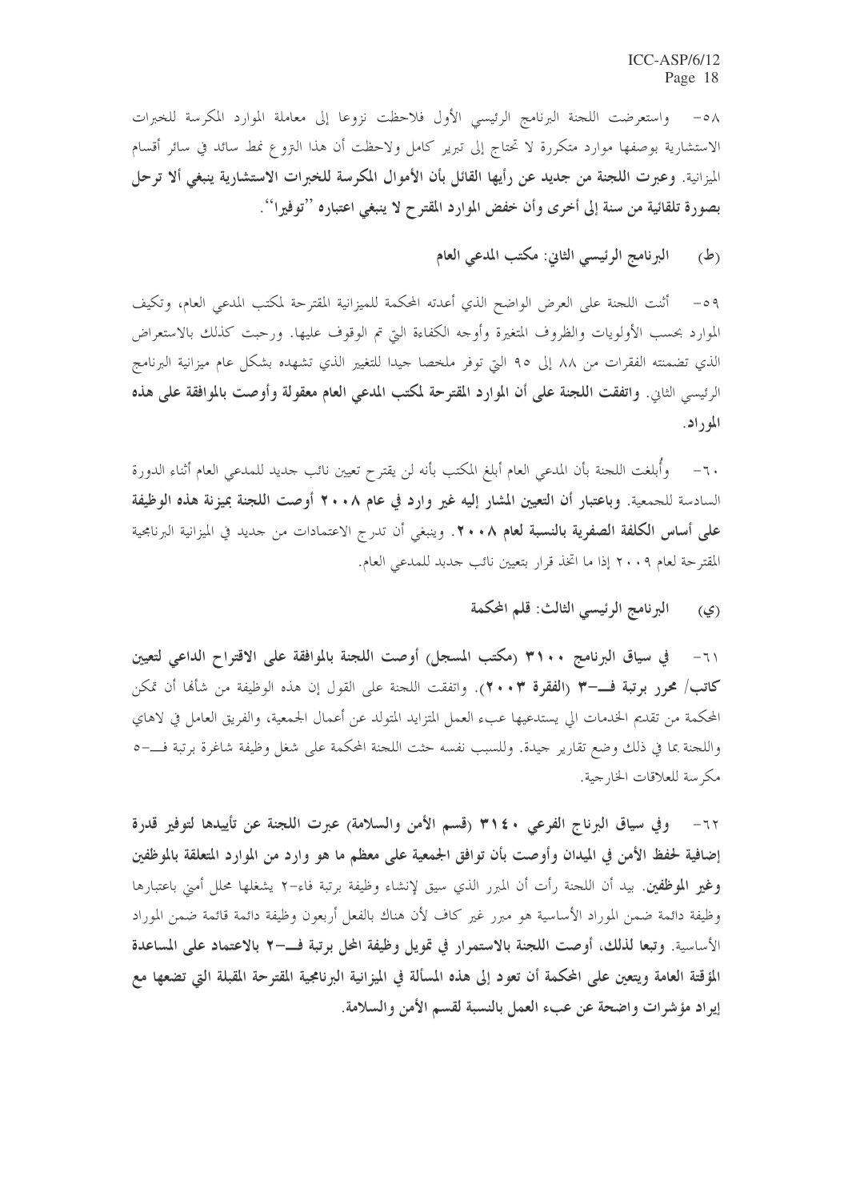٥٨- واستعرضت اللجنة البرنامج الرئيسي الأول فلاحظت نزوعا إلى معاملة الموارد المكرسة للخبرات الاستشارية بوصفها موارد متكررة لا تحتاج إلى تبرير كامل ولاحظت أن هذا النزوع نمط سائد في سائر أقسام الميزانية. **وعبرت اللجنة من جديد عن رأيها القائل بأن الأموال المكرسة للخبرات الاستشارية ينبغي ألا ترحل بصورة تلقائية من سنة إلى أخرى وأن خفض الموارد المقترح لا ينبغي اعتباره ''توفيرا''.**

### (ط) البرنامج الرئيسي الثاني: مكتب المدعي العام

٥٩- أثنت اللجنة على العرض الواضح الذي أعدته المحكمة للميزانية المقترحة لمكتب المدعي العام، وتكييف الموارد بحسب الأولويات والظروف المتغيرة وأوجه الكفاءة التي تم الوقوف عليها. ورحبت كذلك بالاستعراض الذي تضمنته الفقرات من ٨٨ إلى ٩٥ التي توفر ملخصا جيدا للتغيير الذي تشهده بشكل عام ميزانية البرنامج الرئيسي الثاني. **واتفقت اللجنة على أن الموارد المقترحة لمكتب المدعي العام معقولة وأوصت بالموافقة على هذه الموراد.**

٦٠- وأُبلغت اللجنة بأن المدعي العام أبلغ المكتب بأنه لن يقترح تعيين نائب جديد للمدعي العام أثناء الدورة السادسة للجمعية. **وباعتبار أن التعيين المشار إليه غير وارد في عام ٢٠٠٨ أوصت اللجنة بميزنة هذه الوظيفة على أساس الكلفة الصفرية بالنسبة لعام ٢٠٠٨.** وينبغي أن تدرج الاعتمادات من جديد في الميزانية البرنامجية المقترحة لعام ٢٠٠٩ إذا ما اتخذ قرار بتعيين نائب جدبد للمدعي العام.

### (ي) البرنامج الرئيسي الثالث: قلم المحكمة

٦١- **في سياق البرنامج ٣١٠٠ (مكتب المسجل) أوصت اللجنة بالموافقة على الاقتراح الداعي لتعيين كاتب/ محرر برتبة فـ-٣ (الفقرة ٢٠٠٣).** واتفقت اللجنة على القول إن هذه الوظيفة من شأنها أن تمكن المحكمة من تقديم الخدمات الي يستدعيها عبء العمل المتزايد المتولد عن أعمال الجمعية، والفريق العامل في لاهاي واللجنة بما في ذلك وضع تقارير جيدة. وللسبب نفسه حثت اللجنة المحكمة على شغل وظيفة شاغرة برتبة فـ-٥ مكرسة للعلاقات الخارجية.

٦٢- **وفي سياق البرناج الفرعي ٣١٤٠ (قسم الأمن والسلامة) عبرت اللجنة عن تأييدها لتوفير قدرة إضافية لحفظ الأمن في الميدان وأوصت بأن توافق الجمعية على معظم ما هو وارد من الموارد المتعلقة بالموظفين وغير الموظفين.** بيد أن اللجنة رأت أن المبرر الذي سيق لإنشاء وظيفة برتبة فاء-٢ يشغلها محلل أمني باعتبارها وظيفة دائمة ضمن الموارد الأساسية هو مبرر غير كاف لأن هناك بالفعل أربعون وظيفة دائمة قائمة ضمن الموارد الأساسية. **وتبعا لذلك، أوصت اللجنة بالاستمرار في تمويل وظيفة المحل برتبة فـ-٢ بالاعتماد على المساعدة المؤقتة العامة ويتعين على المحكمة أن تعود إلى هذه المسألة في الميزانية البرنامجية المقترحة المقبلة التي تضعها مع إيراد مؤشرات واضحة عن عبء العمل بالنسبة لقسم الأمن والسلامة.**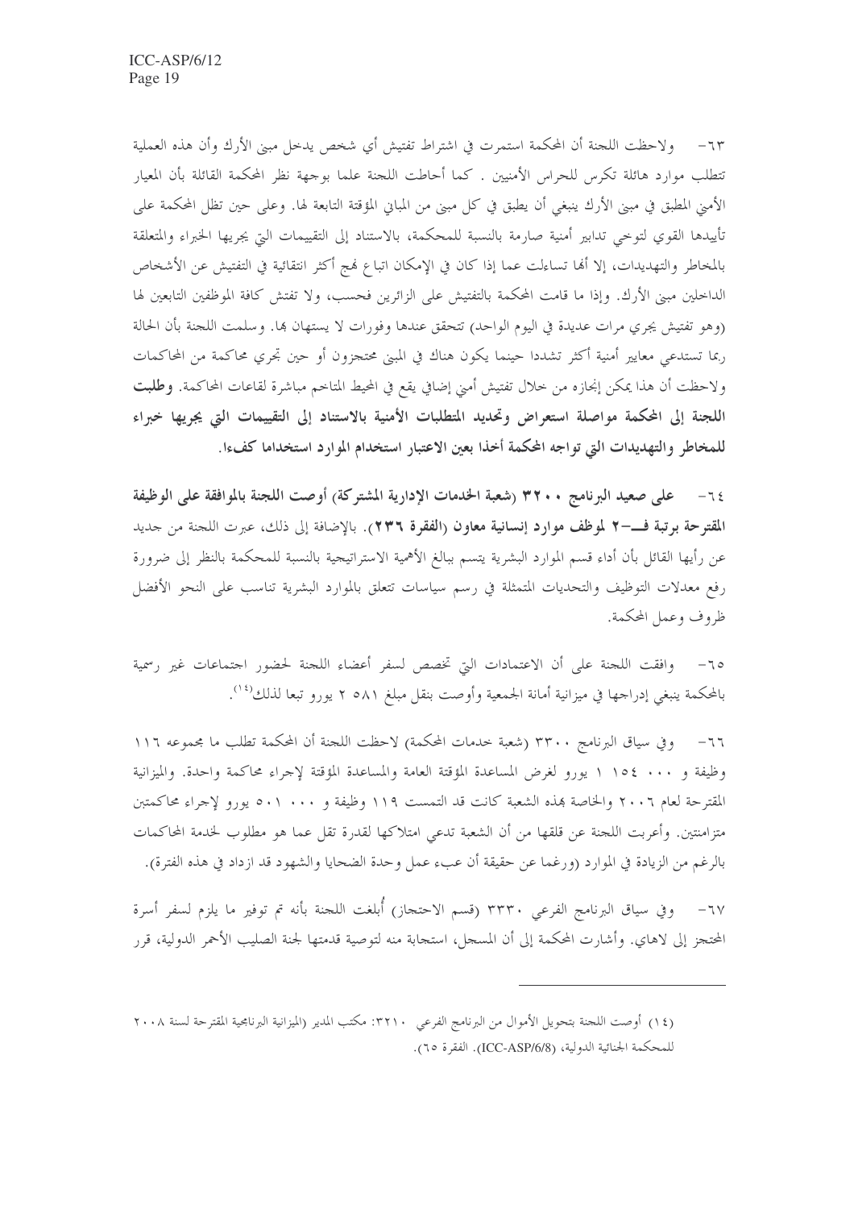٦٣- ولاحظت اللجنة أن المحكمة استمرت في اشتراط تفتيش أي شخص يدخل مبنى الأرك وأن هذه العملية تتطلب موارد هائلة تكرس للحراس الأمنيين . كما أحاطت اللجنة علما بوجهة نظر المحكمة القائلة بأن المعيار الأمني المطبق في مبنى الأرك ينبغي أن يطبق في كل مبنى من المباني المؤقتة التابعة لها. وعلى حين تظل المحكمة على تأييدها القوي لتوخي تدابير أمنية صارمة بالنسبة للمحكمة، بالاستناد إلى التقييمات التي يجريها الخبراء والمتعلقة بالمخاطر والتهديدات، إلا أنها تساءلت عما إذا كان في الإمكان اتباع نهج أكثر انتقائية في التفتيش عن الأشخاص الداخلين مبنى الأرك. وإذا ما قامت المحكمة بالتفتيش على الزائرين فحسب، ولا تفتش كافة الموظفين التابعين لها (وهو تفتيش يجري مرات عديدة في اليوم الواحد) تتحقق عندها وفورات لا يستهان بها. وسلمت اللجنة بأن الحالة ربما تستدعي معايير أمنية أكثر تشددا حينما يكون هناك في المبنى محتجزون أو حين تجري محاكمة من المحاكمات ولاحظت أن هذا يمكن إنجازه من خلال تفتيش أمني إضافي يقع في المحيط المتاخم مباشرة لقاعات المحاكمة. **وطلبت اللجنة إلى المحكمة مواصلة استعراض وتحديد المتطلبات الأمنية بالاستناد إلى التقييمات التي يجريها خبراء للمخاطر والتهديدات التي تواجه المحكمة أخذا بعين الاعتبار استخدام الموارد استخداما كفءا.**

٦٤- **على صعيد البرنامج ٣٢٠٠ (شعبة الخدمات الإدارية المشتركة) أوصت اللجنة بالموافقة على الوظيفة المقترحة برتبة فـ-٢ لموظف موارد إنسانية معاون (الفقرة ٢٣٦)**. بالإضافة إلى ذلك، عبرت اللجنة من جديد عن رأيها القائل بأن أداء قسم الموارد البشرية يتسم ببالغ الأهمية الاستراتيجية بالنسبة للمحكمة بالنظر إلى ضرورة رفع معدلات التوظيف والتحديات المتمثلة في رسم سياسات تتعلق بالموارد البشرية تناسب على النحو الأفضل ظروف وعمل المحكمة.

٦٥- وافقت اللجنة على أن الاعتمادات التي تخصص لسفر أعضاء اللجنة لحضور اجتماعات غير رسمية بالمحكمة ينبغي إدراجها في ميزانية أمانة الجمعية وأوصت بنقل مبلغ ٥٨١ ٢ يورو تبعا لذلك[١٤].

٦٦- وفي سياق البرنامج ٣٣٠٠ (شعبة خدمات المحكمة) لاحظت اللجنة أن المحكمة تطلب ما مجموعه ١١٦ وظيفة و ٠٠٠ ١٥٤ ١ يورو لغرض المساعدة المؤقتة العامة والمساعدة المؤقتة لإجراء محاكمة واحدة. والميزانية المقترحة لعام ٢٠٠٦ والخاصة بهذه الشعبة كانت قد التمست ١١٩ وظيفة و ٠٠٠ ٥٠١ يورو لإجراء محاكمتين متزامنتين. وأعربت اللجنة عن قلقها من أن الشعبة تدعي امتلاكها لقدرة تقل عما هو مطلوب لخدمة المحاكمات بالرغم من الزيادة في الموارد (ورغما عن حقيقة أن عبء عمل وحدة الضحايا والشهود قد ازداد في هذه الفترة).

٦٧- وفي سياق البرنامج الفرعي ٣٣٣٠ (قسم الاحتجاز) أُبلغت اللجنة بأنه تم توفير ما يلزم لسفر أسرة المحتجز إلى لاهاي. وأشارت المحكمة إلى أن المسجل، استجابة منه لتوصية قدمتها لجنة الصليب الأحمر الدولية، قرر

---

(١٤) أوصت اللجنة بتحويل الأموال من البرنامج الفرعي ٣٢١٠: مكتب المدير (الميزانية البرنامجية المقترحة لسنة ٢٠٠٨ للمحكمة الجنائية الدولية، (ICC-ASP/6/8). الفقرة ٦٥).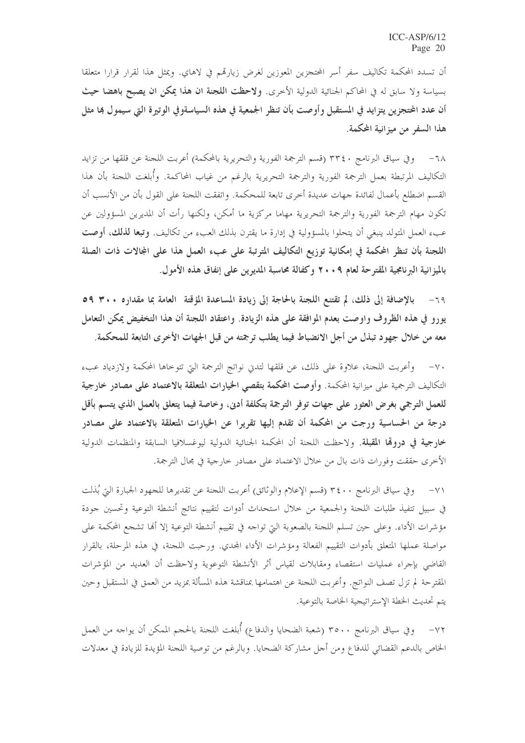أن تسدد المحكمة تكاليف سفر أسر المحتجزين المعوزين لغرض زيارتهم في لاهاي. ويمثل هذا لقرار قرارا متعلقا بسياسة ولا سابق له في المحاكم الجنائية الدولية الأخرى. **ولاحظت اللجنة ان هذا يمكن ان يصبح باهضا حيث أن عدد المحتجزين يتزايد في المستقبل وأوصت بأن تنظر الجمعية في هذه السياسةوفي الوتيرة التي سيمول بها مثل هذا السفر من ميزانية المحكمة.**

٦٨- وفي سياق البرنامج ٣٣٤٠ (قسم الترجمة الفورية والتحريرية بالمحكمة) أعربت اللجنة عن قلقها من تزايد التكاليف المرتبطة بعمل الترجمة الفورية والترجمة التحريرية بالرغم من غياب المحاكمة. وأُبلغت اللجنة بأن هذا القسم اضطلع بأعمال لفائدة جهات عديدة أخرى تابعة للمحكمة. واتفقت اللجنة على القول بأن من الأنسب أن تكون مهام الترجمة الفورية والترجمة التحريرية مهاما مركزية ما أمكن، ولكنها رأت أن المديرين المسؤولين عن عبء العمل المتولد ينبغي أن يتحلوا بالمسؤولية في إدارة ما يقترن بذلك العبء من تكاليف. **وتبعا لذلك، أوصت اللجنة بأن تنظر المحكمة في إمكانية توزيع التكاليف المترتبة على عبء العمل هذا على المجالات ذات الصلة بالميزانية البرنامجية المقترحة لعام ٢٠٠٩ وكفالة محاسبة المديرين على إنفاق هذه الأموال.**

٦٩- **بالإضافة إلى ذلك، لم تقتنع اللجنة بالحاجة إلى زيادة المساعدة المؤقتة العامة بما مقداره ٣٠٠ ٥٩ يورو في هذه الظروف واوصت بعدم الموافقة على هذه الزيادة. واعتقاد اللجنة أن هذا التخفيض يمكن التعامل معه من خلال جهود تبذل من أجل الانضباط فيما يطلب ترجمته من قبل الجهات الأخرى التابعة للمحكمة.**

٧٠- وأعربت اللجنة، علاوة على ذلك، عن قلقها لتدني نواتج الترجمة التي تتوخاها المحكمة ولازدياد عبء التكاليف الترجمية على ميزانية المحكمة. **وأوصت المحكمة بتقصي الخيارات المتعلقة بالاعتماد على مصادر خارجية للعمل الترجمي بغرض العثور على جهات توفر الترجمة بتكلفة أدنى، وخاصة فيما يتعلق بالعمل الذي يتسم بأقل درجة من الحساسية ورجت من المحكمة أن تقدم إليها تقريرا عن الخيارات المتعلقة بالاعتماد على مصادر خارجية في دورها المقبلة.** ولاحظت اللجنة أن المحكمة الجنائية الدولية ليوغسلافيا السابقة والمنظمات الدولية الأخرى حققت وفورات ذات بال من خلال الاعتماد على مصادر خارجية في مجال الترجمة.

٧١- وفي سياق البرنامج ٣٤٠٠ (قسم الإعلام والوثائق) أعربت اللجنة عن تقديرها للجهود الجبارة التي بُذلت في سبيل تنفيذ طلبات اللجنة والجمعية من خلال استحداث أدوات لتقييم نتائج أنشطة التوعية وتحسين جودة مؤشرات الأداء. وعلى حين تسلم اللجنة بالصعوبة التي تواجه في تقييم أنشطة التوعية إلا أنها تشجع المحكمة على مواصلة عملها المتعلق بأدوات التقييم الفعالة ومؤشرات الأداء المجدي. ورحبت اللجنة، في هذه المرحلة، بالقرار القاضي بإجراء عمليات استقصاء ومقابلات لقياس أثر الأنشطة التوعوية ولاحظت أن العديد من المؤشرات المقترحة لم تزل تصف النواتج. وأعربت اللجنة عن اهتمامها بمناقشة هذه المسألة بمزيد من العمق في المستقبل وحين يتم تحديث الخطة الإستراتيجية الخاصة بالتوعية.

٧٢- وفي سياق البرنامج ٣٥٠٠ (شعبة الضحايا والدفاع) أُبلغت اللجنة بالحجم الممكن أن يواجه من العمل الخاص بالدعم القضائي للدفاع ومن أجل مشاركة الضحايا. وبالرغم من توصية اللجنة المؤيدة للزيادة في معدلات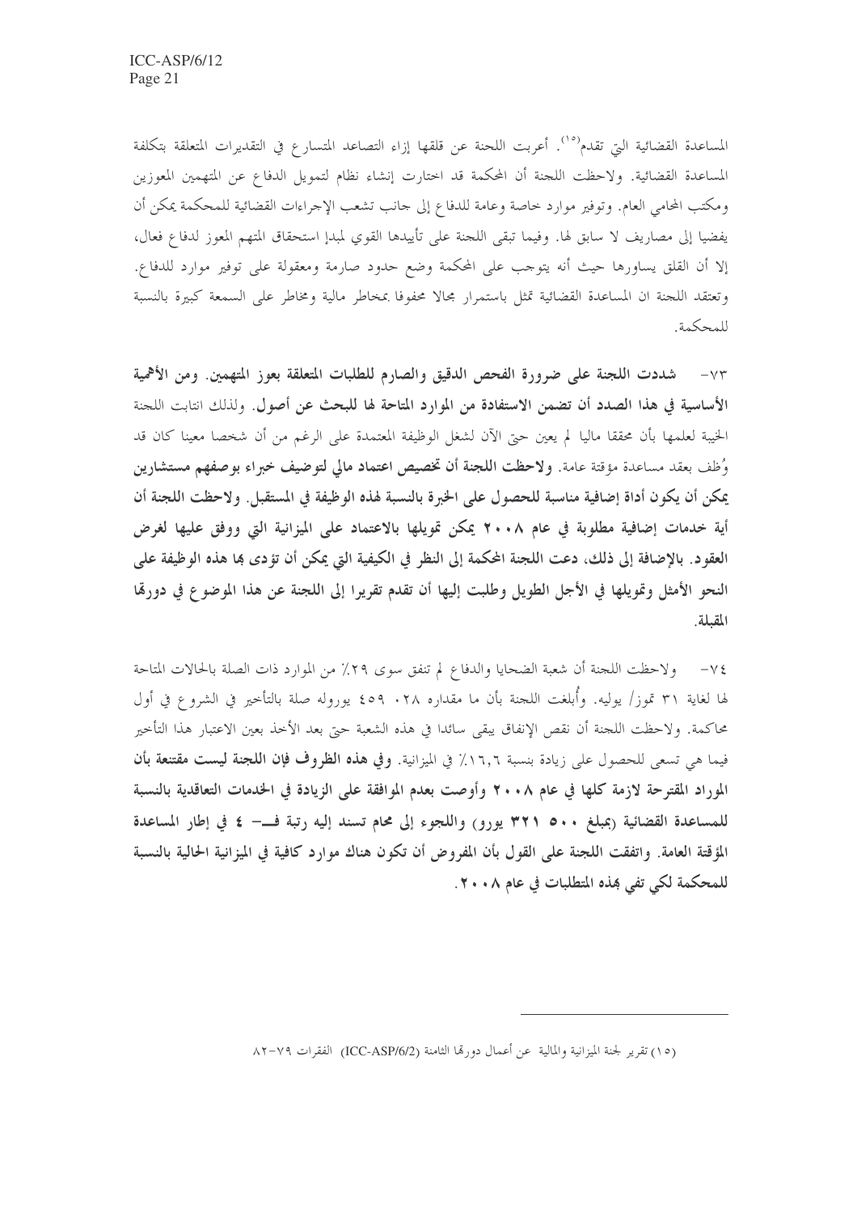المساعدة القضائية التي تقدم[15]. أعربت اللجنة عن قلقها إزاء التصاعد المتسارع في التقديرات المتعلقة بتكلفة المساعدة القضائية. ولاحظت اللجنة أن المحكمة قد اختارت إنشاء نظام لتمويل الدفاع عن المتهمين المعوزين ومكتب المحامي العام. وتوفير موارد خاصة وعامة للدفاع إلى جانب تشعب الإجراءات القضائية للمحكمة يمكن أن يفضيا إلى مصاريف لا سابق لها. وفيما تبقى اللجنة على تأييدها القوي لمبدإ استحقاق المتهم المعوز لدفاع فعال، إلا أن القلق يساورها حيث أنه يتوجب على المحكمة وضع حدود صارمة ومعقولة على توفير موارد للدفاع. وتعتقد اللجنة ان المساعدة القضائية تمثل باستمرار مجالا محفوفا بمخاطر مالية ومخاطر على السمعة كبيرة بالنسبة للمحكمة.

٧٣- **شددت اللجنة على ضرورة الفحص الدقيق والصارم للطلبات المتعلقة بعوز المتهمين. ومن الأهمية الأساسية في هذا الصدد أن تضمن الاستفادة من الموارد المتاحة لها للبحث عن أصول.** ولذلك انتابت اللجنة الخيبة لعلمها بأن محققا ماليا لم يعين حتى الآن لشغل الوظيفة المعتمدة على الرغم من أن شخصا معينا كان قد وُظف بعقد مساعدة مؤقتة عامة. **ولاحظت اللجنة أن تخصيص اعتماد مالي لتوظيف خبراء بوصفهم مستشارين يمكن أن يكون أداة إضافية مناسبة للحصول على الخبرة بالنسبة لهذه الوظيفة في المستقبل. ولاحظت اللجنة أن أية خدمات إضافية مطلوبة في عام ٢٠٠٨ يمكن تمويلها بالاعتماد على الميزانية التي ووفق عليها لغرض العقود. بالإضافة إلى ذلك، دعت اللجنة المحكمة إلى النظر في الكيفية التي يمكن أن تؤدى بها هذه الوظيفة على النحو الأمثل وتمويلها في الأجل الطويل وطلبت إليها أن تقدم تقريرا إلى اللجنة عن هذا الموضوع في دورتها المقبلة.**

٧٤- ولاحظت اللجنة أن شعبة الضحايا والدفاع لم تنفق سوى ٢٩٪ من الموارد ذات الصلة بالحالات المتاحة لها لغاية ٣١ تموز/ يوليه. وأُبلغت اللجنة بأن ما مقداره ٤٥٩ ٠٢٨ يورو له صلة بالتأخير في الشروع في أول محاكمة. ولاحظت اللجنة أن نقص الإنفاق يبقى سائدا في هذه الشعبة حتى بعد الأخذ بعين الاعتبار هذا التأخير فيما هي تسعى للحصول على زيادة بنسبة ١٦,٦٪ في الميزانية. **وفي هذه الظروف فإن اللجنة ليست مقتنعة بأن الموراد المقترحة لازمة كلها في عام ٢٠٠٨ وأوصت بعدم الموافقة على الزيادة في الخدمات التعاقدية بالنسبة للمساعدة القضائية (بمبلغ ٥٠٠ ٣٢١ يورو) واللجوء إلى محام تسند إليه رتبة فــ- ٤ في إطار المساعدة المؤقتة العامة. واتفقت اللجنة على القول بأن المفروض أن تكون هناك موارد كافية في الميزانية الحالية بالنسبة للمحكمة لكي تفي بهذه المتطلبات في عام ٢٠٠٨.**

---

(١٥) تقرير لجنة الميزانية والمالية عن أعمال دورتها الثامنة (ICC-ASP/6/2) الفقرات ٧٩-٨٢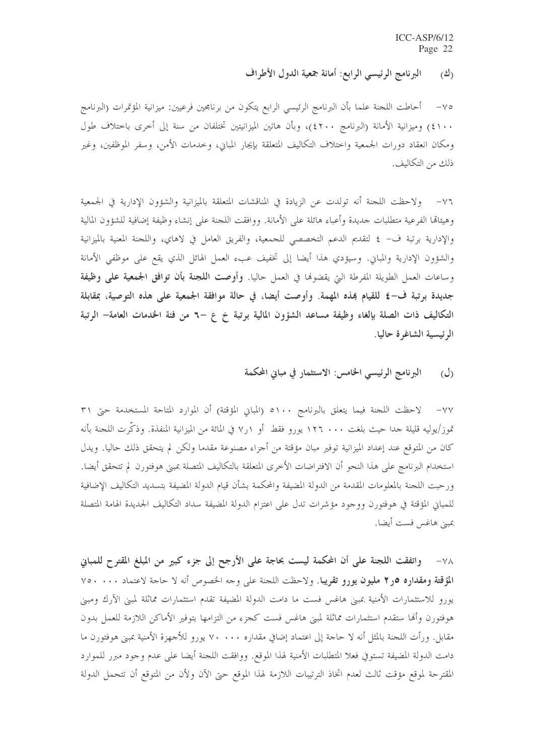### (ك) البرنامج الرئيسي الرابع: أمانة جمعية الدول الأطراف

٧٥- أحاطت اللجنة علما بأن البرنامج الرئيسي الرابع يتكون من برنامجين فرعيين: ميزانية المؤتمرات (البرنامج ٤١٠٠) وميزانية الأمانة (البرنامج ٤٢٠٠)، وبأن هاتين الميزانيتين تختلفان من سنة إلى أخرى باختلاف طول ومكان انعقاد دورات الجمعية واختلاف التكاليف المتعلقة بإيجار المباني، وخدمات الأمن، وسفر الموظفين، وغير ذلك من التكاليف.

٧٦- ولاحظت اللجنة أنه تولدت عن الزيادة في المناقشات المتعلقة بالميزانية والشؤون الإدارية في الجمعية وهيئاتها الفرعية متطلبات جديدة وأعباء هائلة على الأمانة. ووافقت اللجنة على إنشاء وظيفة إضافية للشؤون المالية والإدارية برتبة ف- ٤ لتقديم الدعم التخصصي للجمعية، والفريق العامل في لاهاي، واللجنة المعنية بالميزانية والشؤون الإدارية والمباني. وسيؤدي هذا أيضا إلى تخفيف عبء العمل الهائل الذي يقع على موظفي الأمانة وساعات العمل الطويلة المفرطة التي يقضونها في العمل حاليا. **وأوصت اللجنة بأن توافق الجمعية على وظيفة جديدة برتبة ف-٤ للقيام بهذه المهمة. وأوصت أيضا، في حالة موافقة الجمعية على هذه التوصية، بمقابلة التكاليف ذات الصلة بإلغاء وظيفة مساعد الشؤون المالية برتبة خ ع -٦ من فئة الخدمات العامة- الرتبة الرئيسية الشاغرة حاليا.**

### (ل) البرنامج الرئيسي الخامس: الاستثمار في مباني المحكمة

٧٧- لاحظت اللجنة فيما يتعلق بالبرنامج ٥١٠٠ (المباني المؤقتة) أن الموارد المتاحة المستخدمة حتى ٣١ تموز/يوليه قليلة جدا حيث بلغت ١٢٦ ٠٠٠ يورو فقط أو ١٫٧ في المائة من الميزانية المنفذة. وذكّرت اللجنة بأنه كان من المتوقع عند إعداد الميزانية توفير مبان مؤقتة من أجزاء مصنوعة مقدما ولكن لم يتحقق ذلك حاليا. ويدل استخدام البرنامج على هذا النحو أن الافتراضات الأخرى المتعلقة بالتكاليف المتصلة بمبنى هوفتورن لم تتحقق أيضا. ورحبت اللجنة بالمعلومات المقدمة من الدولة المضيفة والمحكمة بشأن قيام الدولة المضيفة بتسديد التكاليف الإضافية للمباني المؤقتة في هوفتورن ووجود مؤشرات تدل على اعتزام الدولة المضيفة سداد التكاليف الجديدة الهامة المتصلة بمبنى هاغس فست أيضا.

٧٨- **واتفقت اللجنة على أن المحكمة ليست بحاجة على الأرجح إلى جزء كبير من المبلغ المقترح للمباني المؤقتة ومقداره ٢٫٥ مليون يورو تقريبا.** ولاحظت اللجنة على وجه الخصوص أنه لا حاجة لاعتماد ٧٥٠ ٠٠٠ يورو للاستثمارات الأمنية بمبنى هاغس فست ما دامت الدولة المضيفة تقدم استثمارات مماثلة لمبنى الآرك ومبنى هوفتورن وأنها ستقدم استثمارات مماثلة لمبنى هاغس فست كجزء من التزامها بتوفير الأماكن اللازمة للعمل بدون مقابل. ورأت اللجنة بالمثل أنه لا حاجة إلى اعتماد إضافي مقداره ٧٠ ٠٠٠ يورو للأجهزة الأمنية بمبنى هوفتورن ما دامت الدولة المضيفة تستوفي فعلا المتطلبات الأمنية لهذا الموقع. ووافقت اللجنة أيضا على عدم وجود مبرر للموارد المقترحة لموقع مؤقت ثالث لعدم اتخاذ الترتيبات اللازمة لهذا الموقع حتى الآن ولأن من المتوقع أن تتحمل الدولة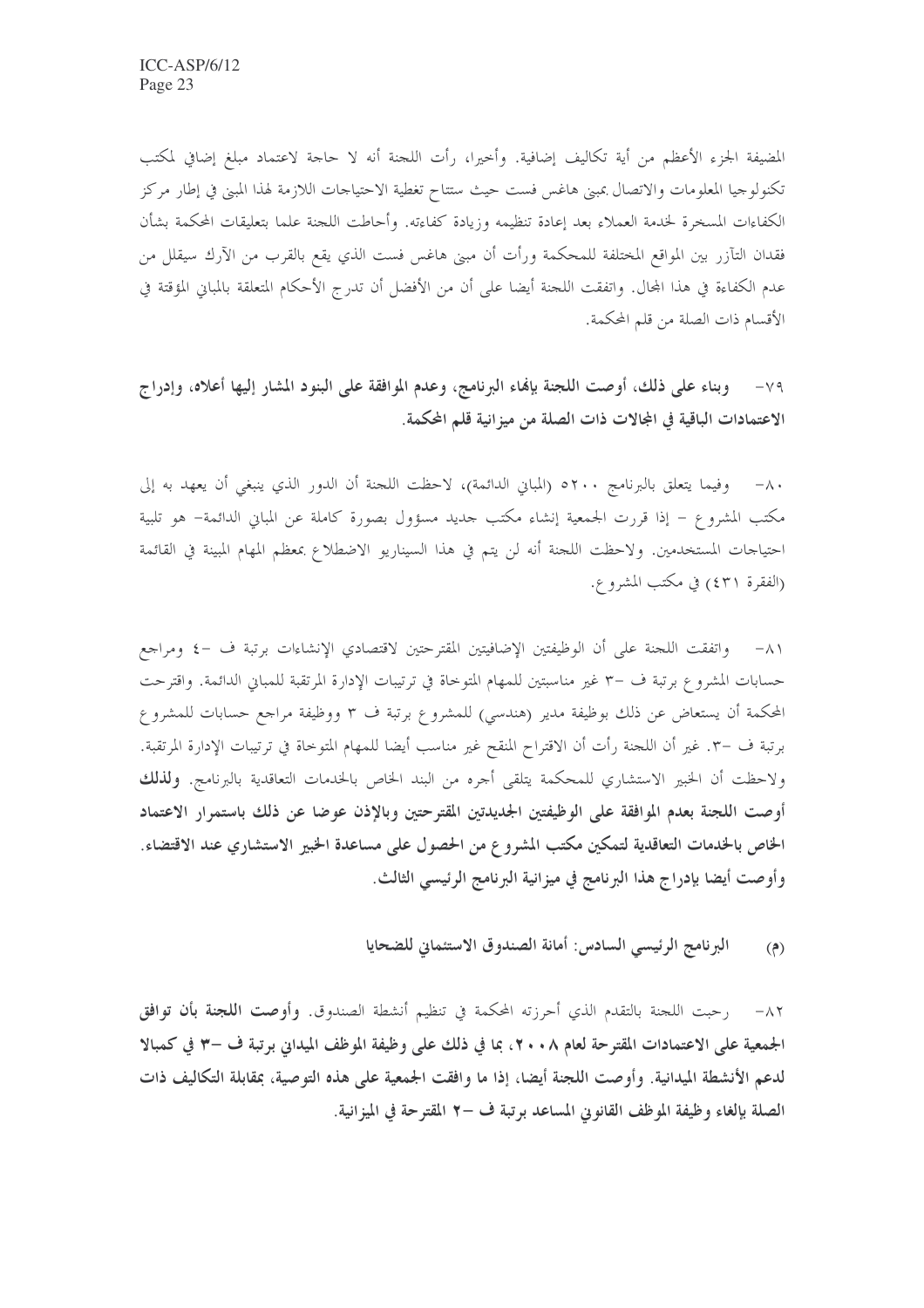المضيفة الجزء الأعظم من أية تكاليف إضافية. وأخيرا، رأت اللجنة أنه لا حاجة لاعتماد مبلغ إضافي لمكتب تكنولوجيا المعلومات والاتصال بمبنى هاغس فست حيث ستتاح تغطية الاحتياجات اللازمة لهذا المبنى في إطار مركز الكفاءات المسخرة لخدمة العملاء بعد إعادة تنظيمه وزيادة كفاءته. وأحاطت اللجنة علما بتعليقات المحكمة بشأن فقدان التآزر بين المواقع المختلفة للمحكمة ورأت أن مبنى هاغس فست الذي يقع بالقرب من الآرك سيقلل من عدم الكفاءة في هذا المجال. واتفقت اللجنة أيضا على أن من الأفضل أن تدرج الأحكام المتعلقة بالمباني المؤقتة في الأقسام ذات الصلة من قلم المحكمة.

٧٩- **وبناء على ذلك، أوصت اللجنة بإلغاء البرنامج، وعدم الموافقة على البنود المشار إليها أعلاه، وإدراج الاعتمادات الباقية في المجالات ذات الصلة من ميزانية قلم المحكمة.**

٨٠- وفيما يتعلق بالبرنامج ٥٢٠٠ (المباني الدائمة)، لاحظت اللجنة أن الدور الذي ينبغي أن يعهد به إلى مكتب المشروع - إذا قررت الجمعية إنشاء مكتب جديد مسؤول بصورة كاملة عن المباني الدائمة- هو تلبية احتياجات المستخدمين. ولاحظت اللجنة أنه لن يتم في هذا السيناريو الاضطلاع بمعظم المهام المبينة في القائمة (الفقرة ٤٣١) في مكتب المشروع.

٨١- واتفقت اللجنة على أن الوظيفتين الإضافيتين المقترحتين لاقتصادي الإنشاءات برتبة ف -٤ ومراجع حسابات المشروع برتبة ف -٣ غير مناسبتين للمهام المتوخاة في ترتيبات الإدارة المرتقبة للمباني الدائمة. واقترحت المحكمة أن يستعاض عن ذلك بوظيفة مدير (هندسي) للمشروع برتبة ف ٣ ووظيفة مراجع حسابات للمشروع برتبة ف -٣. غير أن اللجنة رأت أن الاقتراح المنقح غير مناسب أيضا للمهام المتوخاة في ترتيبات الإدارة المرتقبة. ولاحظت أن الخبير الاستشاري للمحكمة يتلقى أجره من البند الخاص بالخدمات التعاقدية بالبرنامج. **ولذلك أوصت اللجنة بعدم الموافقة على الوظيفتين الجديدتين المقترحتين وبالإذن عوضا عن ذلك باستمرار الاعتماد الخاص بالخدمات التعاقدية لتمكين مكتب المشروع من الحصول على مساعدة الخبير الاستشاري عند الاقتضاء. وأوصت أيضا بإدراج هذا البرنامج في ميزانية البرنامج الرئيسي الثالث.**

### (م) البرنامج الرئيسي السادس: أمانة الصندوق الاستئماني للضحايا

٨٢- رحبت اللجنة بالتقدم الذي أحرزته المحكمة في تنظيم أنشطة الصندوق. **وأوصت اللجنة بأن توافق الجمعية على الاعتمادات المقترحة لعام ٢٠٠٨، بما في ذلك على وظيفة الموظف الميداني برتبة ف -٣ في كمبالا لدعم الأنشطة الميدانية. وأوصت اللجنة أيضا، إذا ما وافقت الجمعية على هذه التوصية، بمقابلة التكاليف ذات الصلة بإلغاء وظيفة الموظف القانوني المساعد برتبة ف -٢ المقترحة في الميزانية.**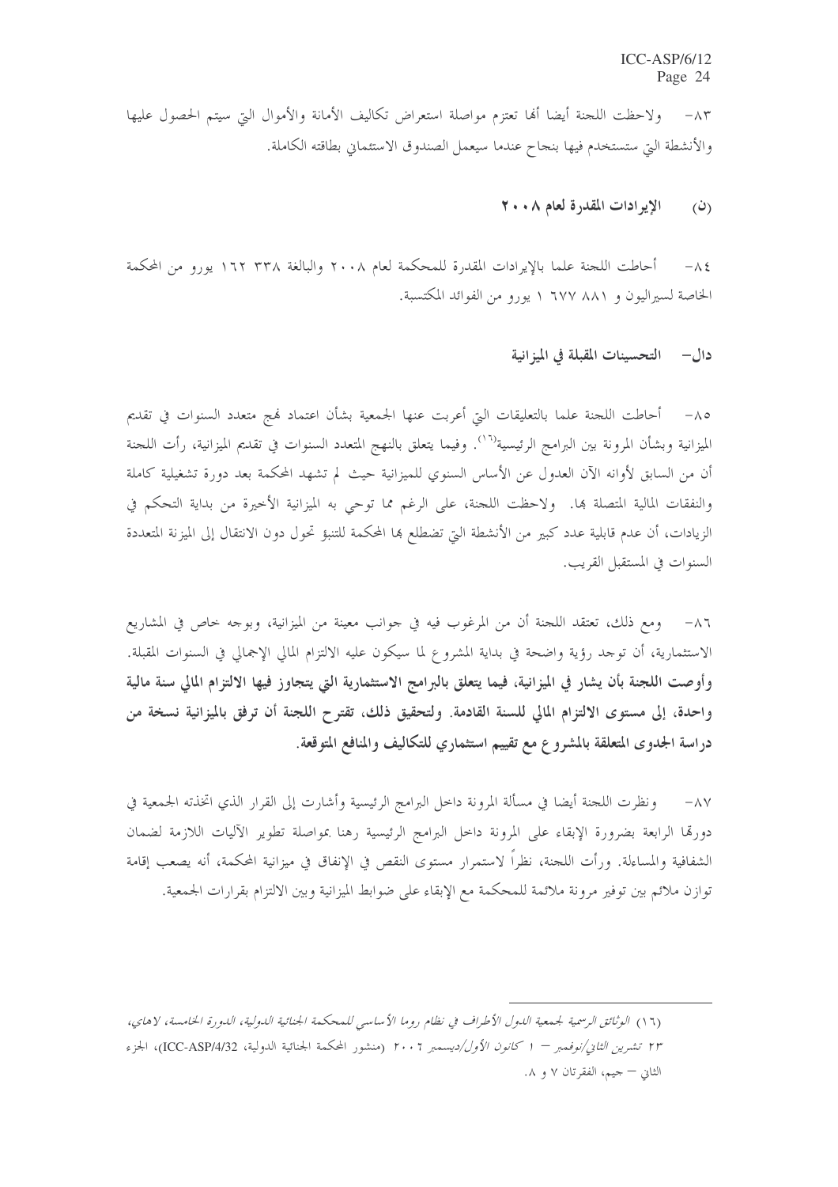٨٣- ولاحظت اللجنة أيضا أنها تعتزم مواصلة استعراض تكاليف الأمانة والأموال التي سيتم الحصول عليها والأنشطة التي ستستخدم فيها بنجاح عندما سيعمل الصندوق الاستئماني بطاقته الكاملة.

### (ن) الإيرادات المقدرة لعام ٢٠٠٨

٨٤- أحاطت اللجنة علما بالإيرادات المقدرة للمحكمة لعام ٢٠٠٨ والبالغة ٣٣٨ ١٦٢ يورو من المحكمة الخاصة لسيراليون و ٨٨١ ٦٧٧ ١ يورو من الفوائد المكتسبة.

## دال- التحسينات المقبلة في الميزانية

٨٥- أحاطت اللجنة علما بالتعليقات التي أعربت عنها الجمعية بشأن اعتماد نهج متعدد السنوات في تقديم الميزانية وبشأن المرونة بين البرامج الرئيسية[١٦]. وفيما يتعلق بالنهج المتعدد السنوات في تقديم الميزانية، رأت اللجنة أن من السابق لأوانه الآن العدول عن الأساس السنوي للميزانية حيث لم تشهد المحكمة بعد دورة تشغيلية كاملة والنفقات المالية المتصلة بها. ولاحظت اللجنة، على الرغم مما توحي به الميزانية الأخيرة من بداية التحكم في الزيادات، أن عدم قابلية عدد كبير من الأنشطة التي تضطلع بها المحكمة للتنبؤ تحول دون الانتقال إلى الميزنة المتعددة السنوات في المستقبل القريب.

٨٦- ومع ذلك، تعتقد اللجنة أن من المرغوب فيه في جوانب معينة من الميزانية، وبوجه خاص في المشاريع الاستثمارية، أن توجد رؤية واضحة في بداية المشروع لما سيكون عليه الالتزام المالي الإجمالي في السنوات المقبلة. **وأوصت اللجنة بأن يشار في الميزانية، فيما يتعلق بالبرامج الاستثمارية التي يتجاوز فيها الالتزام المالي سنة مالية واحدة، إلى مستوى الالتزام المالي للسنة القادمة. ولتحقيق ذلك، تقترح اللجنة أن ترفق بالميزانية نسخة من دراسة الجدوى المتعلقة بالمشروع مع تقييم استثماري للتكاليف والمنافع المتوقعة.**

٨٧- ونظرت اللجنة أيضا في مسألة المرونة داخل البرامج الرئيسية وأشارت إلى القرار الذي اتخذته الجمعية في دورتها الرابعة بضرورة الإبقاء على المرونة داخل البرامج الرئيسية رهنا بمواصلة تطوير الآليات اللازمة لضمان الشفافية والمساءلة. ورأت اللجنة، نظراً لاستمرار مستوى النقص في الإنفاق في ميزانية المحكمة، أنه يصعب إقامة توازن ملائم بين توفير مرونة ملائمة للمحكمة مع الإبقاء على ضوابط الميزانية وبين الالتزام بقرارات الجمعية.

---

(١٦) *الوثائق الرسمية لجمعية الدول الأطراف في نظام روما الأساسي للمحكمة الجنائية الدولية، الدورة الخامسة، لاهاي، ٢٣ تشرين الثاني/نوفمبر – ١ كانون الأول/ديسمبر ٢٠٠٦* (منشور المحكمة الجنائية الدولية، ICC-ASP/4/32)، الجزء الثاني – جيم، الفقرتان ٧ و ٨.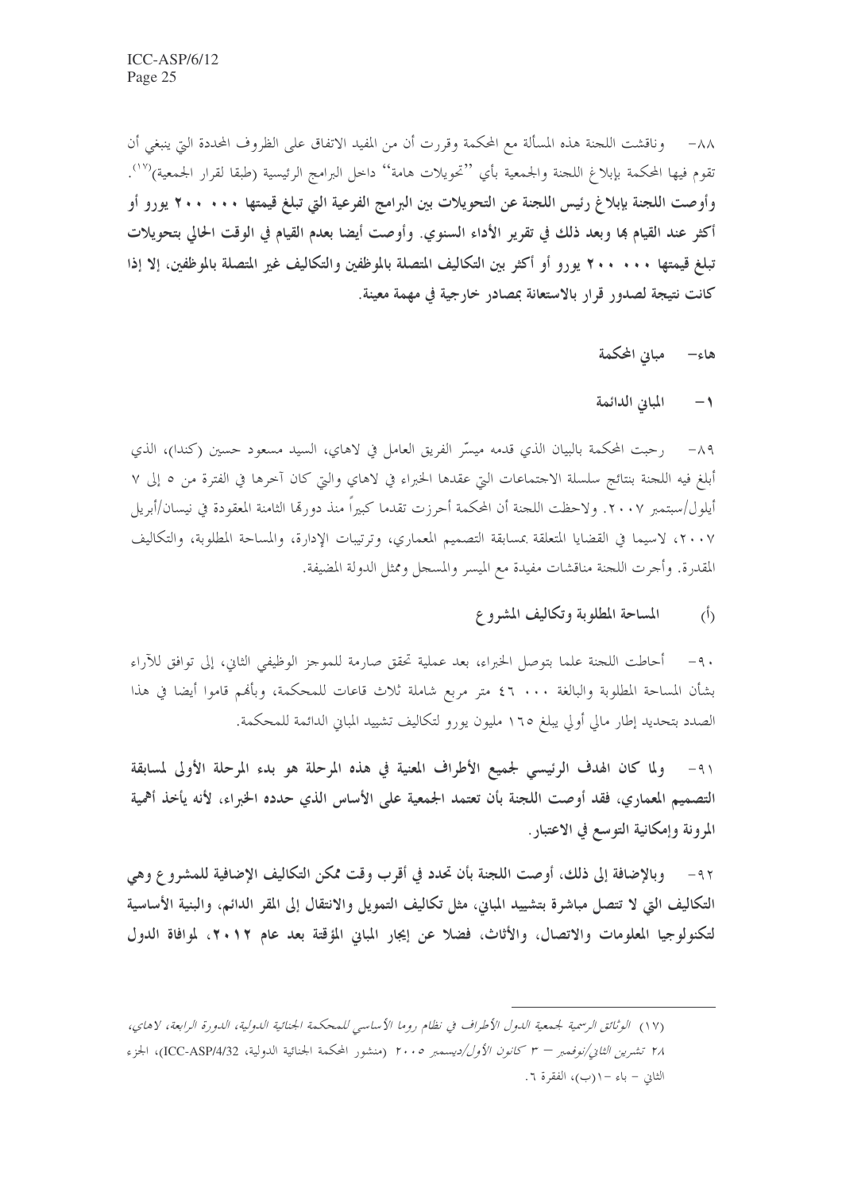٨٨- وناقشت اللجنة هذه المسألة مع المحكمة وقررت أن من المفيد الاتفاق على الظروف المحددة التي ينبغي أن تقوم فيها المحكمة بإبلاغ اللجنة والجمعية بأي ''تحويلات هامة'' داخل البرامج الرئيسية (طبقا لقرار الجمعية)[١٧]. **وأوصت اللجنة بإبلاغ رئيس اللجنة عن التحويلات بين البرامج الفرعية التي تبلغ قيمتها ٢٠٠ ٠٠٠ يورو أو أكثر عند القيام بها وبعد ذلك في تقرير الأداء السنوي. وأوصت أيضا بعدم القيام في الوقت الحالي بتحويلات تبلغ قيمتها ٢٠٠ ٠٠٠ يورو أو أكثر بين التكاليف المتصلة بالموظفين والتكاليف غير المتصلة بالموظفين، إلا إذا كانت نتيجة لصدور قرار بالاستعانة بمصادر خارجية في مهمة معينة.**

## هاء- مباني المحكمة

### ١- المباني الدائمة

٨٩- رحبت المحكمة بالبيان الذي قدمه ميسّر الفريق العامل في لاهاي، السيد مسعود حسين (كندا)، الذي أبلغ فيه اللجنة بنتائج سلسلة الاجتماعات التي عقدها الخبراء في لاهاي والتي كان آخرها في الفترة من ٥ إلى ٧ أيلول/سبتمبر ٢٠٠٧. ولاحظت اللجنة أن المحكمة أحرزت تقدما كبيراً منذ دورتها الثامنة المعقودة في نيسان/أبريل ٢٠٠٧، لاسيما في القضايا المتعلقة بمسابقة التصميم المعماري، وترتيبات الإدارة، والمساحة المطلوبة، والتكاليف المقدرة. وأجرت اللجنة مناقشات مفيدة مع الميسر والمسجل وممثل الدولة المضيفة.

#### (أ) المساحة المطلوبة وتكاليف المشروع

٩٠- أحاطت اللجنة علما بتوصل الخبراء، بعد عملية تحقق صارمة للموجز الوظيفي الثاني، إلى توافق للآراء بشأن المساحة المطلوبة والبالغة ٤٦ ٠٠٠ متر مربع شاملة ثلاث قاعات للمحكمة، وبأنهم قاموا أيضا في هذا الصدد بتحديد إطار مالي أولي يبلغ ١٦٥ مليون يورو لتكاليف تشييد المباني الدائمة للمحكمة.

**٩١- ولما كان الهدف الرئيسي لجميع الأطراف المعنية في هذه المرحلة هو بدء المرحلة الأولى لمسابقة التصميم المعماري، فقد أوصت اللجنة بأن تعتمد الجمعية على الأساس الذي حدده الخبراء، لأنه يأخذ أهمية المرونة وإمكانية التوسع في الاعتبار.**

**٩٢- وبالإضافة إلى ذلك، أوصت اللجنة بأن تحدد في أقرب وقت ممكن التكاليف الإضافية للمشروع وهي التكاليف التي لا تتصل مباشرة بتشييد المباني، مثل تكاليف التمويل والانتقال إلى المقر الدائم، والبنية الأساسية لتكنولوجيا المعلومات والاتصال، والأثاث، فضلا عن إيجار المباني المؤقتة بعد عام ٢٠١٢، لموافاة الدول**

---

(١٧) *الوثائق الرسمية لجمعية الدول الأطراف في نظام روما الأساسي للمحكمة الجنائية الدولية، الدورة الرابعة، لاهاي، ٢٨ تشرين الثاني/نوفمبر – ٣ كانون الأول/ديسمبر ٢٠٠٥* (منشور المحكمة الجنائية الدولية، ICC-ASP/4/32)، الجزء الثاني – باء -١(ب)، الفقرة ٦.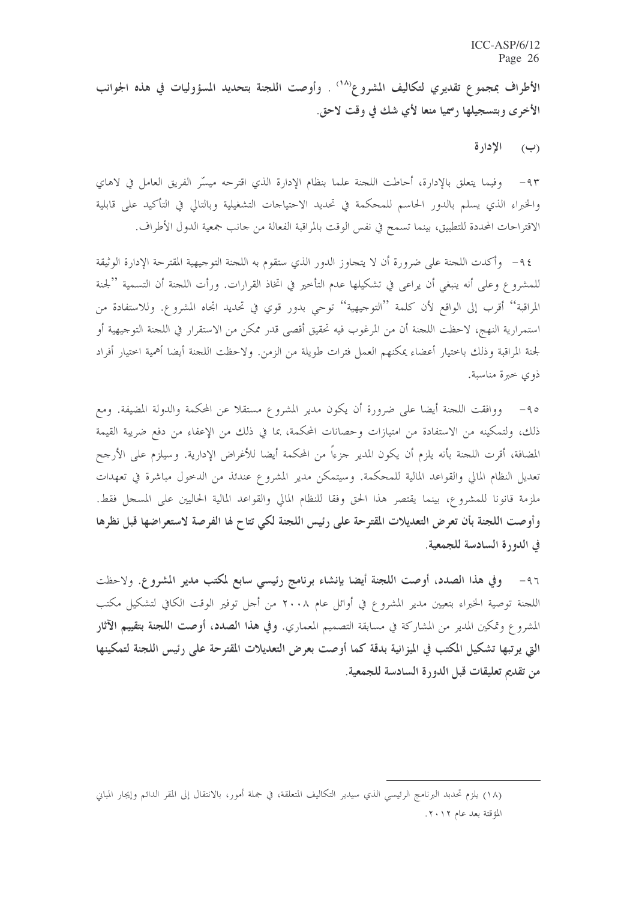الأطراف بمجموع تقديري لتكاليف المشروع[18] . وأوصت اللجنة بتحديد المسؤوليات في هذه الجوانب الأخرى وبتسجيلها رسميا منعا لأي شك في وقت لاحق.

(ب) الإدارة

٩٣- وفيما يتعلق بالإدارة، أحاطت اللجنة علما بنظام الإدارة الذي اقترحه ميسّر الفريق العامل في لاهاي والخبراء الذي يسلم بالدور الحاسم للمحكمة في تحديد الاحتياجات التشغيلية وبالتالي في التأكيد على قابلية الاقتراحات المحددة للتطبيق، بينما تسمح في نفس الوقت بالمراقبة الفعالة من جانب جمعية الدول الأطراف.

٩٤- وأكدت اللجنة على ضرورة أن لا يتجاوز الدور الذي ستقوم به اللجنة التوجيهية المقترحة الإدارة الوثيقة للمشروع وعلى أنه ينبغي أن يراعى في تشكيلها عدم التأخير في اتخاذ القرارات. ورأت اللجنة أن التسمية ''لجنة المراقبة'' أقرب إلى الواقع لأن كلمة ''التوجيهية'' توحي بدور قوي في تحديد اتجاه المشروع. وللاستفادة من استمرارية النهج، لاحظت اللجنة أن من المرغوب فيه تحقيق أقصى قدر ممكن من الاستقرار في اللجنة التوجيهية أو لجنة المراقبة وذلك باختيار أعضاء يمكنهم العمل فترات طويلة من الزمن. ولاحظت اللجنة أيضا أهمية اختيار أفراد ذوي خبرة مناسبة.

٩٥- ووافقت اللجنة أيضا على ضرورة أن يكون مدير المشروع مستقلا عن المحكمة والدولة المضيفة. ومع ذلك، ولتمكينه من الاستفادة من امتيازات وحصانات المحكمة، بما في ذلك من الإعفاء من دفع ضريبة القيمة المضافة، أقرت اللجنة بأنه يلزم أن يكون المدير جزءاً من المحكمة أيضا للأغراض الإدارية. وسيلزم على الأرجح تعديل النظام المالي والقواعد المالية للمحكمة. وسيتمكن مدير المشروع عندئذ من الدخول مباشرة في تعهدات ملزمة قانونا للمشروع، بينما يقتصر هذا الحق وفقا للنظام المالي والقواعد المالية الحاليين على المسجل فقط. **وأوصت اللجنة بأن تعرض التعديلات المقترحة على رئيس اللجنة لكي تتاح لها الفرصة لاستعراضها قبل نظرها في الدورة السادسة للجمعية.**

٩٦- **وفي هذا الصدد، أوصت اللجنة أيضا بإنشاء برنامج رئيسي سابع لمكتب مدير المشروع.** ولاحظت اللجنة توصية الخبراء بتعيين مدير المشروع في أوائل عام ٢٠٠٨ من أجل توفير الوقت الكافي لتشكيل مكتب المشروع وتمكين المدير من المشاركة في مسابقة التصميم المعماري. **وفي هذا الصدد، أوصت اللجنة بتقييم الآثار التي يرتبها تشكيل المكتب في الميزانية بدقة كما أوصت بعرض التعديلات المقترحة على رئيس اللجنة لتمكينها من تقديم تعليقات قبل الدورة السادسة للجمعية.**

---

(١٨) يلزم تحديد البرنامج الرئيسي الذي سيدير التكاليف المتعلقة، في جملة أمور، بالانتقال إلى المقر الدائم وإيجار المباني المؤقتة بعد عام ٢٠١٢.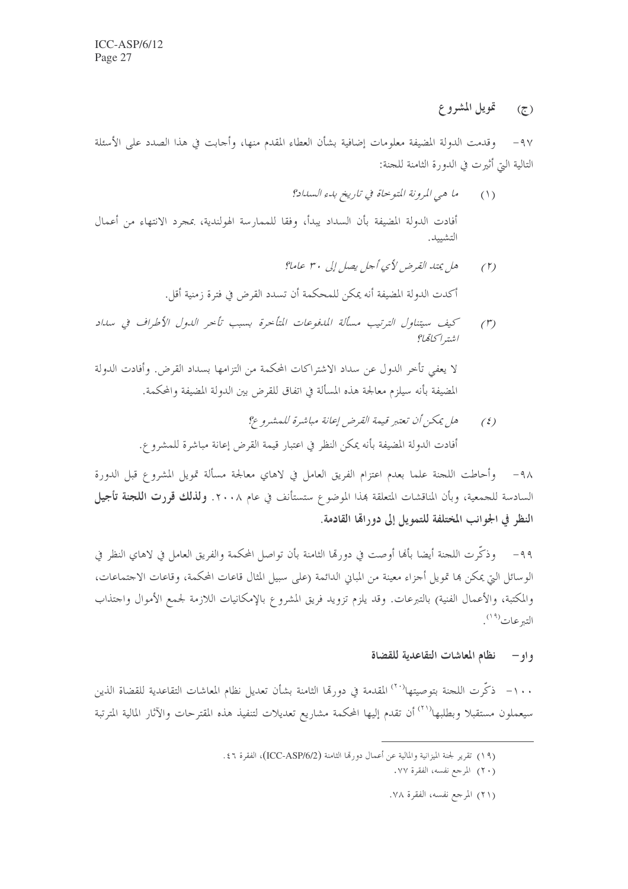### (ج) تمويل المشروع

٩٧- وقدمت الدولة المضيفة معلومات إضافية بشأن العطاء المقدم منها، وأجابت في هذا الصدد على الأسئلة التالية التي أثيرت في الدورة الثامنة للجنة:

(١) *ما هي المرونة المتوخاة في تاريخ بدء السداد؟*

أفادت الدولة المضيفة بأن السداد يبدأ، وفقا للممارسة الهولندية، بمجرد الانتهاء من أعمال التشييد.

(٢) *هل يمتد القرض لأي أجل يصل إلى ٣٠ عاما؟*

أكدت الدولة المضيفة أنه يمكن للمحكمة أن تسدد القرض في فترة زمنية أقل.

(٣) *كيف سيتناول الترتيب مسألة المدفوعات المتأخرة بسبب تأخر الدول الأطراف في سداد اشتراكاتها؟*

لا يعفي تأخر الدول عن سداد الاشتراكات المحكمة من التزامها بسداد القرض. وأفادت الدولة المضيفة بأنه سيلزم معالجة هذه المسألة في اتفاق للقرض بين الدولة المضيفة والمحكمة.

(٤) *هل يمكن أن تعتبر قيمة القرض إعانة مباشرة للمشروع؟*

أفادت الدولة المضيفة بأنه يمكن النظر في اعتبار قيمة القرض إعانة مباشرة للمشروع.

٩٨- وأحاطت اللجنة علما بعدم اعتزام الفريق العامل في لاهاي معالجة مسألة تمويل المشروع قبل الدورة السادسة للجمعية، وبأن المناقشات المتعلقة بهذا الموضوع ستستأنف في عام ٢٠٠٨. **ولذلك قررت اللجنة تأجيل النظر في الجوانب المختلفة للتمويل إلى دوراتها القادمة.**

٩٩- وذكّرت اللجنة أيضا بأنها أوصت في دورتها الثامنة بأن تواصل المحكمة والفريق العامل في لاهاي النظر في الوسائل التي يمكن بها تمويل أجزاء معينة من المباني الدائمة (على سبيل المثال قاعات المحكمة، وقاعات الاجتماعات، والمكتبة، والأعمال الفنية) بالتبرعات. وقد يلزم تزويد فريق المشروع بالإمكانيات اللازمة لجمع الأموال واجتذاب التبرعات[19].

## واو- نظام المعاشات التقاعدية للقضاة

١٠٠- ذكّرت اللجنة بتوصيتها[20] المقدمة في دورتها الثامنة بشأن تعديل نظام المعاشات التقاعدية للقضاة الذين سيعملون مستقبلا وبطلبها[21] أن تقدم إليها المحكمة مشاريع تعديلات لتنفيذ هذه المقترحات والآثار المالية المترتبة

---

(١٩) تقرير لجنة الميزانية والمالية عن أعمال دورتها الثامنة (ICC-ASP/6/2)، الفقرة ٤٦.

(٢٠) المرجع نفسه، الفقرة ٧٧.

(٢١) المرجع نفسه، الفقرة ٧٨.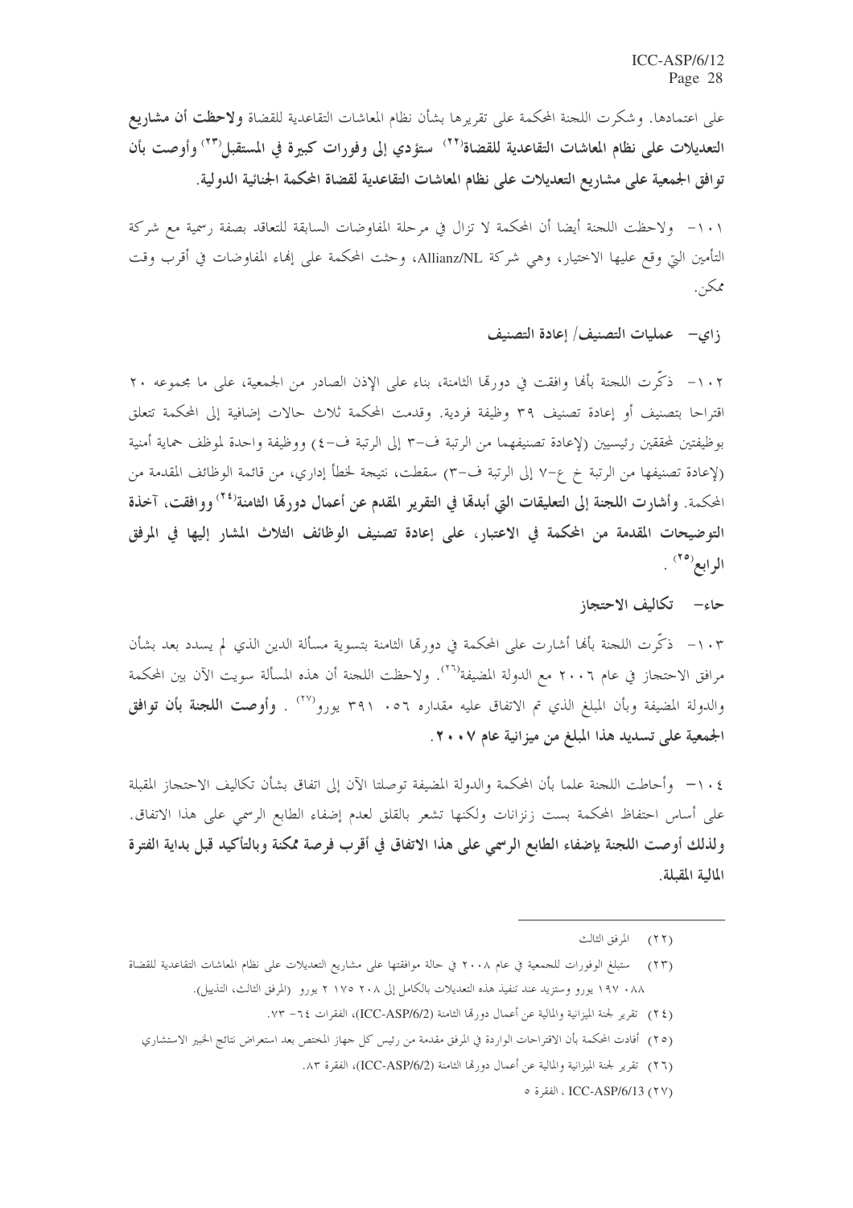على اعتمادها. وشكرت اللجنة المحكمة على تقريرها بشأن نظام المعاشات التقاعدية للقضاة **ولاحظت أن مشاريع التعديلات على نظام المعاشات التقاعدية للقضاة[22] ستؤدي إلى وفورات كبيرة في المستقبل[23] وأوصت بأن توافق الجمعية على مشاريع التعديلات على نظام المعاشات التقاعدية لقضاة المحكمة الجنائية الدولية.**

١٠١- ولاحظت اللجنة أيضا أن المحكمة لا تزال في مرحلة المفاوضات السابقة للتعاقد بصفة رسمية مع شركة التأمين التي وقع عليها الاختيار، وهي شركة Allianz/NL، وحثت المحكمة على إنهاء المفاوضات في أقرب وقت ممكن.

### زاي- عمليات التصنيف/ إعادة التصنيف

١٠٢- ذكّرت اللجنة بأنها وافقت في دورتها الثامنة، بناء على الإذن الصادر من الجمعية، على ما مجموعه ٢٠ اقتراحا بتصنيف أو إعادة تصنيف ٣٩ وظيفة فردية. وقدمت المحكمة ثلاث حالات إضافية إلى المحكمة تتعلق بوظيفتين لمحققين رئيسيين (لإعادة تصنيفهما من الرتبة ف-٣ إلى الرتبة ف-٤) ووظيفة واحدة لموظف حماية أمنية (لإعادة تصنيفها من الرتبة خ ع-٧ إلى الرتبة ف-٣) سقطت، نتيجة لخطأ إداري، من قائمة الوظائف المقدمة من المحكمة. **وأشارت اللجنة إلى التعليقات التي أبدتها في التقرير المقدم عن أعمال دورتها الثامنة[24] ووافقت، آخذة التوضيحات المقدمة من المحكمة في الاعتبار، على إعادة تصنيف الوظائف الثلاث المشار إليها في المرفق الرابع[25].**

### حاء- تكاليف الاحتجاز

١٠٣- ذكّرت اللجنة بأنها أشارت على المحكمة في دورتها الثامنة بتسوية مسألة الدين الذي لم يسدد بعد بشأن مرافق الاحتجاز في عام ٢٠٠٦ مع الدولة المضيفة[26]. ولاحظت اللجنة أن هذه المسألة سويت الآن بين المحكمة والدولة المضيفة وبأن المبلغ الذي تم الاتفاق عليه مقداره ٣٩١ ٠٥٦ يورو[27]. **وأوصت اللجنة بأن توافق الجمعية على تسديد هذا المبلغ من ميزانية عام ٢٠٠٧.**

١٠٤- وأحاطت اللجنة علما بأن المحكمة والدولة المضيفة توصلتا الآن إلى اتفاق بشأن تكاليف الاحتجاز المقبلة على أساس احتفاظ المحكمة بست زنزانات ولكنها تشعر بالقلق لعدم إضفاء الطابع الرسمي على هذا الاتفاق. **ولذلك أوصت اللجنة بإضفاء الطابع الرسمي على هذا الاتفاق في أقرب فرصة ممكنة وبالتأكيد قبل بداية الفترة المالية المقبلة.**

---

(٢٢) المرفق الثالث

(٢٣) ستبلغ الوفورات للجمعية في عام ٢٠٠٨ في حالة موافقتها على مشاريع التعديلات على نظام المعاشات التقاعدية للقضاة ٠٨٨ ١٩٧ يورو وستزيد عند تنفيذ هذه التعديلات بالكامل إلى ٢٠٨ ١٧٥ ٢ يورو (المرفق الثالث، التذييل).

(٢٤) تقرير لجنة الميزانية والمالية عن أعمال دورتها الثامنة (ICC-ASP/6/2)، الفقرات ٦٤- ٧٣.

(٢٥) أفادت المحكمة بأن الاقتراحات الواردة في المرفق مقدمة من رئيس كل جهاز المختص بعد استعراض نتائج الخبير الاستشاري

(٢٦) تقرير لجنة الميزانية والمالية عن أعمال دورتها الثامنة (ICC-ASP/6/2)، الفقرة ٨٣.

(٢٧) ICC-ASP/6/13 ، الفقرة ٥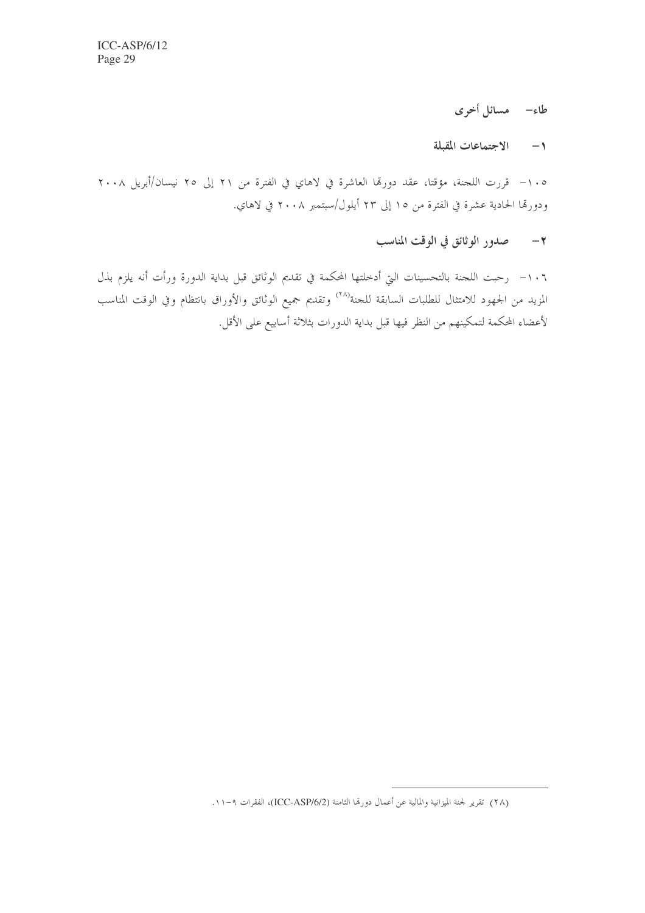## طاء- مسائل أخرى

### ١- الاجتماعات المقبلة

١٠٥- قررت اللجنة، مؤقتا، عقد دورتها العاشرة في لاهاي في الفترة من ٢١ إلى ٢٥ نيسان/أبريل ٢٠٠٨ ودورتها الحادية عشرة في الفترة من ١٥ إلى ٢٣ أيلول/سبتمبر ٢٠٠٨ في لاهاي.

### ٢- صدور الوثائق في الوقت المناسب

١٠٦- رحبت اللجنة بالتحسينات التي أدخلتها المحكمة في تقديم الوثائق قبل بداية الدورة ورأت أنه يلزم بذل المزيد من الجهود للامتثال للطلبات السابقة للجنة[٢٨] وتقديم جميع الوثائق والأوراق بانتظام وفي الوقت المناسب لأعضاء المحكمة لتمكينهم من النظر فيها قبل بداية الدورات بثلاثة أسابيع على الأقل.

---

(٢٨) تقرير لجنة الميزانية والمالية عن أعمال دورتها الثامنة (ICC-ASP/6/2)، الفقرات ٩-١١.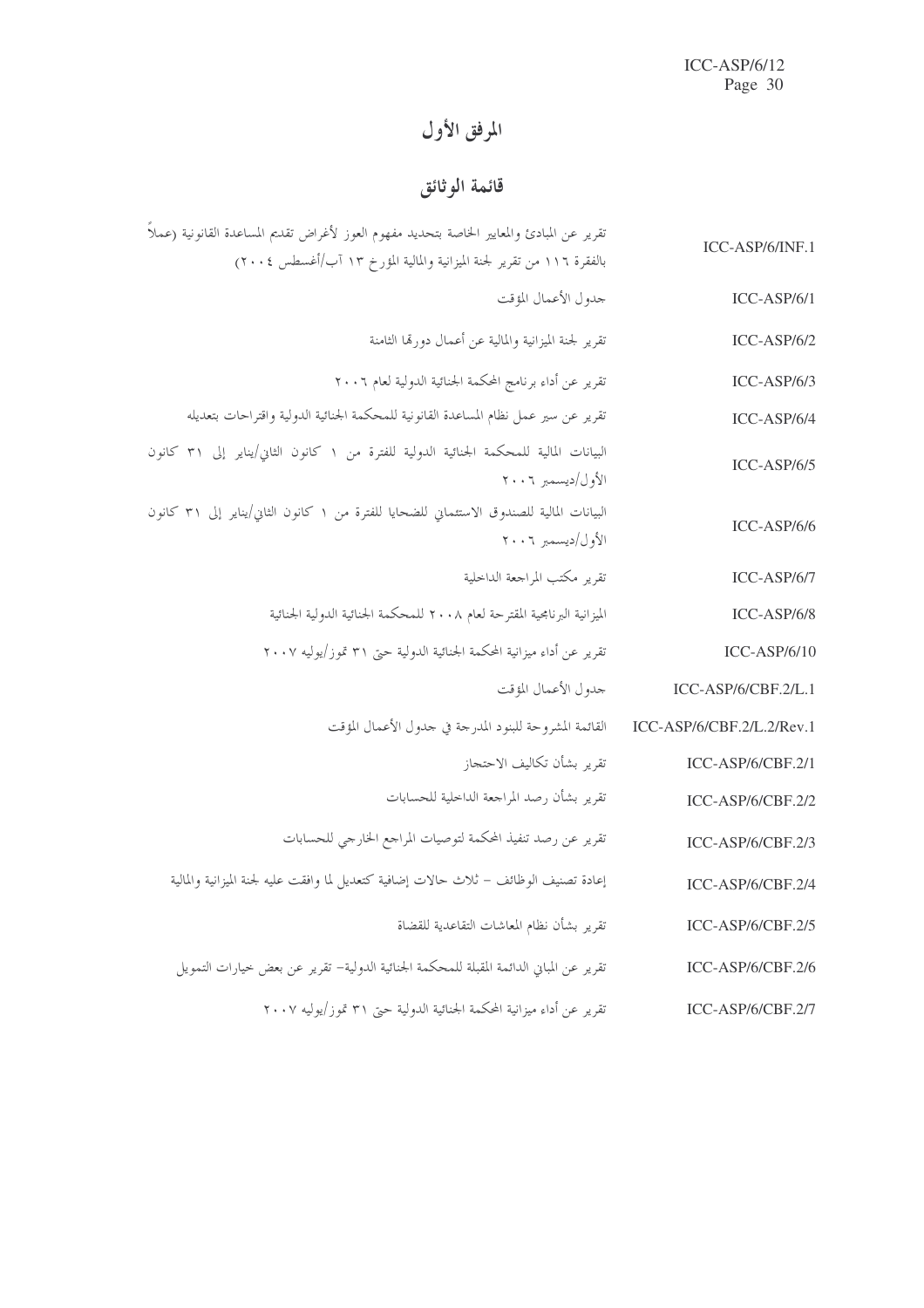# المرفق الأول

## قائمة الوثائق

| | |
|---|---|
| ICC-ASP/6/INF.1 | تقرير عن المبادئ والمعايير الخاصة بتحديد مفهوم العوز لأغراض تقديم المساعدة القانونية (عملاً بالفقرة ١١٦ من تقرير لجنة الميزانية والمالية المؤرخ ١٣ آب/أغسطس ٢٠٠٤) |
| ICC-ASP/6/1 | جدول الأعمال المؤقت |
| ICC-ASP/6/2 | تقرير لجنة الميزانية والمالية عن أعمال دورتها الثامنة |
| ICC-ASP/6/3 | تقرير عن أداء برنامج المحكمة الجنائية الدولية لعام ٢٠٠٦ |
| ICC-ASP/6/4 | تقرير عن سير عمل نظام المساعدة القانونية للمحكمة الجنائية الدولية واقتراحات بتعديله |
| ICC-ASP/6/5 | البيانات المالية للمحكمة الجنائية الدولية للفترة من ١ كانون الثاني/يناير إلى ٣١ كانون الأول/ديسمبر ٢٠٠٦ |
| ICC-ASP/6/6 | البيانات المالية للصندوق الاستئماني للضحايا للفترة من ١ كانون الثاني/يناير إلى ٣١ كانون الأول/ديسمبر ٢٠٠٦ |
| ICC-ASP/6/7 | تقرير مكتب المراجعة الداخلية |
| ICC-ASP/6/8 | الميزانية البرنامجية المقترحة لعام ٢٠٠٨ للمحكمة الجنائية الدولية الجنائية |
| ICC-ASP/6/10 | تقرير عن أداء ميزانية المحكمة الجنائية الدولية حتى ٣١ تموز/يوليه ٢٠٠٧ |
| ICC-ASP/6/CBF.2/L.1 | جدول الأعمال المؤقت |
| ICC-ASP/6/CBF.2/L.2/Rev.1 | القائمة المشروحة للبنود المدرجة في جدول الأعمال المؤقت |
| ICC-ASP/6/CBF.2/1 | تقرير بشأن تكاليف الاحتجاز |
| ICC-ASP/6/CBF.2/2 | تقرير بشأن رصد المراجعة الداخلية للحسابات |
| ICC-ASP/6/CBF.2/3 | تقرير عن رصد تنفيذ المحكمة لتوصيات المراجع الخارجي للحسابات |
| ICC-ASP/6/CBF.2/4 | إعادة تصنيف الوظائف – ثلاث حالات إضافية كتعديل لما وافقت عليه لجنة الميزانية والمالية |
| ICC-ASP/6/CBF.2/5 | تقرير بشأن نظام المعاشات التقاعدية للقضاة |
| ICC-ASP/6/CBF.2/6 | تقرير عن المباني الدائمة المقبلة للمحكمة الجنائية الدولية– تقرير عن بعض خيارات التمويل |
| ICC-ASP/6/CBF.2/7 | تقرير عن أداء ميزانية المحكمة الجنائية الدولية حتى ٣١ تموز/يوليه ٢٠٠٧ |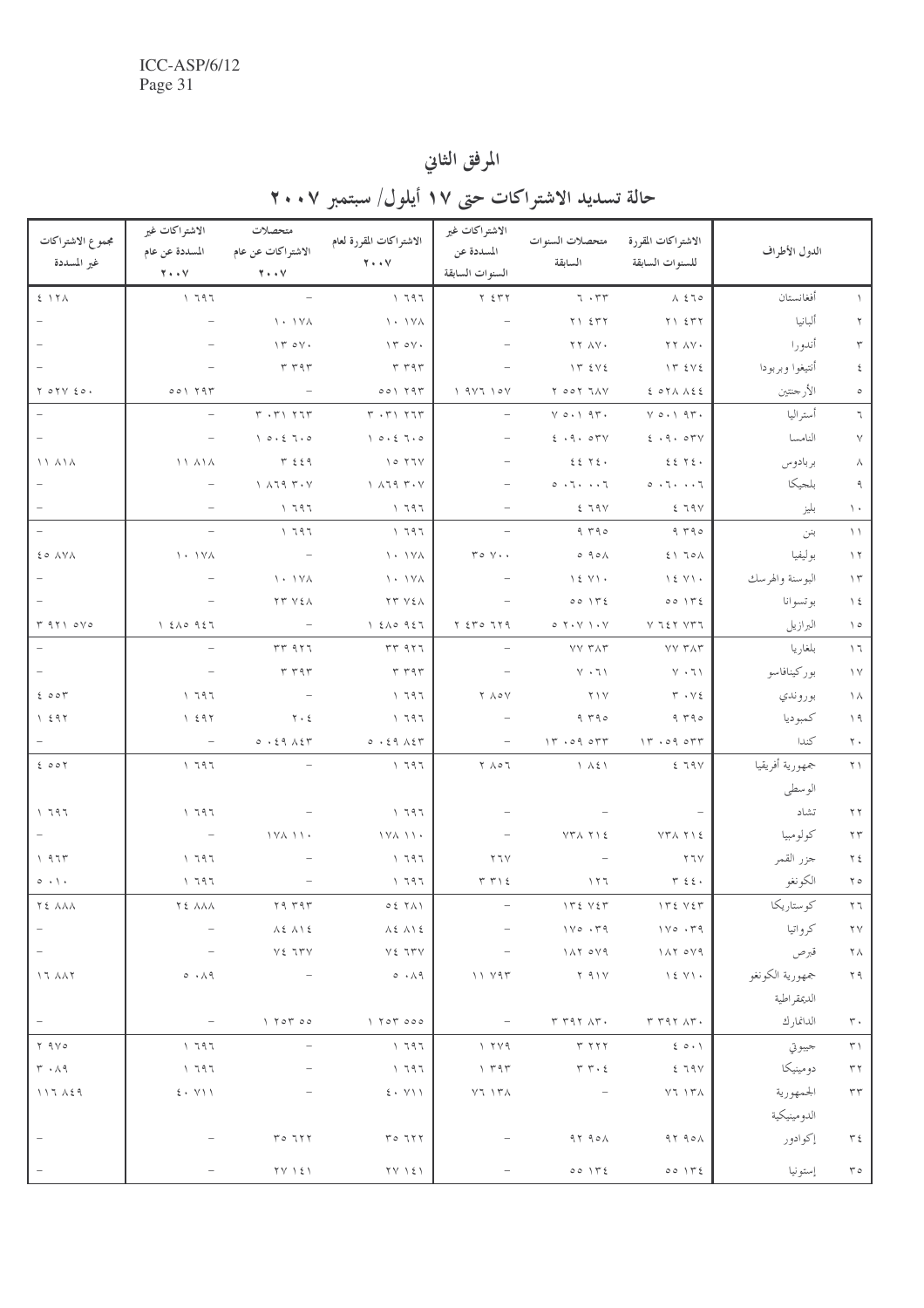# المرفق الثاني

## حالة تسديد الاشتراكات حتى ١٧ أيلول/ سبتمبر ٢٠٠٧

| | الدول الأطراف | الاشتراكات المقررة للسنوات السابقة | متحصلات السنوات السابقة | الاشتراكات غير المسددة عن السنوات السابقة | الاشتراكات المقررة لعام ٢٠٠٧ | متحصلات الاشتراكات عن عام ٢٠٠٧ | الاشتراكات غير المسددة عن عام ٢٠٠٧ | مجموع الاشتراكات غير المسددة |
|---|---|---|---|---|---|---|---|---|
| ١ | أفغانستان | ٨ ٤٦٥ | ٦ ٠٣٣ | ٢ ٤٣٢ | ١ ٦٩٦ | – | ١ ٦٩٦ | ٤ ١٢٨ |
| ٢ | ألبانيا | ٢١ ٤٣٢ | ٢١ ٤٣٢ | – | ١٠ ١٧٨ | ١٠ ١٧٨ | – | – |
| ٣ | أندورا | ٢٢ ٨٧٠ | ٢٢ ٨٧٠ | – | ١٣ ٥٧٠ | ١٣ ٥٧٠ | – | – |
| ٤ | أنتيغوا وبربودا | ١٣ ٤٧٤ | ١٣ ٤٧٤ | – | ٣ ٣٩٣ | ٣ ٣٩٣ | – | – |
| ٥ | الأرجنتين | ٤ ٥٢٨ ٨٤٤ | ٢ ٥٥٢ ٦٨٧ | ١ ٩٧٦ ١٥٧ | ٥٥١ ٢٩٣ | – | ٥٥١ ٢٩٣ | ٢ ٥٢٧ ٤٥٠ |
| ٦ | أستراليا | ٧ ٥٠١ ٩٣٠ | ٧ ٥٠١ ٩٣٠ | – | ٣ ٠٣١ ٢٦٣ | ٣ ٠٣١ ٢٦٣ | – | – |
| ٧ | النامسا | ٤ ٠٩٠ ٥٣٧ | ٤ ٠٩٠ ٥٣٧ | – | ١ ٥٠٤ ٦٠٥ | ١ ٥٠٤ ٦٠٥ | – | – |
| ٨ | بربادوس | ٤٤ ٢٤٠ | ٤٤ ٢٤٠ | – | ١٥ ٢٦٧ | ٣ ٤٤٩ | ١١ ٨١٨ | ١١ ٨١٨ |
| ٩ | بلجيكا | ٥ ٠٦٠ ٠٠٦ | ٥ ٠٦٠ ٠٠٦ | – | ١ ٨٦٩ ٣٠٧ | ١ ٨٦٩ ٣٠٧ | – | – |
| ١٠ | بليز | ٤ ٦٩٧ | ٤ ٦٩٧ | – | ١ ٦٩٦ | ١ ٦٩٦ | – | – |
| ١١ | بنن | ٩ ٣٩٥ | ٩ ٣٩٥ | – | ١ ٦٩٦ | ١ ٦٩٦ | – | – |
| ١٢ | بوليفيا | ٤١ ٦٥٨ | ٥ ٩٥٨ | ٣٥ ٧٠٠ | ١٠ ١٧٨ | – | ١٠ ١٧٨ | ٤٥ ٨٧٨ |
| ١٣ | البوسنة والهرسك | ١٤ ٧١٠ | ١٤ ٧١٠ | – | ١٠ ١٧٨ | ١٠ ١٧٨ | – | – |
| ١٤ | بوتسوانا | ٥٥ ١٣٤ | ٥٥ ١٣٤ | – | ٢٣ ٧٤٨ | ٢٣ ٧٤٨ | – | – |
| ١٥ | البرازيل | ٧ ٦٤٢ ٧٣٦ | ٥ ٢٠٧ ١٠٧ | ٢ ٤٣٥ ٦٢٩ | ١ ٤٨٥ ٩٤٦ | – | ١ ٤٨٥ ٩٤٦ | ٣ ٩٢١ ٥٧٥ |
| ١٦ | بلغاريا | ٧٧ ٣٨٣ | ٧٧ ٣٨٣ | – | ٣٣ ٩٢٦ | ٣٣ ٩٢٦ | – | – |
| ١٧ | بوركينافاسو | ٧ ٠٦١ | ٧ ٠٦١ | – | ٣ ٣٩٣ | ٣ ٣٩٣ | – | – |
| ١٨ | بوروندي | ٣ ٠٧٤ | ٢١٧ | ٢ ٨٥٧ | ١ ٦٩٦ | – | ١ ٦٩٦ | ٤ ٥٥٣ |
| ١٩ | كمبوديا | ٩ ٣٩٥ | ٩ ٣٩٥ | – | ١ ٦٩٦ | ٢٠٤ | ١ ٤٩٢ | ١ ٤٩٢ |
| ٢٠ | كندا | ١٣ ٠٥٩ ٥٣٣ | ١٣ ٠٥٩ ٥٣٣ | – | ٥ ٠٤٩ ٨٤٣ | ٥ ٠٤٩ ٨٤٣ | – | – |
| ٢١ | جمهورية أفريقيا الوسطى | ٤ ٦٩٧ | ١ ٨٤١ | ٢ ٨٥٦ | ١ ٦٩٦ | – | ١ ٦٩٦ | ٤ ٥٥٢ |
| ٢٢ | تشاد | – | – | – | ١ ٦٩٦ | – | ١ ٦٩٦ | ١ ٦٩٦ |
| ٢٣ | كولومبيا | ٧٣٨ ٢١٤ | ٧٣٨ ٢١٤ | – | ١٧٨ ١١٠ | ١٧٨ ١١٠ | – | – |
| ٢٤ | جزر القمر | ٢٦٧ | – | ٢٦٧ | ١ ٦٩٦ | – | ١ ٦٩٦ | ١ ٩٦٣ |
| ٢٥ | الكونغو | ٣ ٤٤٠ | ١٢٦ | ٣ ٣١٤ | ١ ٦٩٦ | – | ١ ٦٩٦ | ٥ ٠١٠ |
| ٢٦ | كوستاريكا | ١٣٤ ٧٤٣ | ١٣٤ ٧٤٣ | – | ٥٤ ٢٨١ | ٢٩ ٣٩٣ | ٢٤ ٨٨٨ | ٢٤ ٨٨٨ |
| ٢٧ | كرواتيا | ١٧٥ ٠٣٩ | ١٧٥ ٠٣٩ | – | ٨٤ ٨١٤ | ٨٤ ٨١٤ | – | – |
| ٢٨ | قبرص | ١٨٢ ٥٧٩ | ١٨٢ ٥٧٩ | – | ٧٤ ٦٣٧ | ٧٤ ٦٣٧ | – | – |
| ٢٩ | جمهورية الكونغو الديمقراطية | ١٤ ٧١٠ | ٢ ٩١٧ | ١١ ٧٩٣ | ٥ ٠٨٩ | – | ٥ ٠٨٩ | ١٦ ٨٨٢ |
| ٣٠ | الدانمارك | ٣ ٣٩٢ ٨٣٠ | ٣ ٣٩٢ ٨٣٠ | – | ١ ٢٥٣ ٥٥٥ | ١ ٢٥٣ ٥٥ | – | – |
| ٣١ | جيبوتي | ٤ ٥٠١ | ٣ ٢٢٢ | ١ ٢٧٩ | ١ ٦٩٦ | – | ١ ٦٩٦ | ٢ ٩٧٥ |
| ٣٢ | دومينيكا | ٤ ٦٩٧ | ٣ ٣٠٤ | ١ ٣٩٣ | ١ ٦٩٦ | – | ١ ٦٩٦ | ٣ ٠٨٩ |
| ٣٣ | الجمهورية الدومينيكية | ٧٦ ١٣٨ | – | ٧٦ ١٣٨ | ٤٠ ٧١١ | – | ٤٠ ٧١١ | ١١٦ ٨٤٩ |
| ٣٤ | إكوادور | ٩٢ ٩٥٨ | ٩٢ ٩٥٨ | – | ٣٥ ٦٢٢ | ٣٥ ٦٢٢ | – | – |
| ٣٥ | إستونيا | ٥٥ ١٣٤ | ٥٥ ١٣٤ | – | ٢٧ ١٤١ | ٢٧ ١٤١ | – | – |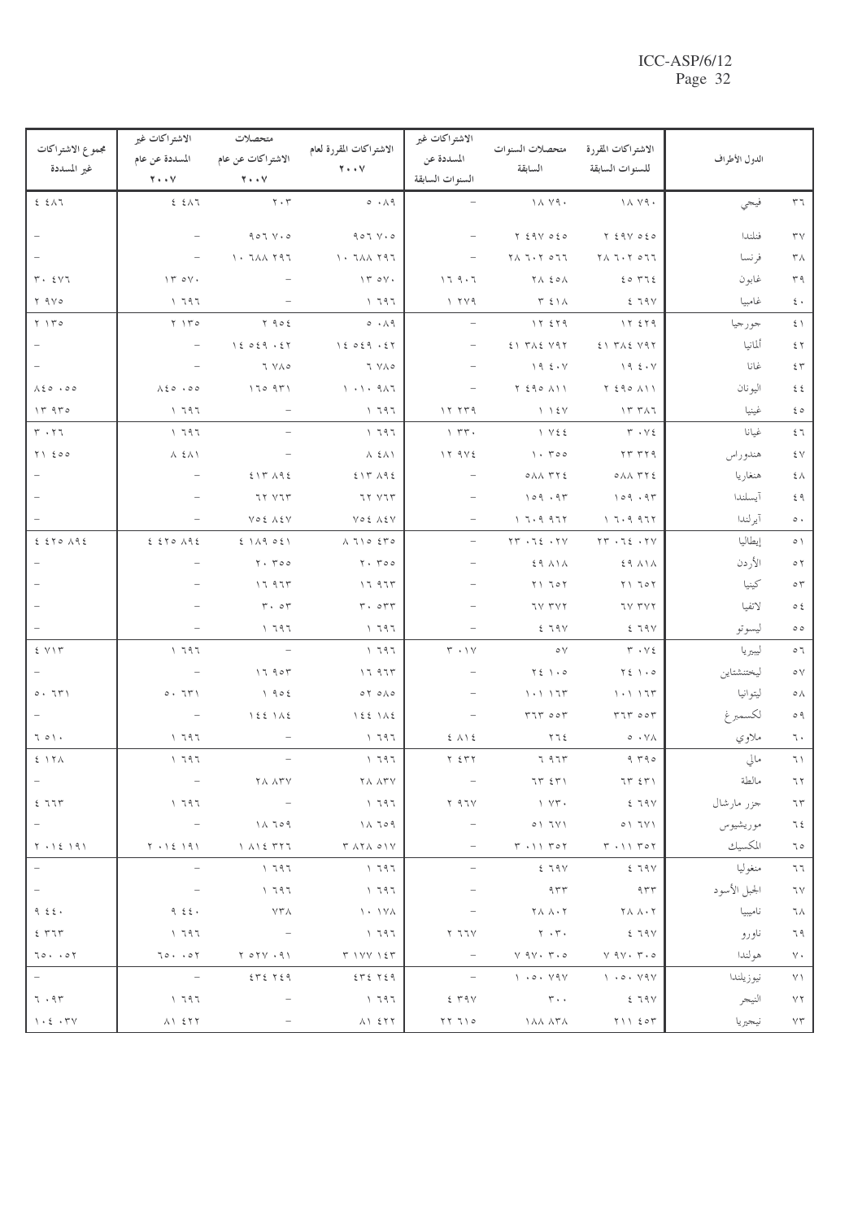| | الدول الأطراف | الاشتراكات المقررة للسنوات السابقة | متحصلات السنوات السابقة | الاشتراكات غير المسددة عن السنوات السابقة | الاشتراكات المقررة لعام ٢٠٠٧ | متحصلات الاشتراكات عن عام ٢٠٠٧ | الاشتراكات غير المسددة عن عام ٢٠٠٧ | مجموع الاشتراكات غير المسددة |
|---|---|---|---|---|---|---|---|---|
| ٣٦ | فيجي | ١٨ ٧٩٠ | ١٨ ٧٩٠ | – | ٥ ٠٨٩ | ٢٠٣ | ٤ ٤٨٦ | ٤ ٤٨٦ |
| ٣٧ | فنلندا | ٢ ٤٩٧ ٥٤٥ | ٢ ٤٩٧ ٥٤٥ | – | ٩٥٦ ٧٠٥ | ٩٥٦ ٧٠٥ | – | – |
| ٣٨ | فرنسا | ٢٨ ٦٠٢ ٥٦٦ | ٢٨ ٦٠٢ ٥٦٦ | – | ١٠ ٦٨٨ ٢٩٦ | ١٠ ٦٨٨ ٢٩٦ | – | – |
| ٣٩ | غابون | ٤٥ ٣٦٤ | ٢٨ ٤٥٨ | ١٦ ٩٠٦ | ١٣ ٥٧٠ | – | ١٣ ٥٧٠ | ٣٠ ٤٧٦ |
| ٤٠ | غامبيا | ٤ ٦٩٧ | ٣ ٤١٨ | ١ ٢٧٩ | ١ ٦٩٦ | – | ١ ٦٩٦ | ٢ ٩٧٥ |
| ٤١ | جورجيا | ١٢ ٤٢٩ | ١٢ ٤٢٩ | – | ٥ ٠٨٩ | ٢ ٩٥٤ | ٢ ١٣٥ | ٢ ١٣٥ |
| ٤٢ | ألمانيا | ٤١ ٣٨٤ ٧٩٢ | ٤١ ٣٨٤ ٧٩٢ | – | ١٤ ٥٤٩ ٠٤٢ | ١٤ ٥٤٩ ٠٤٢ | – | – |
| ٤٣ | غانا | ١٩ ٤٠٧ | ١٩ ٤٠٧ | – | ٦ ٧٨٥ | ٦ ٧٨٥ | – | – |
| ٤٤ | اليونان | ٢ ٤٩٥ ٨١١ | ٢ ٤٩٥ ٨١١ | – | ١ ٠١٠ ٩٨٦ | ١٦٥ ٩٣١ | ٨٤٥ ٠٥٥ | ٨٤٥ ٠٥٥ |
| ٤٥ | غينيا | ١٣ ٣٨٦ | ١ ١٤٧ | ١٢ ٢٣٩ | ١ ٦٩٦ | – | ١ ٦٩٦ | ١٣ ٩٣٥ |
| ٤٦ | غيانا | ٣ ٠٧٤ | ١ ٧٤٤ | ١ ٣٣٠ | ١ ٦٩٦ | – | ١ ٦٩٦ | ٣ ٠٢٦ |
| ٤٧ | هندوراس | ٢٣ ٣٢٩ | ١٠ ٣٥٥ | ١٢ ٩٧٤ | ٨ ٤٨١ | – | ٨ ٤٨١ | ٢١ ٤٥٥ |
| ٤٨ | هنغاريا | ٥٨٨ ٣٢٤ | ٥٨٨ ٣٢٤ | – | ٤١٣ ٨٩٤ | ٤١٣ ٨٩٤ | – | – |
| ٤٩ | آيسلندا | ١٥٩ ٠٩٣ | ١٥٩ ٠٩٣ | – | ٦٢ ٧٦٣ | ٦٢ ٧٦٣ | – | – |
| ٥٠ | آيرلندا | ١ ٦٠٩ ٩٦٢ | ١ ٦٠٩ ٩٦٢ | – | ٧٥٤ ٨٤٧ | ٧٥٤ ٨٤٧ | – | – |
| ٥١ | إيطاليا | ٢٣ ٠٦٤ ٠٢٧ | ٢٣ ٠٦٤ ٠٢٧ | – | ٨ ٦١٥ ٤٣٥ | ٤ ١٨٩ ٥٤١ | ٤ ٤٢٥ ٨٩٤ | ٤ ٤٢٥ ٨٩٤ |
| ٥٢ | الأردن | ٤٩ ٨١٨ | ٤٩ ٨١٨ | – | ٢٠ ٣٥٥ | ٢٠ ٣٥٥ | – | – |
| ٥٣ | كينيا | ٢١ ٦٥٢ | ٢١ ٦٥٢ | – | ١٦ ٩٦٣ | ١٦ ٩٦٣ | – | – |
| ٥٤ | لاتفيا | ٦٧ ٣٧٢ | ٦٧ ٣٧٢ | – | ٣٠ ٥٣٣ | ٣٠ ٥٣ | – | – |
| ٥٥ | ليسوتو | ٤ ٦٩٧ | ٤ ٦٩٧ | – | ١ ٦٩٦ | ١ ٦٩٦ | – | – |
| ٥٦ | ليبيريا | ٣ ٠٧٤ | ٥٧ | ٣ ٠١٧ | ١ ٦٩٦ | – | ١ ٦٩٦ | ٤ ٧١٣ |
| ٥٧ | ليختنشتاين | ٢٤ ١٠٥ | ٢٤ ١٠٥ | – | ١٦ ٩٦٣ | ١٦ ٩٥٣ | – | – |
| ٥٨ | ليتوانيا | ١٠١ ١٦٣ | ١٠١ ١٦٣ | – | ٥٢ ٥٨٥ | ١ ٩٥٤ | ٥٠ ٦٣١ | ٥٠ ٦٣١ |
| ٥٩ | لكسمبرغ | ٣٦٣ ٥٥٣ | ٣٦٣ ٥٥٣ | – | ١٤٤ ١٨٤ | ١٤٤ ١٨٤ | – | – |
| ٦٠ | ملاوي | ٥ ٠٧٨ | ٢٦٤ | ٤ ٨١٤ | ١ ٦٩٦ | – | ١ ٦٩٦ | ٦ ٥١٠ |
| ٦١ | مالي | ٩ ٣٩٥ | ٦ ٩٦٣ | ٢ ٤٣٢ | ١ ٦٩٦ | – | ١ ٦٩٦ | ٤ ١٢٨ |
| ٦٢ | مالطة | ٦٣ ٤٣١ | ٦٣ ٤٣١ | – | ٢٨ ٨٣٧ | ٢٨ ٨٣٧ | – | – |
| ٦٣ | جزر مارشال | ٤ ٦٩٧ | ١ ٧٣٠ | ٢ ٩٦٧ | ١ ٦٩٦ | – | ١ ٦٩٦ | ٤ ٦٦٣ |
| ٦٤ | موريشيوس | ٥١ ٦٧١ | ٥١ ٦٧١ | – | ١٨ ٦٥٩ | ١٨ ٦٥٩ | – | – |
| ٦٥ | المكسيك | ٣ ٠١١ ٣٥٢ | ٣ ٠١١ ٣٥٢ | – | ٣ ٨٢٨ ٥١٧ | ١ ٨١٤ ٣٢٦ | ٢ ٠١٤ ١٩١ | ٢ ٠١٤ ١٩١ |
| ٦٦ | منغوليا | ٤ ٦٩٧ | ٤ ٦٩٧ | – | ١ ٦٩٦ | ١ ٦٩٦ | – | – |
| ٦٧ | الجبل الأسود | ٩٣٣ | ٩٣٣ | – | ١ ٦٩٦ | ١ ٦٩٦ | – | – |
| ٦٨ | ناميبيا | ٢٨ ٨٠٢ | ٢٨ ٨٠٢ | – | ١٠ ١٧٨ | ٧٣٨ | ٩ ٤٤٠ | ٩ ٤٤٠ |
| ٦٩ | ناورو | ٤ ٦٩٧ | ٢ ٠٣٠ | ٢ ٦٦٧ | ١ ٦٩٦ | – | ١ ٦٩٦ | ٤ ٣٦٣ |
| ٧٠ | هولندا | ٧ ٩٧٠ ٣٠٥ | ٧ ٩٧٠ ٣٠٥ | – | ٣ ١٧٧ ١٤٣ | ٢ ٥٢٧ ٠٩١ | ٦٥٠ ٠٥٢ | ٦٥٠ ٠٥٢ |
| ٧١ | نيوزيلندا | ١ ٠٥٠ ٧٩٧ | ١ ٠٥٠ ٧٩٧ | – | ٤٣٤ ٢٤٩ | ٤٣٤ ٢٤٩ | – | – |
| ٧٢ | النيجر | ٤ ٦٩٧ | ٣٠٠ | ٤ ٣٩٧ | ١ ٦٩٦ | – | ١ ٦٩٦ | ٦ ٠٩٣ |
| ٧٣ | نيجيريا | ٢١١ ٤٥٣ | ١٨٨ ٨٣٨ | ٢٢ ٦١٥ | ٨١ ٤٢٢ | – | ٨١ ٤٢٢ | ١٠٤ ٠٣٧ |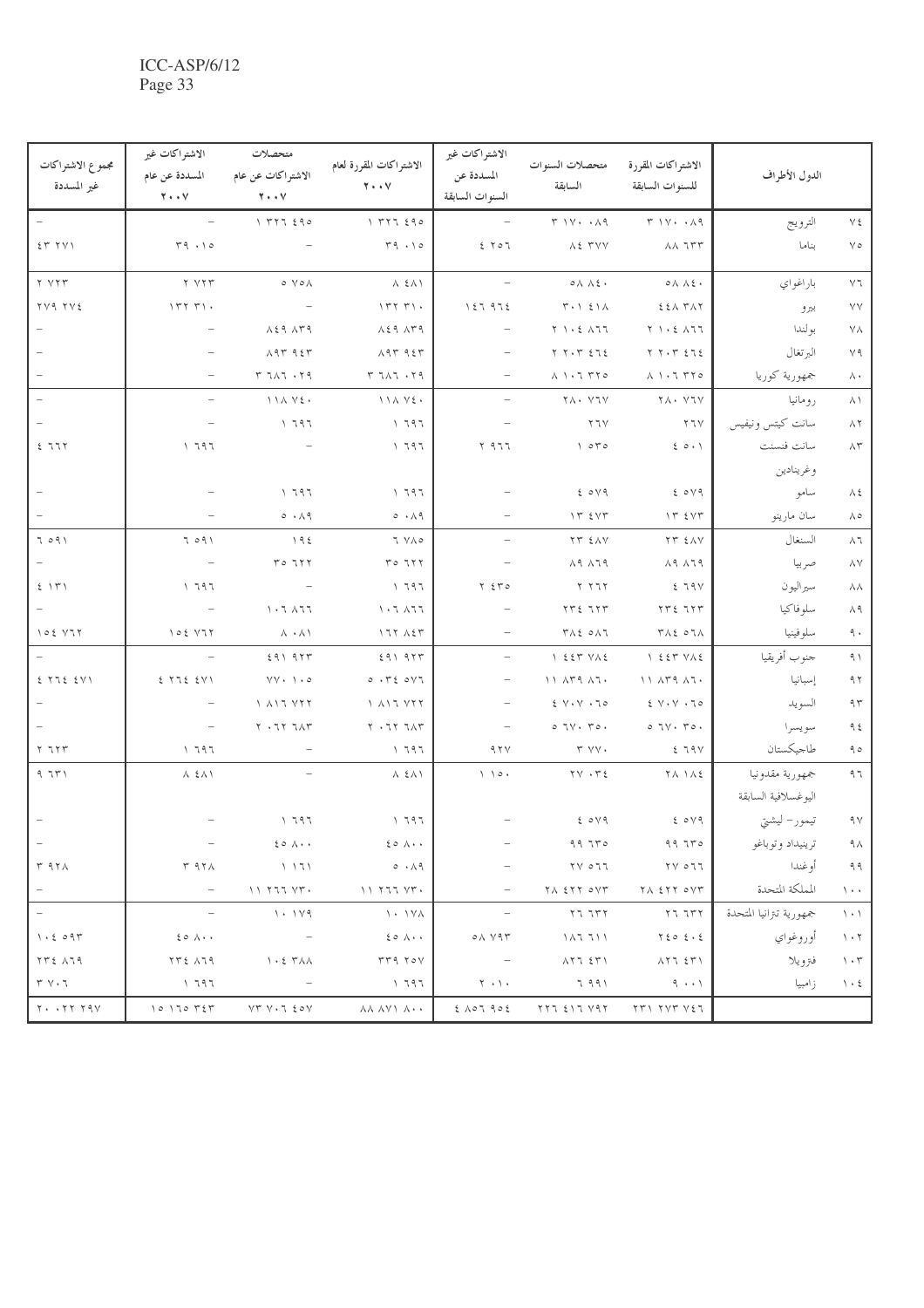| | الدول الأطراف | الاشتراكات المقررة للسنوات السابقة | متحصلات السنوات السابقة | الاشتراكات غير المسددة عن السنوات السابقة | الاشتراكات المقررة لعام ٢٠٠٧ | متحصلات الاشتراكات عن عام ٢٠٠٧ | الاشتراكات غير المسددة عن عام ٢٠٠٧ | مجموع الاشتراكات غير المسددة |
|---|---|---|---|---|---|---|---|---|
| ٧٤ | النرويج | ٣ ١٧٠ ٠٨٩ | ٣ ١٧٠ ٠٨٩ | – | ١ ٣٢٦ ٤٩٥ | ١ ٣٢٦ ٤٩٥ | – | – |
| ٧٥ | بنما | ٨٨ ٦٣٣ | ٨٤ ٣٧٧ | ٤ ٢٥٦ | ٣٩ ٠١٥ | – | ٣٩ ٠١٥ | ٤٣ ٢٧١ |
| ٧٦ | باراغواي | ٥٨ ٨٤٠ | ٥٨ ٨٤٠ | – | ٨ ٤٨١ | ٥ ٧٥٨ | ٢ ٧٢٣ | ٢ ٧٢٣ |
| ٧٧ | بيرو | ٤٤٨ ٣٨٢ | ٣٠١ ٤١٨ | ١٤٦ ٩٦٤ | ١٣٢ ٣١٠ | – | ١٣٢ ٣١٠ | ٢٧٩ ٢٧٤ |
| ٧٨ | بولندا | ٢ ١٠٤ ٨٦٦ | ٢ ١٠٤ ٨٦٦ | – | ٨٤٩ ٨٣٩ | ٨٤٩ ٨٣٩ | – | – |
| ٧٩ | البرتغال | ٢ ٢٠٣ ٤٦٤ | ٢ ٢٠٣ ٤٦٤ | – | ٨٩٣ ٩٤٣ | ٨٩٣ ٩٤٣ | – | – |
| ٨٠ | جمهورية كوريا | ٨ ١٠٦ ٣٢٥ | ٨ ١٠٦ ٣٢٥ | – | ٣ ٦٨٦ ٠٢٩ | ٣ ٦٨٦ ٠٢٩ | – | – |
| ٨١ | رومانيا | ٢٨٠ ٧٦٧ | ٢٨٠ ٧٦٧ | – | ١١٨ ٧٤٠ | ١١٨ ٧٤٠ | – | – |
| ٨٢ | سانت كيتس ونيفيس | ٢٦٧ | ٢٦٧ | – | ١ ٦٩٦ | ١ ٦٩٦ | – | – |
| ٨٣ | سانت فنسنت وغرينادين | ٤ ٥٠١ | ١ ٥٣٥ | ٢ ٩٦٦ | ١ ٦٩٦ | – | ١ ٦٩٦ | ٤ ٦٦٢ |
| ٨٤ | ساموا | ٤ ٥٧٩ | ٤ ٥٧٩ | – | ١ ٦٩٦ | ١ ٦٩٦ | – | – |
| ٨٥ | سان مارينو | ١٣ ٤٧٣ | ١٣ ٤٧٣ | – | ٥ ٠٨٩ | ٥ ٠٨٩ | – | – |
| ٨٦ | السنغال | ٢٣ ٤٨٧ | ٢٣ ٤٨٧ | – | ٦ ٧٨٥ | ١٩٤ | ٦ ٥٩١ | ٦ ٥٩١ |
| ٨٧ | صربيا | ٨٩ ٨٦٩ | ٨٩ ٨٦٩ | – | ٣٥ ٦٢٢ | ٣٥ ٦٢٢ | – | – |
| ٨٨ | سيراليون | ٤ ٦٩٧ | ٢ ٢٦٢ | ٢ ٤٣٥ | ١ ٦٩٦ | – | ١ ٦٩٦ | ٤ ١٣١ |
| ٨٩ | سلوفاكيا | ٢٣٤ ٦٢٣ | ٢٣٤ ٦٢٣ | – | ١٠٦ ٨٦٦ | ١٠٦ ٨٦٦ | – | – |
| ٩٠ | سلوفينيا | ٣٨٤ ٥٦٨ | ٣٨٤ ٥٦٨ | – | ١٦٢ ٨٤٣ | ٨ ٠٨١ | ١٥٤ ٧٦٢ | ١٥٤ ٧٦٢ |
| ٩١ | جنوب أفريقيا | ١ ٤٤٣ ٧٨٤ | ١ ٤٤٣ ٧٨٤ | – | ٤٩١ ٩٢٣ | ٤٩١ ٩٢٣ | – | – |
| ٩٢ | إسبانيا | ١١ ٨٣٩ ٨٦٠ | ١١ ٨٣٩ ٨٦٠ | – | ٥ ٠٣٤ ٥٧٦ | ٧٧٠ ١٠٥ | ٤ ٢٦٤ ٤٧١ | ٤ ٢٦٤ ٤٧١ |
| ٩٣ | السويد | ٤ ٧٠٧ ٠٦٥ | ٤ ٧٠٧ ٠٦٥ | – | ١ ٨١٦ ٧٢٢ | ١ ٨١٦ ٧٢٢ | – | – |
| ٩٤ | سويسرا | ٥ ٦٧٠ ٣٥٠ | ٥ ٦٧٠ ٣٥٠ | – | ٢ ٠٦٢ ٦٨٣ | ٢ ٠٦٢ ٦٨٣ | – | – |
| ٩٥ | طاجيكستان | ٤ ٦٩٧ | ٣ ٧٧٠ | ٩٢٧ | ١ ٦٩٦ | – | ١ ٦٩٦ | ٢ ٦٢٣ |
| ٩٦ | جمهورية مقدونيا اليوغسلافية السابقة | ٢٨ ١٨٤ | ٢٧ ٠٣٤ | ١ ١٥٠ | ٨ ٤٨١ | – | ٨ ٤٨١ | ٩ ٦٣١ |
| ٩٧ | تيمور- ليشتي | ٤ ٥٧٩ | ٤ ٥٧٩ | – | ١ ٦٩٦ | ١ ٦٩٦ | – | – |
| ٩٨ | ترينيداد وتوباغو | ٩٩ ٦٣٥ | ٩٩ ٦٣٥ | – | ٤٥ ٨٠٠ | ٤٥ ٨٠٠ | – | – |
| ٩٩ | أوغندا | ٢٧ ٥٦٦ | ٢٧ ٥٦٦ | – | ٥ ٠٨٩ | ١ ١٦١ | ٣ ٩٢٨ | ٣ ٩٢٨ |
| ١٠٠ | المملكة المتحدة | ٢٨ ٤٢٢ ٥٧٣ | ٢٨ ٤٢٢ ٥٧٣ | – | ١١ ٢٦٦ ٧٣٠ | ١١ ٢٦٦ ٧٣٠ | – | – |
| ١٠١ | جمهورية تنزانيا المتحدة | ٢٦ ٦٣٢ | ٢٦ ٦٣٢ | – | ١٠ ١٧٨ | ١٠ ١٧٩ | – | – |
| ١٠٢ | أوروغواي | ٢٤٥ ٤٠٤ | ١٨٦ ٦١١ | ٥٨ ٧٩٣ | ٤٥ ٨٠٠ | – | ٤٥ ٨٠٠ | ١٠٤ ٥٩٣ |
| ١٠٣ | فنزويلا | ٨٢٦ ٤٣١ | ٨٢٦ ٤٣١ | – | ٣٣٩ ٢٥٧ | ١٠٤ ٣٨٨ | ٢٣٤ ٨٦٩ | ٢٣٤ ٨٦٩ |
| ١٠٤ | زامبيا | ٩ ٠٠١ | ٦ ٩٩١ | ٢ ٠١٠ | ١ ٦٩٦ | – | ١ ٦٩٦ | ٣ ٧٠٦ |
| | | ٢٣١ ٢٧٣ ٧٤٦ | ٢٢٦ ٤١٦ ٧٩٢ | ٤ ٨٥٦ ٩٥٤ | ٨٨ ٨٧١ ٨٠٠ | ٧٣ ٧٠٦ ٤٥٧ | ١٥ ١٦٥ ٣٤٣ | ٢٠ ٠٢٢ ٢٩٧ |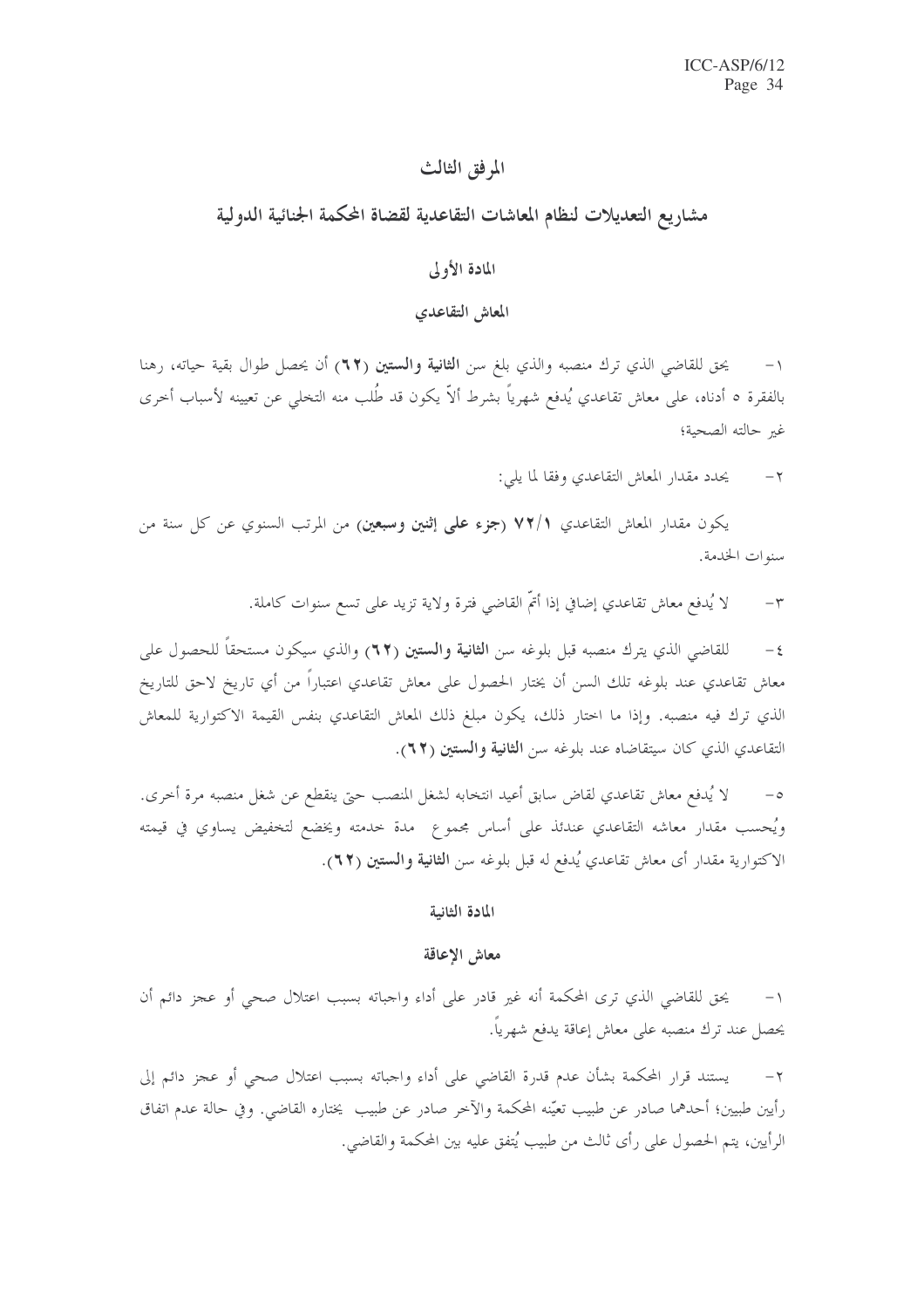# المرفق الثالث

## مشاريع التعديلات لنظام المعاشات التقاعدية لقضاة المحكمة الجنائية الدولية

### المادة الأولى

### المعاش التقاعدي

١- يحق للقاضي الذي ترك منصبه والذي بلغ سن **الثانية والستين (٦٢)** أن يحصل طوال بقية حياته، رهنا بالفقرة ٥ أدناه، على معاش تقاعدي يُدفع شهرياً بشرط ألاّ يكون قد طُلب منه التخلي عن تعيينه لأسباب أخرى غير حالته الصحية؛

٢- يحدد مقدار المعاش التقاعدي وفقا لما يلي:

يكون مقدار المعاش التقاعدي **٧٢/١ (جزء على إثنين وسبعين)** من المرتب السنوي عن كل سنة من سنوات الخدمة.

٣- لا يُدفع معاش تقاعدي إضافي إذا أتمّ القاضي فترة ولاية تزيد على تسع سنوات كاملة.

٤- للقاضي الذي يترك منصبه قبل بلوغه سن **الثانية والستين (٦٢)** والذي سيكون مستحقاً للحصول على معاش تقاعدي عند بلوغه تلك السن أن يختار الحصول على معاش تقاعدي اعتباراً من أي تاريخ لاحق للتاريخ الذي ترك فيه منصبه. وإذا ما اختار ذلك، يكون مبلغ ذلك المعاش التقاعدي بنفس القيمة الاكتوارية للمعاش التقاعدي الذي كان سيتقاضاه عند بلوغه سن **الثانية والستين (٦٢)**.

٥- لا يُدفع معاش تقاعدي لقاض سابق أعيد انتخابه لشغل المنصب حتى ينقطع عن شغل منصبه مرة أخرى. ويُحسب مقدار معاشه التقاعدي عندئذ على أساس مجموع مدة خدمته ويخضع لتخفيض يساوي في قيمته الاكتوارية مقدار أى معاش تقاعدي يُدفع له قبل بلوغه سن **الثانية والستين (٦٢)**.

### المادة الثانية

### معاش الإعاقة

١- يحق للقاضي الذي ترى المحكمة أنه غير قادر على أداء واجباته بسبب اعتلال صحي أو عجز دائم أن يحصل عند ترك منصبه على معاش إعاقة يدفع شهرياً.

٢- يستند قرار المحكمة بشأن عدم قدرة القاضي على أداء واجباته بسبب اعتلال صحي أو عجز دائم إلى رأيين طبيين؛ أحدهما صادر عن طبيب تعيّنه المحكمة والآخر صادر عن طبيب يختاره القاضي. وفي حالة عدم اتفاق الرأيين، يتم الحصول على رأى ثالث من طبيب يُتفق عليه بين المحكمة والقاضي.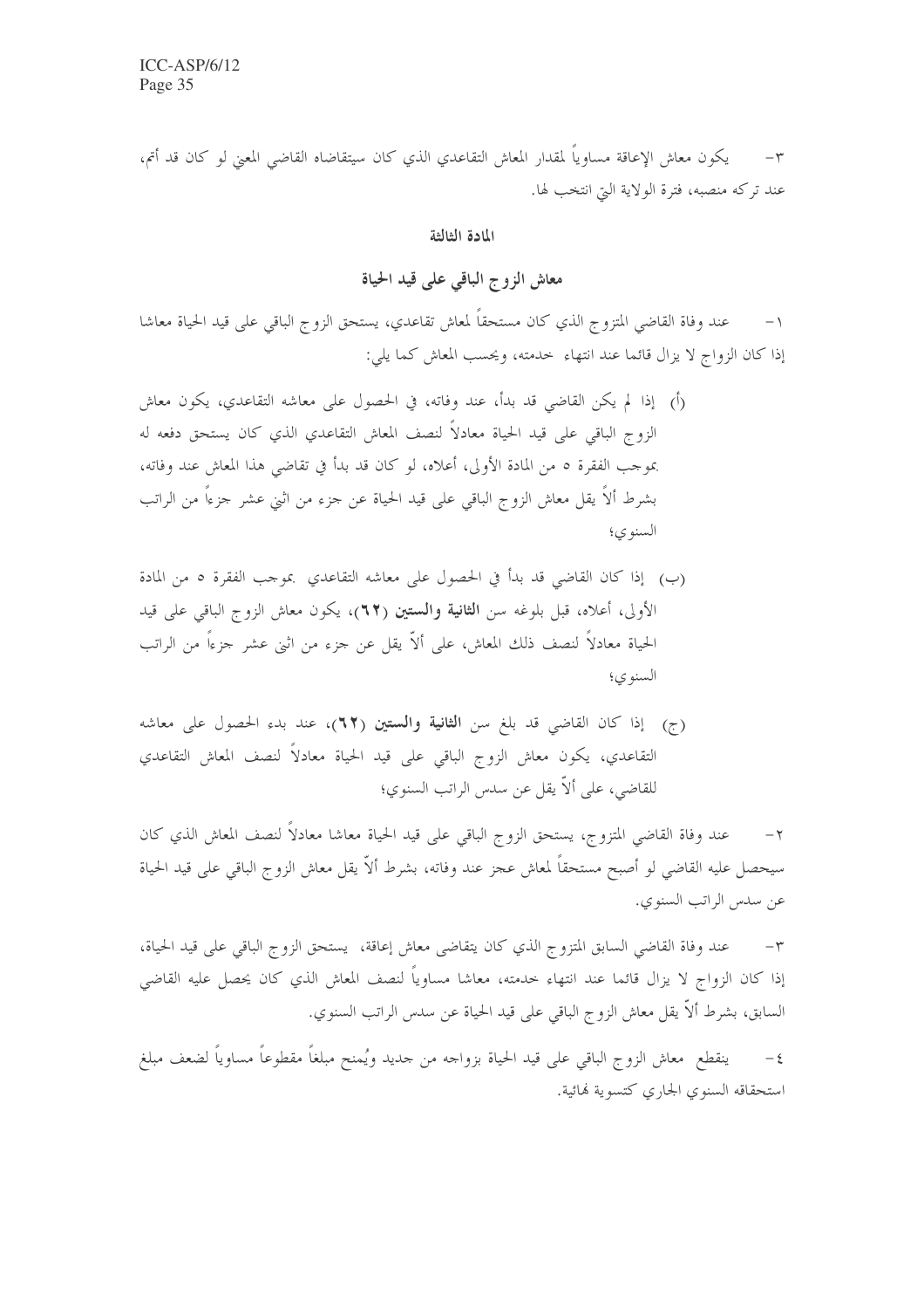٣- يكون معاش الإعاقة مساوياً لمقدار المعاش التقاعدي الذي كان سيتقاضاه القاضي المعني لو كان قد أتم، عند تركه منصبه، فترة الولاية التي انتخب لها.

## المادة الثالثة

## معاش الزوج الباقي على قيد الحياة

١- عند وفاة القاضي المتزوج الذي كان مستحقاً لمعاش تقاعدي، يستحق الزوج الباقي على قيد الحياة معاشا إذا كان الزواج لا يزال قائما عند انتهاء خدمته، ويحسب المعاش كما يلي:

(أ) إذا لم يكن القاضي قد بدأ، عند وفاته، في الحصول على معاشه التقاعدي، يكون معاش الزوج الباقي على قيد الحياة معادلاً لنصف المعاش التقاعدي الذي كان يستحق دفعه له بموجب الفقرة ٥ من المادة الأولى، أعلاه، لو كان قد بدأ في تقاضي هذا المعاش عند وفاته، بشرط ألاّ يقل معاش الزوج الباقي على قيد الحياة عن جزء من اثني عشر جزءاً من الراتب السنوي؛

(ب) إذا كان القاضي قد بدأ في الحصول على معاشه التقاعدي بموجب الفقرة ٥ من المادة الأولى، أعلاه، قبل بلوغه سن **الثانية والستين (٦٢)**، يكون معاش الزوج الباقي على قيد الحياة معادلاً لنصف ذلك المعاش، على ألاّ يقل عن جزء من اثنى عشر جزءاً من الراتب السنوي؛

(ج) إذا كان القاضي قد بلغ سن **الثانية والستين (٦٢)**، عند بدء الحصول على معاشه التقاعدي، يكون معاش الزوج الباقي على قيد الحياة معادلاً لنصف المعاش التقاعدي للقاضي، على ألاّ يقل عن سدس الراتب السنوي؛

٢- عند وفاة القاضي المتزوج، يستحق الزوج الباقي على قيد الحياة معاشا معادلاً لنصف المعاش الذي كان سيحصل عليه القاضي لو أصبح مستحقاً لمعاش عجز عند وفاته، بشرط ألاّ يقل معاش الزوج الباقي على قيد الحياة عن سدس الراتب السنوي.

٣- عند وفاة القاضي السابق المتزوج الذي كان يتقاضى معاش إعاقة، يستحق الزوج الباقي على قيد الحياة، إذا كان الزواج لا يزال قائما عند انتهاء خدمته، معاشا مساوياً لنصف المعاش الذي كان يحصل عليه القاضي السابق، بشرط ألاّ يقل معاش الزوج الباقي على قيد الحياة عن سدس الراتب السنوي.

٤- ينقطع معاش الزوج الباقي على قيد الحياة بزواجه من جديد ويُمنح مبلغاً مقطوعاً مساوياً لضعف مبلغ استحقاقه السنوي الجاري كتسوية نهائية.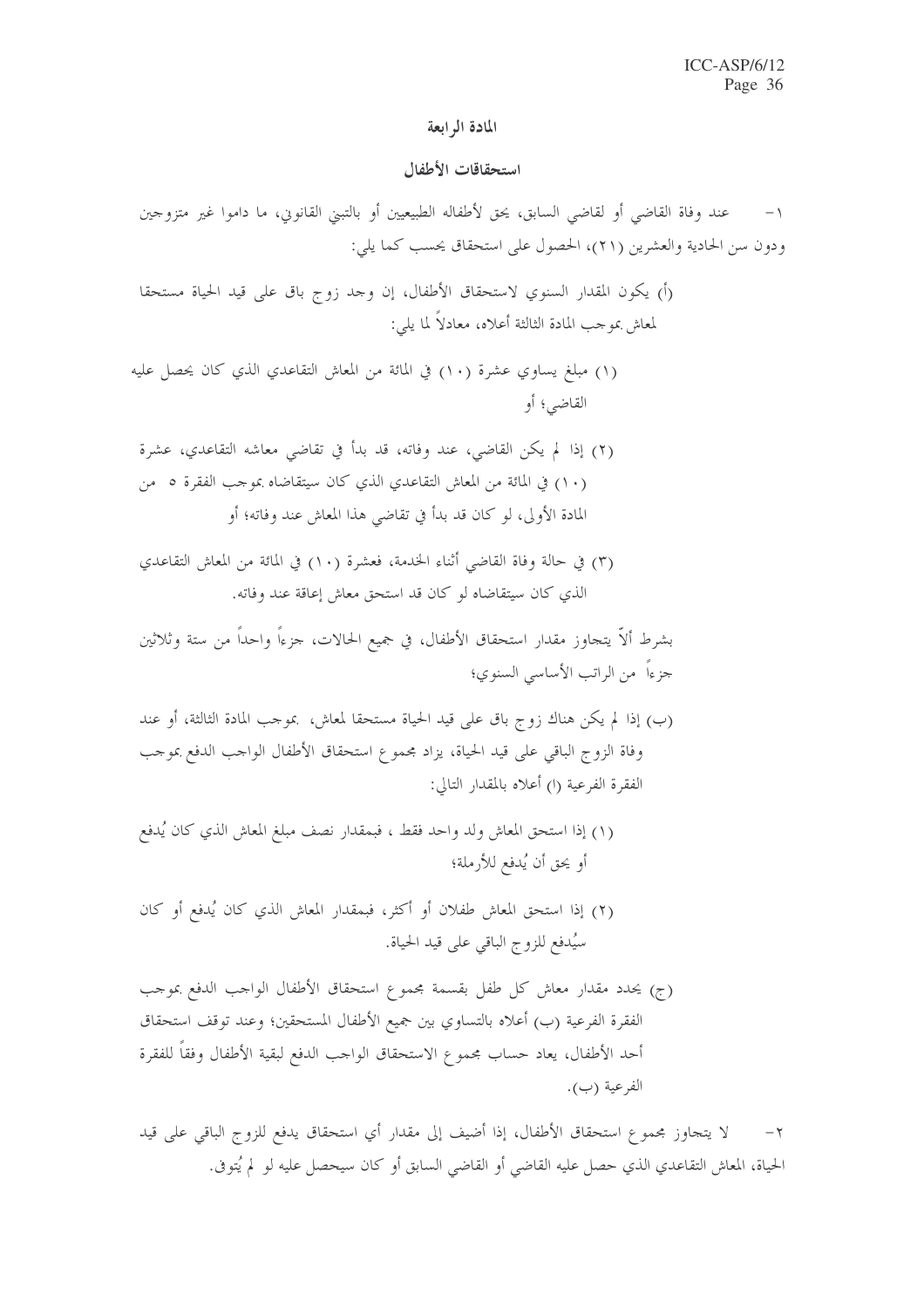## المادة الرابعة

## استحقاقات الأطفال

١- عند وفاة القاضي أو لقاضي السابق، يحق لأطفاله الطبيعيين أو بالتبني القانوني، ما داموا غير متزوجين ودون سن الحادية والعشرين (٢١)، الحصول على استحقاق يحسب كما يلي:

(أ) يكون المقدار السنوي لاستحقاق الأطفال، إن وجد زوج باق على قيد الحياة مستحقا لمعاش بموجب المادة الثالثة أعلاه، معادلاً لما يلي:

(١) مبلغ يساوي عشرة (١٠) في المائة من المعاش التقاعدي الذي كان يحصل عليه القاضي؛ أو

(٢) إذا لم يكن القاضي، عند وفاته، قد بدأ في تقاضي معاشه التقاعدي، عشرة (١٠) في المائة من المعاش التقاعدي الذي كان سيتقاضاه بموجب الفقرة ٥ من المادة الأولى، لو كان قد بدأ في تقاضي هذا المعاش عند وفاته؛ أو

(٣) في حالة وفاة القاضي أثناء الخدمة، فعشرة (١٠) في المائة من المعاش التقاعدي الذي كان سيتقاضاه لو كان قد استحق معاش إعاقة عند وفاته.

بشرط ألاّ يتجاوز مقدار استحقاق الأطفال، في جميع الحالات، جزءاً واحداً من ستة وثلاثين جزءاً من الراتب الأساسي السنوي؛

(ب) إذا لم يكن هناك زوج باق على قيد الحياة مستحقا لمعاش، بموجب المادة الثالثة، أو عند وفاة الزوج الباقي على قيد الحياة، يزاد مجموع استحقاق الأطفال الواجب الدفع بموجب الفقرة الفرعية (ا) أعلاه بالمقدار التالي:

(١) إذا استحق المعاش ولد واحد فقط ، فبمقدار نصف مبلغ المعاش الذي كان يُدفع أو يحق أن يُدفع للأرملة؛

(٢) إذا استحق المعاش طفلان أو أكثر، فبمقدار المعاش الذي كان يُدفع أو كان سيُدفع للزوج الباقي على قيد الحياة.

(ج) يحدد مقدار معاش كل طفل بقسمة مجموع استحقاق الأطفال الواجب الدفع بموجب الفقرة الفرعية (ب) أعلاه بالتساوي بين جميع الأطفال المستحقين؛ وعند توقف استحقاق أحد الأطفال، يعاد حساب مجموع الاستحقاق الواجب الدفع لبقية الأطفال وفقاً للفقرة الفرعية (ب).

٢- لا يتجاوز مجموع استحقاق الأطفال، إذا أضيف إلى مقدار أي استحقاق يدفع للزوج الباقي على قيد الحياة، المعاش التقاعدي الذي حصل عليه القاضي أو القاضي السابق أو كان سيحصل عليه لو لم يُتوفى.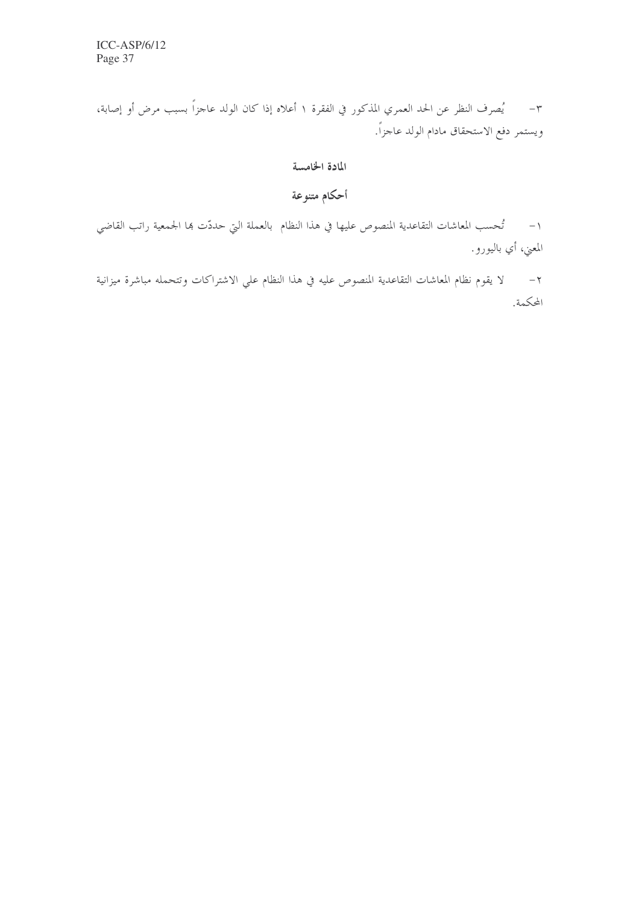٣- يُصرف النظر عن الحد العمري المذكور في الفقرة ١ أعلاه إذا كان الولد عاجزاً بسبب مرض أو إصابة، ويستمر دفع الاستحقاق مادام الولد عاجزاً.

## المادة الخامسة

## أحكام متنوعة

١- تُحسب المعاشات التقاعدية المنصوص عليها في هذا النظام بالعملة التي حدّدت بها الجمعية راتب القاضي المعني، أي باليورو.

٢- لا يقوم نظام المعاشات التقاعدية المنصوص عليه في هذا النظام علي الاشتراكات وتتحمله مباشرة ميزانية المحكمة.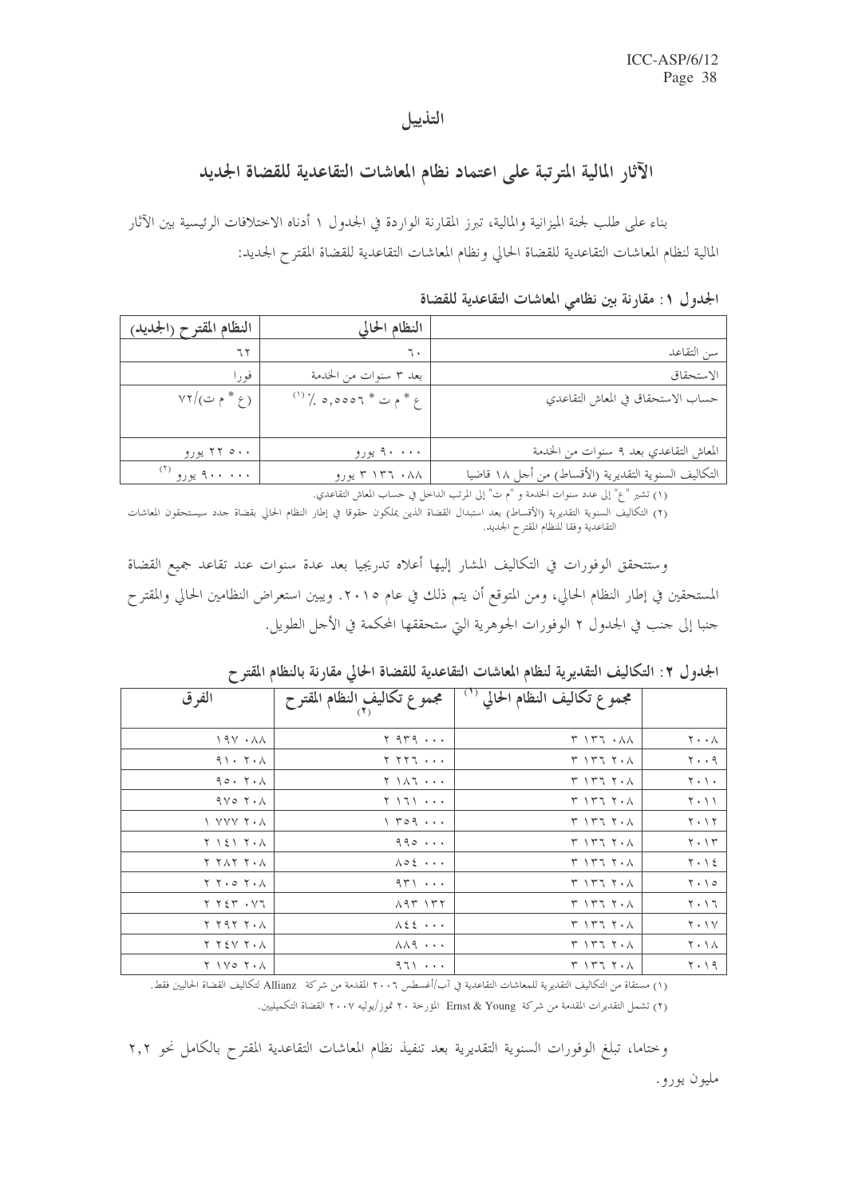# التذييل

## الآثار المالية المترتبة على اعتماد نظام المعاشات التقاعدية للقضاة الجديد

بناء على طلب لجنة الميزانية والمالية، تبرز المقارنة الواردة في الجدول ١ أدناه الاختلافات الرئيسية بين الآثار المالية لنظام المعاشات التقاعدية للقضاة الحالي ونظام المعاشات التقاعدية للقضاة المقترح الجديد:

**الجدول ١: مقارنة بين نظامي المعاشات التقاعدية للقضاة**

| | النظام الحالي | النظام المقترح (الجديد) |
|---|---|---|
| سن التقاعد | ٦٠ | ٦٢ |
| الاستحقاق | بعد ٣ سنوات من الخدمة | فورا |
| حساب الاستحقاق في المعاش التقاعدي | ع * م ت * ٥,٥٥٥٦ ٪ [(١)] | (ع * م ت)/٧٢ |
| المعاش التقاعدي بعد ٩ سنوات من الخدمة | ٩٠ ٠٠٠ يورو | ٢٢ ٥٠٠ يورو |
| التكاليف السنوية التقديرية (الأقساط) من أجل ١٨ قاضيا | ٣ ١٣٦ ٠٨٨ يورو | ٩٠٠ ٠٠٠ يورو [(٢)] |

(١) تشير "ع" إلى عدد سنوات الخدمة و "م ت" إلى المرتب الداخل في حساب المعاش التقاعدي.

(٢) التكاليف السنوية التقديرية (الأقساط) بعد استبدال القضاة الذين يملكون حقوقا في إطار النظام الحالي بقضاة جدد سيستحقون المعاشات التقاعدية وفقا للنظام المقترح الجديد.

وستتحقق الوفورات في التكاليف المشار إليها أعلاه تدريجيا بعد عدة سنوات عند تقاعد جميع القضاة المستحقين في إطار النظام الحالي، ومن المتوقع أن يتم ذلك في عام ٢٠١٥. ويبين استعراض النظامين الحالي والمقترح جنبا إلى جنب في الجدول ٢ الوفورات الجوهرية التي ستحققها المحكمة في الأجل الطويل.

**الجدول ٢: التكاليف التقديرية لنظام المعاشات التقاعدية للقضاة الحالي مقارنة بالنظام المقترح**

| | مجموع تكاليف النظام الحالي [(١)] | مجموع تكاليف النظام المقترح [(٢)] | الفرق |
|---|---|---|---|
| ٢٠٠٨ | ٣ ١٣٦ ٠٨٨ | ٢ ٩٣٩ ٠٠٠ | ١٩٧ ٠٨٨ |
| ٢٠٠٩ | ٣ ١٣٦ ٢٠٨ | ٢ ٢٢٦ ٠٠٠ | ٩١٠ ٢٠٨ |
| ٢٠١٠ | ٣ ١٣٦ ٢٠٨ | ٢ ١٨٦ ٠٠٠ | ٩٥٠ ٢٠٨ |
| ٢٠١١ | ٣ ١٣٦ ٢٠٨ | ٢ ١٦١ ٠٠٠ | ٩٧٥ ٢٠٨ |
| ٢٠١٢ | ٣ ١٣٦ ٢٠٨ | ١ ٣٥٩ ٠٠٠ | ١ ٧٧٧ ٢٠٨ |
| ٢٠١٣ | ٣ ١٣٦ ٢٠٨ | ٩٩٥ ٠٠٠ | ٢ ١٤١ ٢٠٨ |
| ٢٠١٤ | ٣ ١٣٦ ٢٠٨ | ٨٥٤ ٠٠٠ | ٢ ٢٨٢ ٢٠٨ |
| ٢٠١٥ | ٣ ١٣٦ ٢٠٨ | ٩٣١ ٠٠٠ | ٢ ٢٠٥ ٢٠٨ |
| ٢٠١٦ | ٣ ١٣٦ ٢٠٨ | ٨٩٣ ١٣٢ | ٢ ٢٤٣ ٠٧٦ |
| ٢٠١٧ | ٣ ١٣٦ ٢٠٨ | ٨٤٤ ٠٠٠ | ٢ ٢٩٢ ٢٠٨ |
| ٢٠١٨ | ٣ ١٣٦ ٢٠٨ | ٨٨٩ ٠٠٠ | ٢ ٢٤٧ ٢٠٨ |
| ٢٠١٩ | ٣ ١٣٦ ٢٠٨ | ٩٦١ ٠٠٠ | ٢ ١٧٥ ٢٠٨ |

(١) مستقاة من التكاليف التقديرية للمعاشات التقاعدية في آب/أغسطس ٢٠٠٦ المقدمة من شركة Allianz لتكاليف القضاة الحاليين فقط.

(٢) تشمل التقديرات المقدمة من شركة Ernst & Young المؤرخة ٢٠ تموز/يوليه ٢٠٠٧ القضاة التكميليين.

وختاما، تبلغ الوفورات السنوية التقديرية بعد تنفيذ نظام المعاشات التقاعدية المقترح بالكامل نحو ٢,٢ مليون يورو.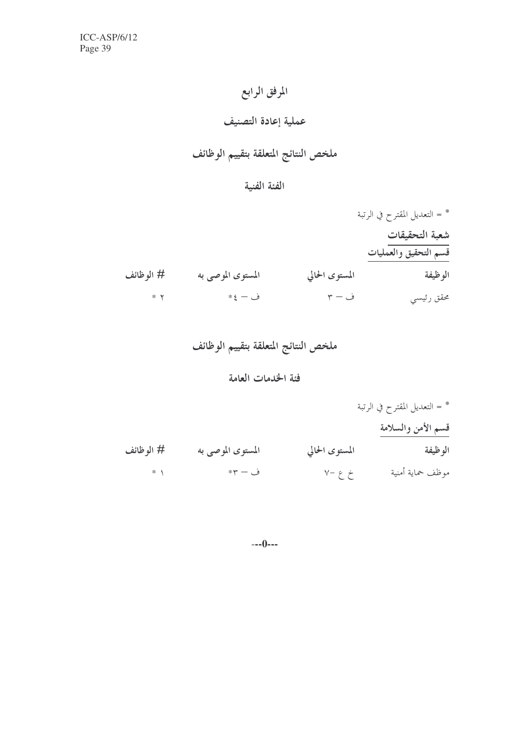# المرفق الرابع

## عملية إعادة التصنيف

## ملخص النتائج المتعلقة بتقييم الوظائف

### الفئة الفنية

* = التعديل المقترح في الرتبة

**شعبة التحقيقات**

**قسم التحقيق والعمليات**

| الوظيفة | المستوى الحالي | المستوى الموصى به | # الوظائف |
|---|---|---|---|
| محقق رئيسي | ف – ٣ | ف – ٤* | ٢ * |

## ملخص النتائج المتعلقة بتقييم الوظائف

### فئة الخدمات العامة

* = التعديل المقترح في الرتبة

**قسم الأمن والسلامة**

| الوظيفة | المستوى الحالي | المستوى الموصى به | # الوظائف |
|---|---|---|---|
| موظف حماية أمنية | خ ع –٧ | ف – ٣* | ١ * |

---0---